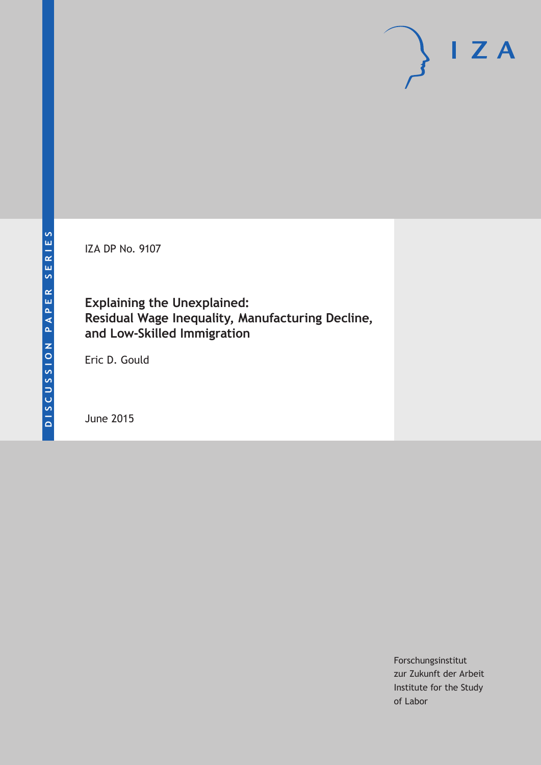DISCUSSION PAPER SERIES

IZA

IZA DP No. 9107

# Explaining the Unexplained: Residual Wage Inequality, Manufacturing Decline, and Low-Skilled Immigration

Eric D. Gould

June 2015

Forschungsinstitut
zur Zukunft der Arbeit
Institute for the Study
of Labor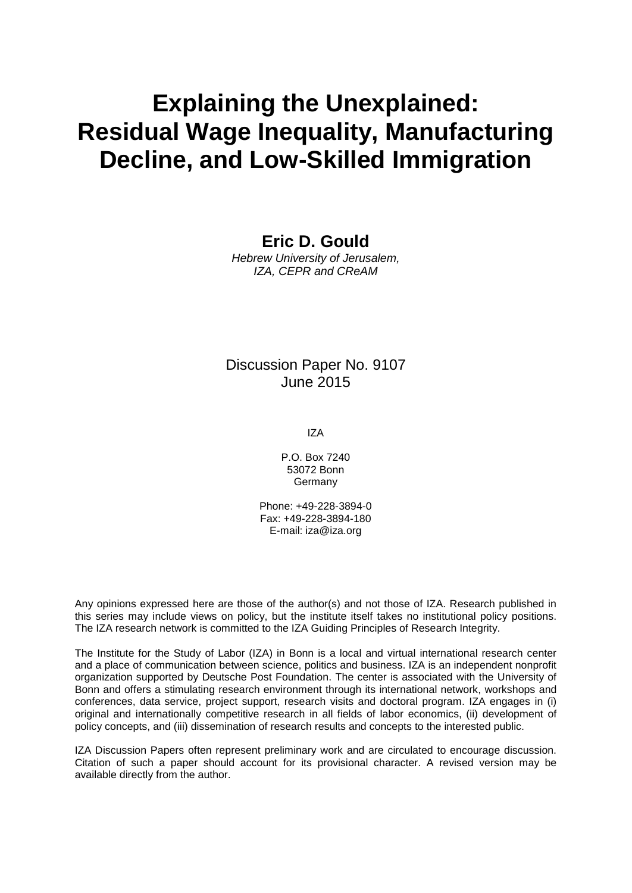# Explaining the Unexplained: Residual Wage Inequality, Manufacturing Decline, and Low-Skilled Immigration

**Eric D. Gould**

*Hebrew University of Jerusalem, IZA, CEPR and CReAM*

Discussion Paper No. 9107
June 2015

IZA

P.O. Box 7240
53072 Bonn
Germany

Phone: +49-228-3894-0
Fax: +49-228-3894-180
E-mail: iza@iza.org

Any opinions expressed here are those of the author(s) and not those of IZA. Research published in this series may include views on policy, but the institute itself takes no institutional policy positions. The IZA research network is committed to the IZA Guiding Principles of Research Integrity.

The Institute for the Study of Labor (IZA) in Bonn is a local and virtual international research center and a place of communication between science, politics and business. IZA is an independent nonprofit organization supported by Deutsche Post Foundation. The center is associated with the University of Bonn and offers a stimulating research environment through its international network, workshops and conferences, data service, project support, research visits and doctoral program. IZA engages in (i) original and internationally competitive research in all fields of labor economics, (ii) development of policy concepts, and (iii) dissemination of research results and concepts to the interested public.

IZA Discussion Papers often represent preliminary work and are circulated to encourage discussion. Citation of such a paper should account for its provisional character. A revised version may be available directly from the author.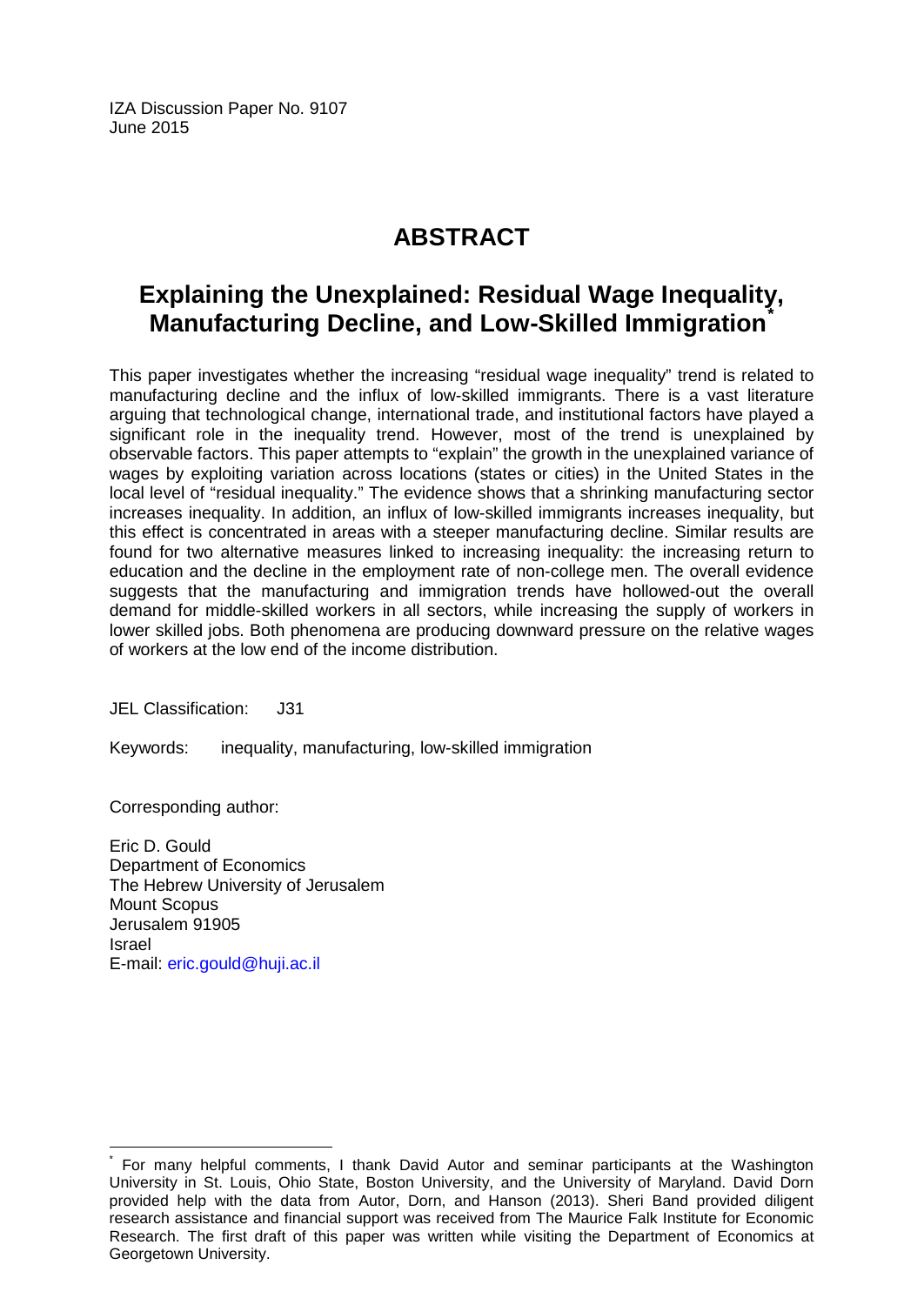IZA Discussion Paper No. 9107
June 2015

# ABSTRACT

## Explaining the Unexplained: Residual Wage Inequality, Manufacturing Decline, and Low-Skilled Immigration[*]

This paper investigates whether the increasing "residual wage inequality" trend is related to manufacturing decline and the influx of low-skilled immigrants. There is a vast literature arguing that technological change, international trade, and institutional factors have played a significant role in the inequality trend. However, most of the trend is unexplained by observable factors. This paper attempts to "explain" the growth in the unexplained variance of wages by exploiting variation across locations (states or cities) in the United States in the local level of "residual inequality." The evidence shows that a shrinking manufacturing sector increases inequality. In addition, an influx of low-skilled immigrants increases inequality, but this effect is concentrated in areas with a steeper manufacturing decline. Similar results are found for two alternative measures linked to increasing inequality: the increasing return to education and the decline in the employment rate of non-college men. The overall evidence suggests that the manufacturing and immigration trends have hollowed-out the overall demand for middle-skilled workers in all sectors, while increasing the supply of workers in lower skilled jobs. Both phenomena are producing downward pressure on the relative wages of workers at the low end of the income distribution.

JEL Classification: J31

Keywords: inequality, manufacturing, low-skilled immigration

Corresponding author:

Eric D. Gould
Department of Economics
The Hebrew University of Jerusalem
Mount Scopus
Jerusalem 91905
Israel
E-mail: eric.gould@huji.ac.il

[*] For many helpful comments, I thank David Autor and seminar participants at the Washington University in St. Louis, Ohio State, Boston University, and the University of Maryland. David Dorn provided help with the data from Autor, Dorn, and Hanson (2013). Sheri Band provided diligent research assistance and financial support was received from The Maurice Falk Institute for Economic Research. The first draft of this paper was written while visiting the Department of Economics at Georgetown University.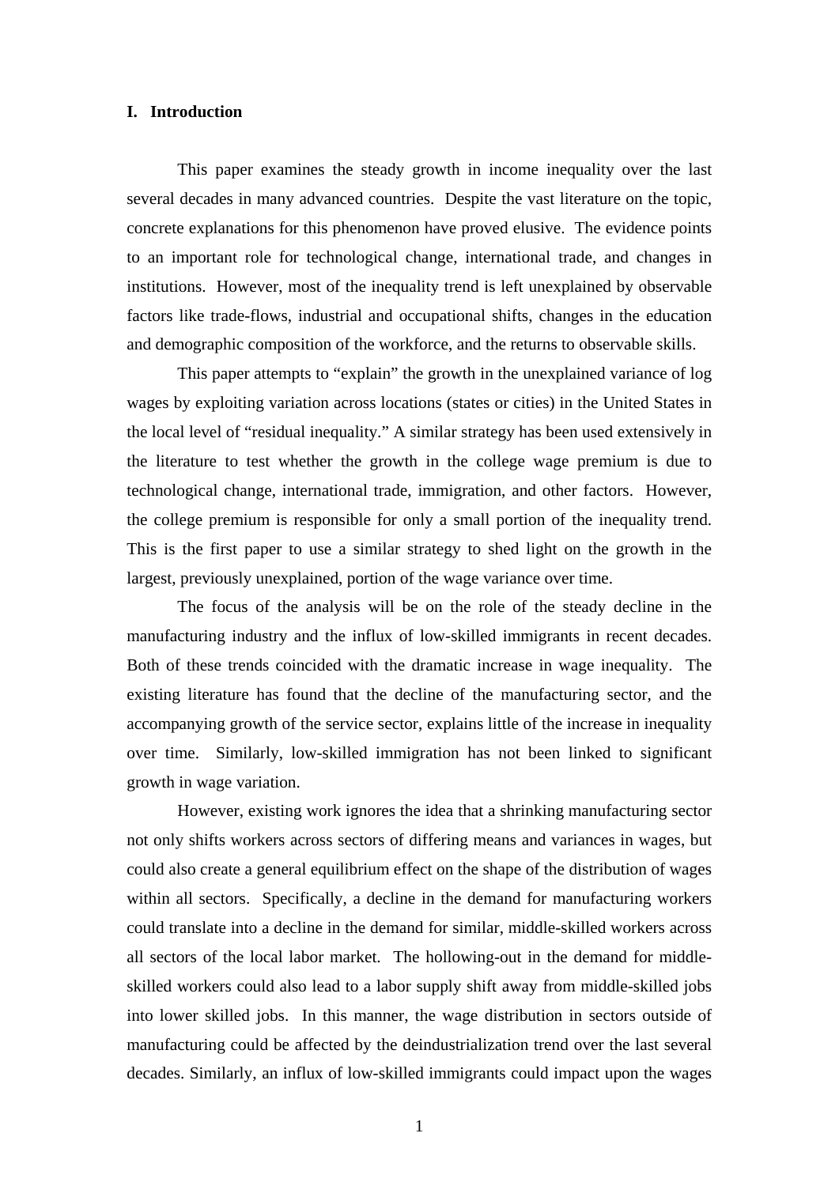## I. Introduction

This paper examines the steady growth in income inequality over the last several decades in many advanced countries. Despite the vast literature on the topic, concrete explanations for this phenomenon have proved elusive. The evidence points to an important role for technological change, international trade, and changes in institutions. However, most of the inequality trend is left unexplained by observable factors like trade-flows, industrial and occupational shifts, changes in the education and demographic composition of the workforce, and the returns to observable skills.

This paper attempts to "explain" the growth in the unexplained variance of log wages by exploiting variation across locations (states or cities) in the United States in the local level of "residual inequality." A similar strategy has been used extensively in the literature to test whether the growth in the college wage premium is due to technological change, international trade, immigration, and other factors. However, the college premium is responsible for only a small portion of the inequality trend. This is the first paper to use a similar strategy to shed light on the growth in the largest, previously unexplained, portion of the wage variance over time.

The focus of the analysis will be on the role of the steady decline in the manufacturing industry and the influx of low-skilled immigrants in recent decades. Both of these trends coincided with the dramatic increase in wage inequality. The existing literature has found that the decline of the manufacturing sector, and the accompanying growth of the service sector, explains little of the increase in inequality over time. Similarly, low-skilled immigration has not been linked to significant growth in wage variation.

However, existing work ignores the idea that a shrinking manufacturing sector not only shifts workers across sectors of differing means and variances in wages, but could also create a general equilibrium effect on the shape of the distribution of wages within all sectors. Specifically, a decline in the demand for manufacturing workers could translate into a decline in the demand for similar, middle-skilled workers across all sectors of the local labor market. The hollowing-out in the demand for middle-skilled workers could also lead to a labor supply shift away from middle-skilled jobs into lower skilled jobs. In this manner, the wage distribution in sectors outside of manufacturing could be affected by the deindustrialization trend over the last several decades. Similarly, an influx of low-skilled immigrants could impact upon the wages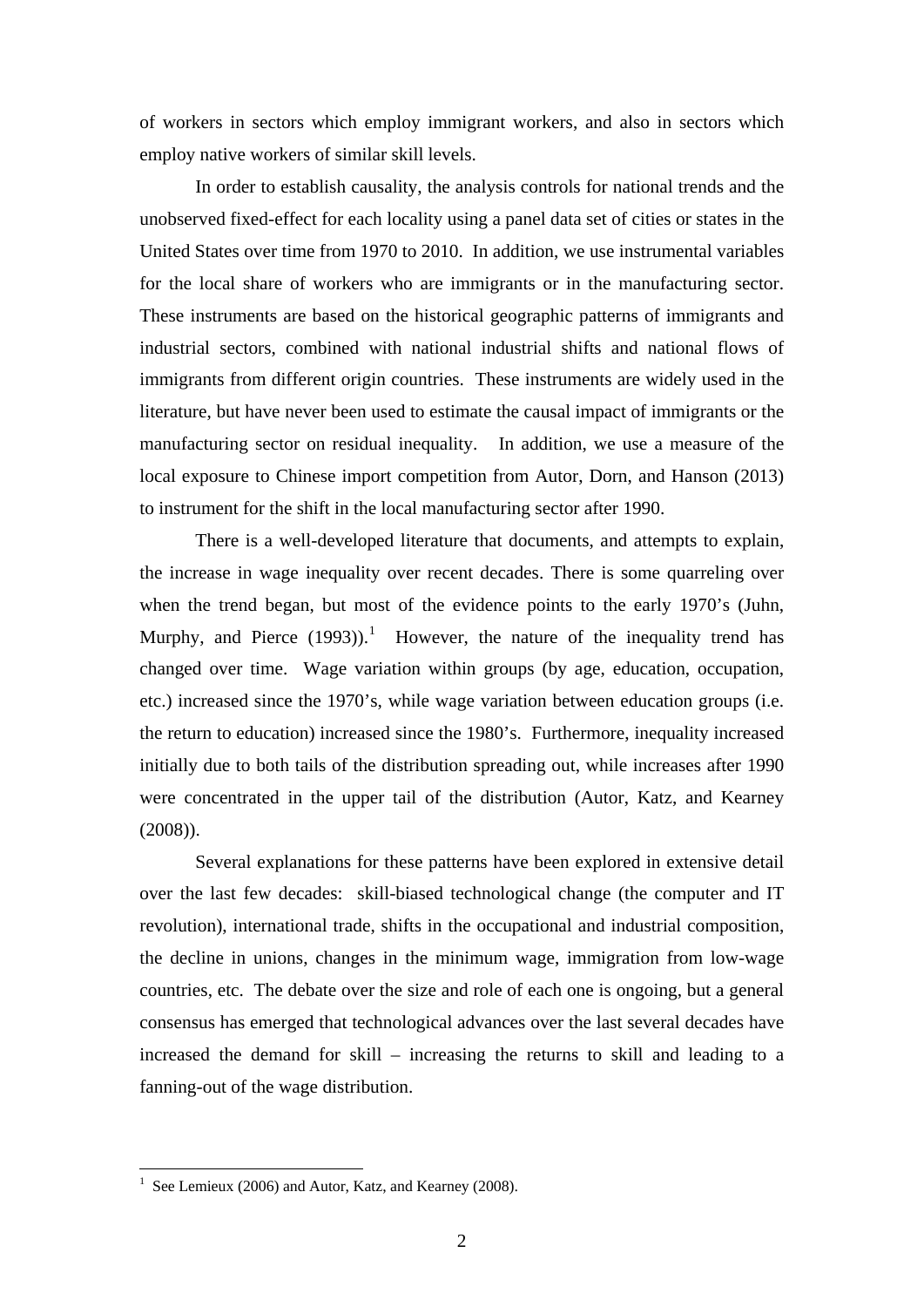of workers in sectors which employ immigrant workers, and also in sectors which employ native workers of similar skill levels.

In order to establish causality, the analysis controls for national trends and the unobserved fixed-effect for each locality using a panel data set of cities or states in the United States over time from 1970 to 2010. In addition, we use instrumental variables for the local share of workers who are immigrants or in the manufacturing sector. These instruments are based on the historical geographic patterns of immigrants and industrial sectors, combined with national industrial shifts and national flows of immigrants from different origin countries. These instruments are widely used in the literature, but have never been used to estimate the causal impact of immigrants or the manufacturing sector on residual inequality. In addition, we use a measure of the local exposure to Chinese import competition from Autor, Dorn, and Hanson (2013) to instrument for the shift in the local manufacturing sector after 1990.

There is a well-developed literature that documents, and attempts to explain, the increase in wage inequality over recent decades. There is some quarreling over when the trend began, but most of the evidence points to the early 1970's (Juhn, Murphy, and Pierce (1993)).[1] However, the nature of the inequality trend has changed over time. Wage variation within groups (by age, education, occupation, etc.) increased since the 1970's, while wage variation between education groups (i.e. the return to education) increased since the 1980's. Furthermore, inequality increased initially due to both tails of the distribution spreading out, while increases after 1990 were concentrated in the upper tail of the distribution (Autor, Katz, and Kearney (2008)).

Several explanations for these patterns have been explored in extensive detail over the last few decades: skill-biased technological change (the computer and IT revolution), international trade, shifts in the occupational and industrial composition, the decline in unions, changes in the minimum wage, immigration from low-wage countries, etc. The debate over the size and role of each one is ongoing, but a general consensus has emerged that technological advances over the last several decades have increased the demand for skill – increasing the returns to skill and leading to a fanning-out of the wage distribution.

[1] See Lemieux (2006) and Autor, Katz, and Kearney (2008).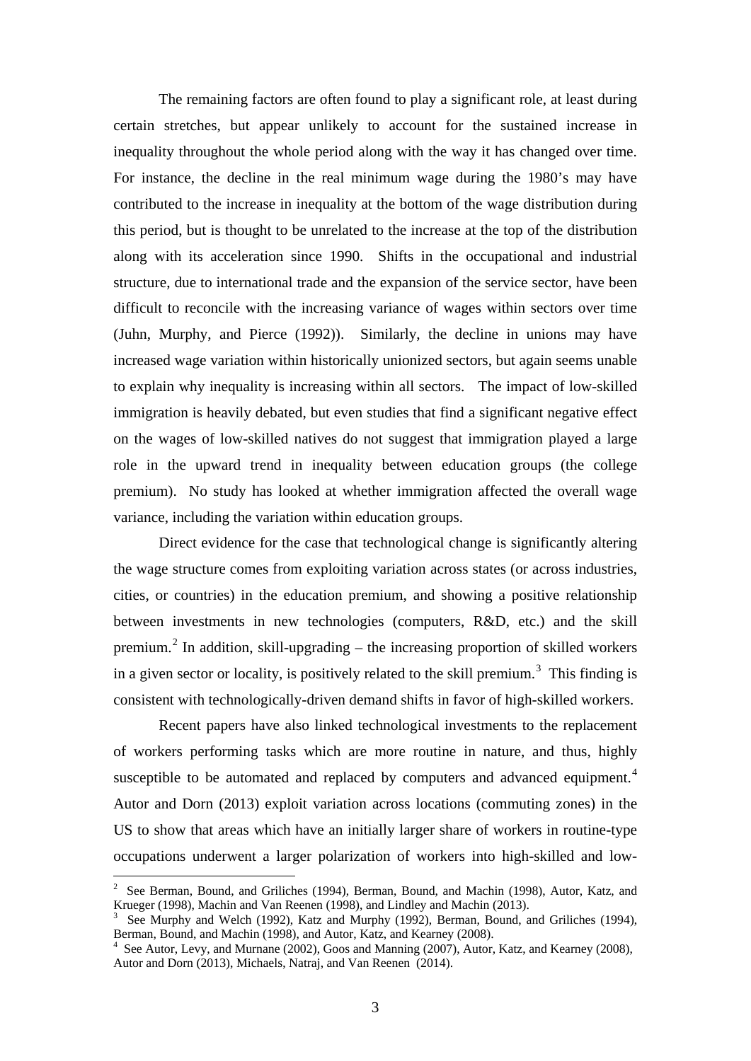The remaining factors are often found to play a significant role, at least during certain stretches, but appear unlikely to account for the sustained increase in inequality throughout the whole period along with the way it has changed over time. For instance, the decline in the real minimum wage during the 1980's may have contributed to the increase in inequality at the bottom of the wage distribution during this period, but is thought to be unrelated to the increase at the top of the distribution along with its acceleration since 1990. Shifts in the occupational and industrial structure, due to international trade and the expansion of the service sector, have been difficult to reconcile with the increasing variance of wages within sectors over time (Juhn, Murphy, and Pierce (1992)). Similarly, the decline in unions may have increased wage variation within historically unionized sectors, but again seems unable to explain why inequality is increasing within all sectors. The impact of low-skilled immigration is heavily debated, but even studies that find a significant negative effect on the wages of low-skilled natives do not suggest that immigration played a large role in the upward trend in inequality between education groups (the college premium). No study has looked at whether immigration affected the overall wage variance, including the variation within education groups.

Direct evidence for the case that technological change is significantly altering the wage structure comes from exploiting variation across states (or across industries, cities, or countries) in the education premium, and showing a positive relationship between investments in new technologies (computers, R&D, etc.) and the skill premium.[2] In addition, skill-upgrading – the increasing proportion of skilled workers in a given sector or locality, is positively related to the skill premium.[3] This finding is consistent with technologically-driven demand shifts in favor of high-skilled workers.

Recent papers have also linked technological investments to the replacement of workers performing tasks which are more routine in nature, and thus, highly susceptible to be automated and replaced by computers and advanced equipment.[4] Autor and Dorn (2013) exploit variation across locations (commuting zones) in the US to show that areas which have an initially larger share of workers in routine-type occupations underwent a larger polarization of workers into high-skilled and low-

---

[2] See Berman, Bound, and Griliches (1994), Berman, Bound, and Machin (1998), Autor, Katz, and Krueger (1998), Machin and Van Reenen (1998), and Lindley and Machin (2013).

[3] See Murphy and Welch (1992), Katz and Murphy (1992), Berman, Bound, and Griliches (1994), Berman, Bound, and Machin (1998), and Autor, Katz, and Kearney (2008).

[4] See Autor, Levy, and Murnane (2002), Goos and Manning (2007), Autor, Katz, and Kearney (2008), Autor and Dorn (2013), Michaels, Natraj, and Van Reenen (2014).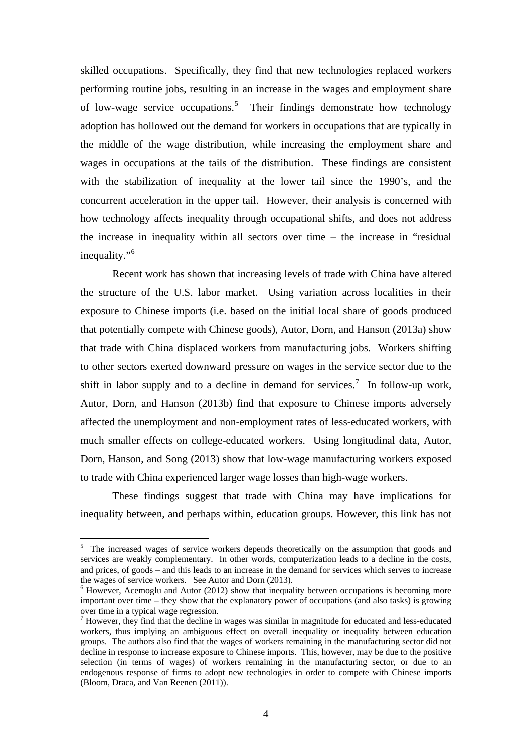skilled occupations. Specifically, they find that new technologies replaced workers performing routine jobs, resulting in an increase in the wages and employment share of low-wage service occupations.[5] Their findings demonstrate how technology adoption has hollowed out the demand for workers in occupations that are typically in the middle of the wage distribution, while increasing the employment share and wages in occupations at the tails of the distribution. These findings are consistent with the stabilization of inequality at the lower tail since the 1990's, and the concurrent acceleration in the upper tail. However, their analysis is concerned with how technology affects inequality through occupational shifts, and does not address the increase in inequality within all sectors over time – the increase in "residual inequality."[6]

Recent work has shown that increasing levels of trade with China have altered the structure of the U.S. labor market. Using variation across localities in their exposure to Chinese imports (i.e. based on the initial local share of goods produced that potentially compete with Chinese goods), Autor, Dorn, and Hanson (2013a) show that trade with China displaced workers from manufacturing jobs. Workers shifting to other sectors exerted downward pressure on wages in the service sector due to the shift in labor supply and to a decline in demand for services.[7] In follow-up work, Autor, Dorn, and Hanson (2013b) find that exposure to Chinese imports adversely affected the unemployment and non-employment rates of less-educated workers, with much smaller effects on college-educated workers. Using longitudinal data, Autor, Dorn, Hanson, and Song (2013) show that low-wage manufacturing workers exposed to trade with China experienced larger wage losses than high-wage workers.

These findings suggest that trade with China may have implications for inequality between, and perhaps within, education groups. However, this link has not

---

[5] The increased wages of service workers depends theoretically on the assumption that goods and services are weakly complementary. In other words, computerization leads to a decline in the costs, and prices, of goods – and this leads to an increase in the demand for services which serves to increase the wages of service workers. See Autor and Dorn (2013).

[6] However, Acemoglu and Autor (2012) show that inequality between occupations is becoming more important over time – they show that the explanatory power of occupations (and also tasks) is growing over time in a typical wage regression.

[7] However, they find that the decline in wages was similar in magnitude for educated and less-educated workers, thus implying an ambiguous effect on overall inequality or inequality between education groups. The authors also find that the wages of workers remaining in the manufacturing sector did not decline in response to increase exposure to Chinese imports. This, however, may be due to the positive selection (in terms of wages) of workers remaining in the manufacturing sector, or due to an endogenous response of firms to adopt new technologies in order to compete with Chinese imports (Bloom, Draca, and Van Reenen (2011)).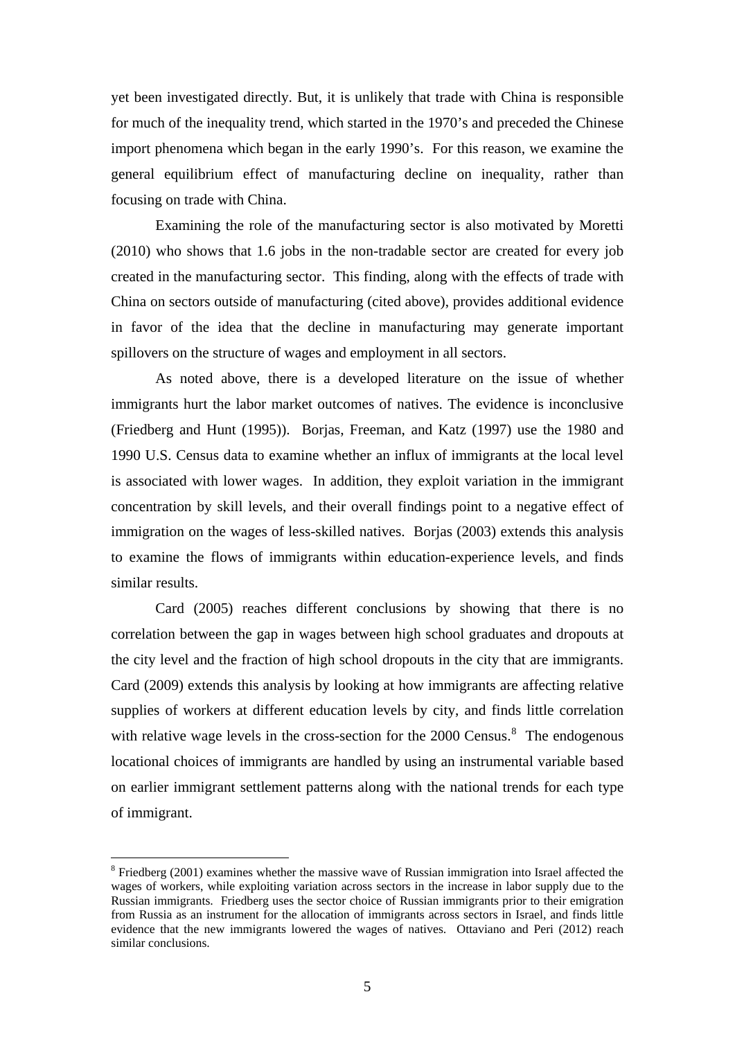yet been investigated directly. But, it is unlikely that trade with China is responsible for much of the inequality trend, which started in the 1970's and preceded the Chinese import phenomena which began in the early 1990's. For this reason, we examine the general equilibrium effect of manufacturing decline on inequality, rather than focusing on trade with China.

Examining the role of the manufacturing sector is also motivated by Moretti (2010) who shows that 1.6 jobs in the non-tradable sector are created for every job created in the manufacturing sector. This finding, along with the effects of trade with China on sectors outside of manufacturing (cited above), provides additional evidence in favor of the idea that the decline in manufacturing may generate important spillovers on the structure of wages and employment in all sectors.

As noted above, there is a developed literature on the issue of whether immigrants hurt the labor market outcomes of natives. The evidence is inconclusive (Friedberg and Hunt (1995)). Borjas, Freeman, and Katz (1997) use the 1980 and 1990 U.S. Census data to examine whether an influx of immigrants at the local level is associated with lower wages. In addition, they exploit variation in the immigrant concentration by skill levels, and their overall findings point to a negative effect of immigration on the wages of less-skilled natives. Borjas (2003) extends this analysis to examine the flows of immigrants within education-experience levels, and finds similar results.

Card (2005) reaches different conclusions by showing that there is no correlation between the gap in wages between high school graduates and dropouts at the city level and the fraction of high school dropouts in the city that are immigrants. Card (2009) extends this analysis by looking at how immigrants are affecting relative supplies of workers at different education levels by city, and finds little correlation with relative wage levels in the cross-section for the 2000 Census.[8] The endogenous locational choices of immigrants are handled by using an instrumental variable based on earlier immigrant settlement patterns along with the national trends for each type of immigrant.

---

[8] Friedberg (2001) examines whether the massive wave of Russian immigration into Israel affected the wages of workers, while exploiting variation across sectors in the increase in labor supply due to the Russian immigrants. Friedberg uses the sector choice of Russian immigrants prior to their emigration from Russia as an instrument for the allocation of immigrants across sectors in Israel, and finds little evidence that the new immigrants lowered the wages of natives. Ottaviano and Peri (2012) reach similar conclusions.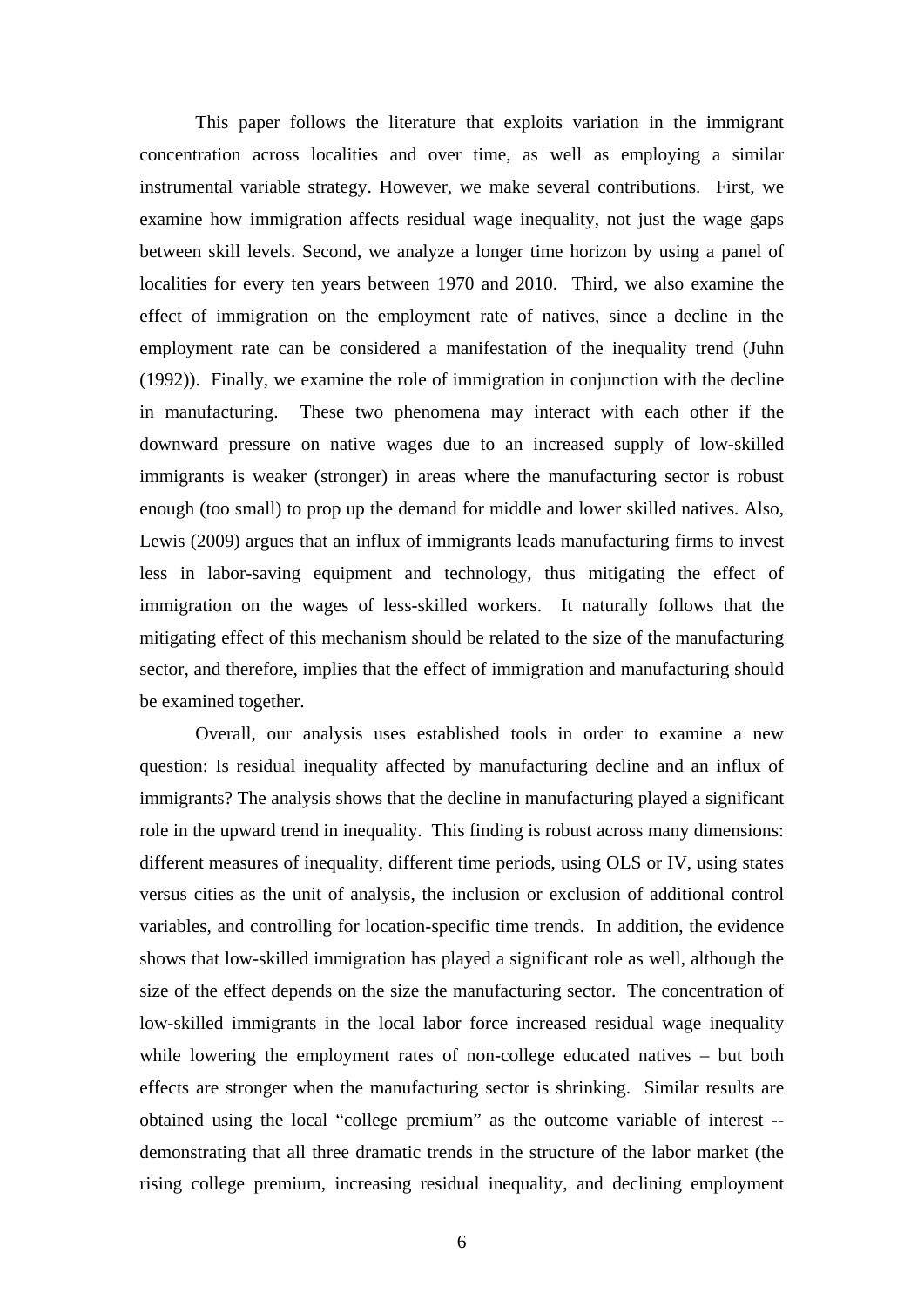This paper follows the literature that exploits variation in the immigrant concentration across localities and over time, as well as employing a similar instrumental variable strategy. However, we make several contributions. First, we examine how immigration affects residual wage inequality, not just the wage gaps between skill levels. Second, we analyze a longer time horizon by using a panel of localities for every ten years between 1970 and 2010. Third, we also examine the effect of immigration on the employment rate of natives, since a decline in the employment rate can be considered a manifestation of the inequality trend (Juhn (1992)). Finally, we examine the role of immigration in conjunction with the decline in manufacturing. These two phenomena may interact with each other if the downward pressure on native wages due to an increased supply of low-skilled immigrants is weaker (stronger) in areas where the manufacturing sector is robust enough (too small) to prop up the demand for middle and lower skilled natives. Also, Lewis (2009) argues that an influx of immigrants leads manufacturing firms to invest less in labor-saving equipment and technology, thus mitigating the effect of immigration on the wages of less-skilled workers. It naturally follows that the mitigating effect of this mechanism should be related to the size of the manufacturing sector, and therefore, implies that the effect of immigration and manufacturing should be examined together.

Overall, our analysis uses established tools in order to examine a new question: Is residual inequality affected by manufacturing decline and an influx of immigrants? The analysis shows that the decline in manufacturing played a significant role in the upward trend in inequality. This finding is robust across many dimensions: different measures of inequality, different time periods, using OLS or IV, using states versus cities as the unit of analysis, the inclusion or exclusion of additional control variables, and controlling for location-specific time trends. In addition, the evidence shows that low-skilled immigration has played a significant role as well, although the size of the effect depends on the size the manufacturing sector. The concentration of low-skilled immigrants in the local labor force increased residual wage inequality while lowering the employment rates of non-college educated natives – but both effects are stronger when the manufacturing sector is shrinking. Similar results are obtained using the local "college premium" as the outcome variable of interest -- demonstrating that all three dramatic trends in the structure of the labor market (the rising college premium, increasing residual inequality, and declining employment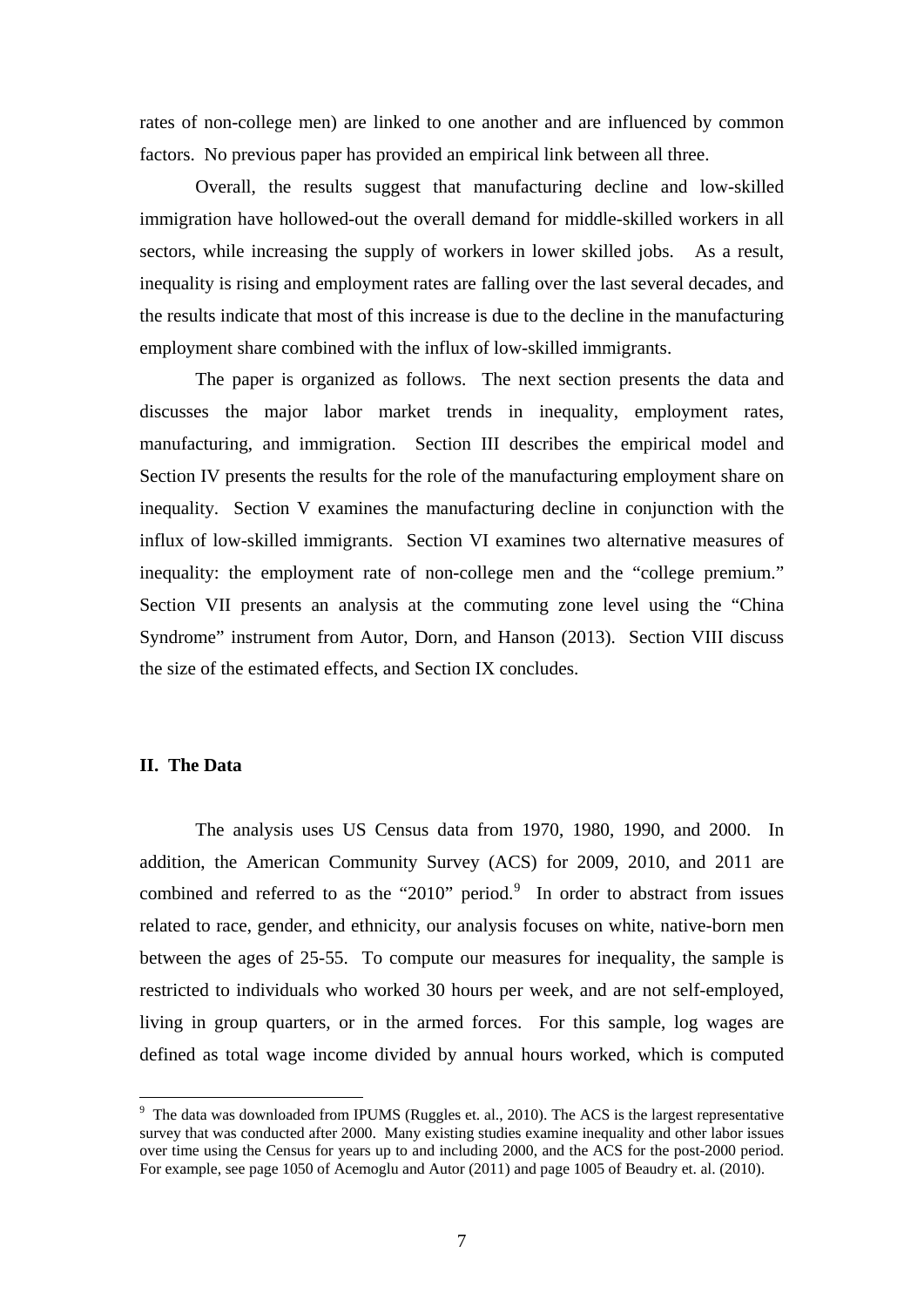rates of non-college men) are linked to one another and are influenced by common factors. No previous paper has provided an empirical link between all three.

Overall, the results suggest that manufacturing decline and low-skilled immigration have hollowed-out the overall demand for middle-skilled workers in all sectors, while increasing the supply of workers in lower skilled jobs. As a result, inequality is rising and employment rates are falling over the last several decades, and the results indicate that most of this increase is due to the decline in the manufacturing employment share combined with the influx of low-skilled immigrants.

The paper is organized as follows. The next section presents the data and discusses the major labor market trends in inequality, employment rates, manufacturing, and immigration. Section III describes the empirical model and Section IV presents the results for the role of the manufacturing employment share on inequality. Section V examines the manufacturing decline in conjunction with the influx of low-skilled immigrants. Section VI examines two alternative measures of inequality: the employment rate of non-college men and the "college premium." Section VII presents an analysis at the commuting zone level using the "China Syndrome" instrument from Autor, Dorn, and Hanson (2013). Section VIII discuss the size of the estimated effects, and Section IX concludes.

## II. The Data

The analysis uses US Census data from 1970, 1980, 1990, and 2000. In addition, the American Community Survey (ACS) for 2009, 2010, and 2011 are combined and referred to as the "2010" period.[9] In order to abstract from issues related to race, gender, and ethnicity, our analysis focuses on white, native-born men between the ages of 25-55. To compute our measures for inequality, the sample is restricted to individuals who worked 30 hours per week, and are not self-employed, living in group quarters, or in the armed forces. For this sample, log wages are defined as total wage income divided by annual hours worked, which is computed

[9] The data was downloaded from IPUMS (Ruggles et. al., 2010). The ACS is the largest representative survey that was conducted after 2000. Many existing studies examine inequality and other labor issues over time using the Census for years up to and including 2000, and the ACS for the post-2000 period. For example, see page 1050 of Acemoglu and Autor (2011) and page 1005 of Beaudry et. al. (2010).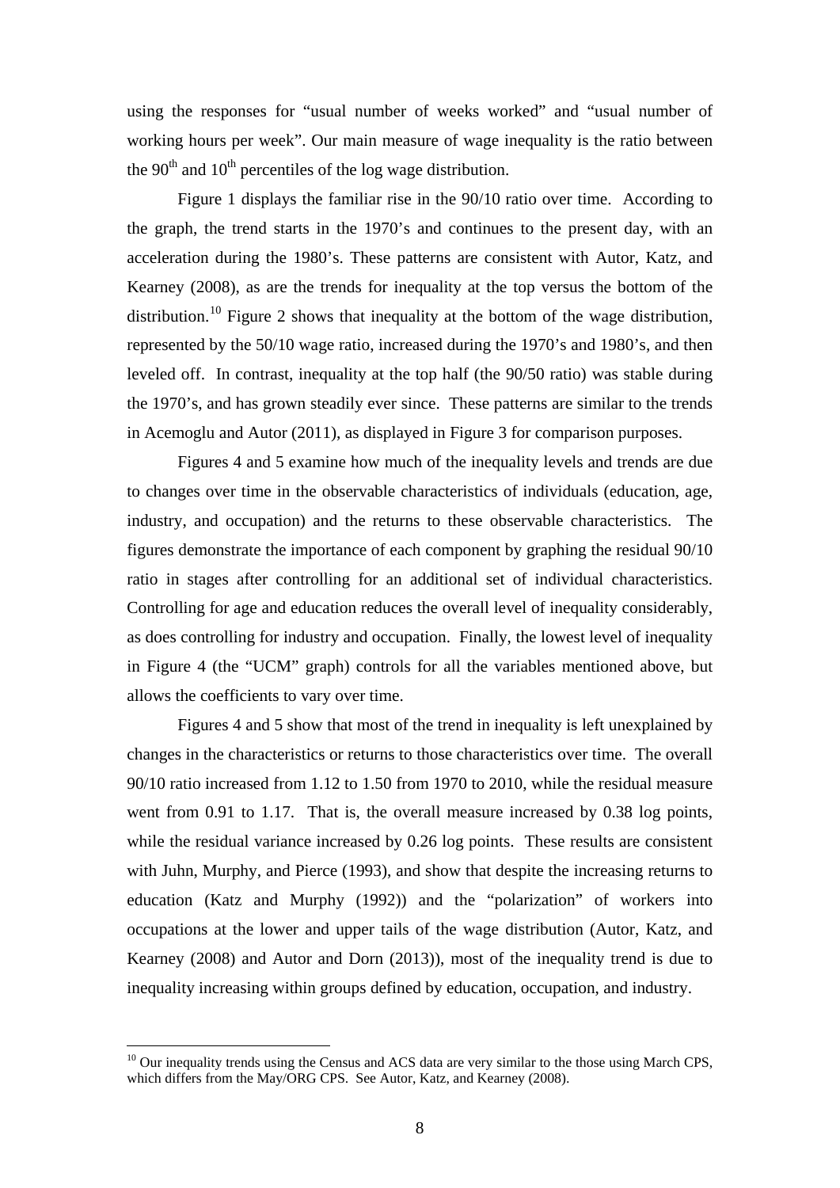using the responses for "usual number of weeks worked" and "usual number of working hours per week". Our main measure of wage inequality is the ratio between the $90^{th}$ and $10^{th}$ percentiles of the log wage distribution.

Figure 1 displays the familiar rise in the 90/10 ratio over time. According to the graph, the trend starts in the 1970's and continues to the present day, with an acceleration during the 1980's. These patterns are consistent with Autor, Katz, and Kearney (2008), as are the trends for inequality at the top versus the bottom of the distribution.[10] Figure 2 shows that inequality at the bottom of the wage distribution, represented by the 50/10 wage ratio, increased during the 1970's and 1980's, and then leveled off. In contrast, inequality at the top half (the 90/50 ratio) was stable during the 1970's, and has grown steadily ever since. These patterns are similar to the trends in Acemoglu and Autor (2011), as displayed in Figure 3 for comparison purposes.

Figures 4 and 5 examine how much of the inequality levels and trends are due to changes over time in the observable characteristics of individuals (education, age, industry, and occupation) and the returns to these observable characteristics. The figures demonstrate the importance of each component by graphing the residual 90/10 ratio in stages after controlling for an additional set of individual characteristics. Controlling for age and education reduces the overall level of inequality considerably, as does controlling for industry and occupation. Finally, the lowest level of inequality in Figure 4 (the "UCM" graph) controls for all the variables mentioned above, but allows the coefficients to vary over time.

Figures 4 and 5 show that most of the trend in inequality is left unexplained by changes in the characteristics or returns to those characteristics over time. The overall 90/10 ratio increased from 1.12 to 1.50 from 1970 to 2010, while the residual measure went from 0.91 to 1.17. That is, the overall measure increased by 0.38 log points, while the residual variance increased by 0.26 log points. These results are consistent with Juhn, Murphy, and Pierce (1993), and show that despite the increasing returns to education (Katz and Murphy (1992)) and the "polarization" of workers into occupations at the lower and upper tails of the wage distribution (Autor, Katz, and Kearney (2008) and Autor and Dorn (2013)), most of the inequality trend is due to inequality increasing within groups defined by education, occupation, and industry.

[10] Our inequality trends using the Census and ACS data are very similar to the those using March CPS, which differs from the May/ORG CPS. See Autor, Katz, and Kearney (2008).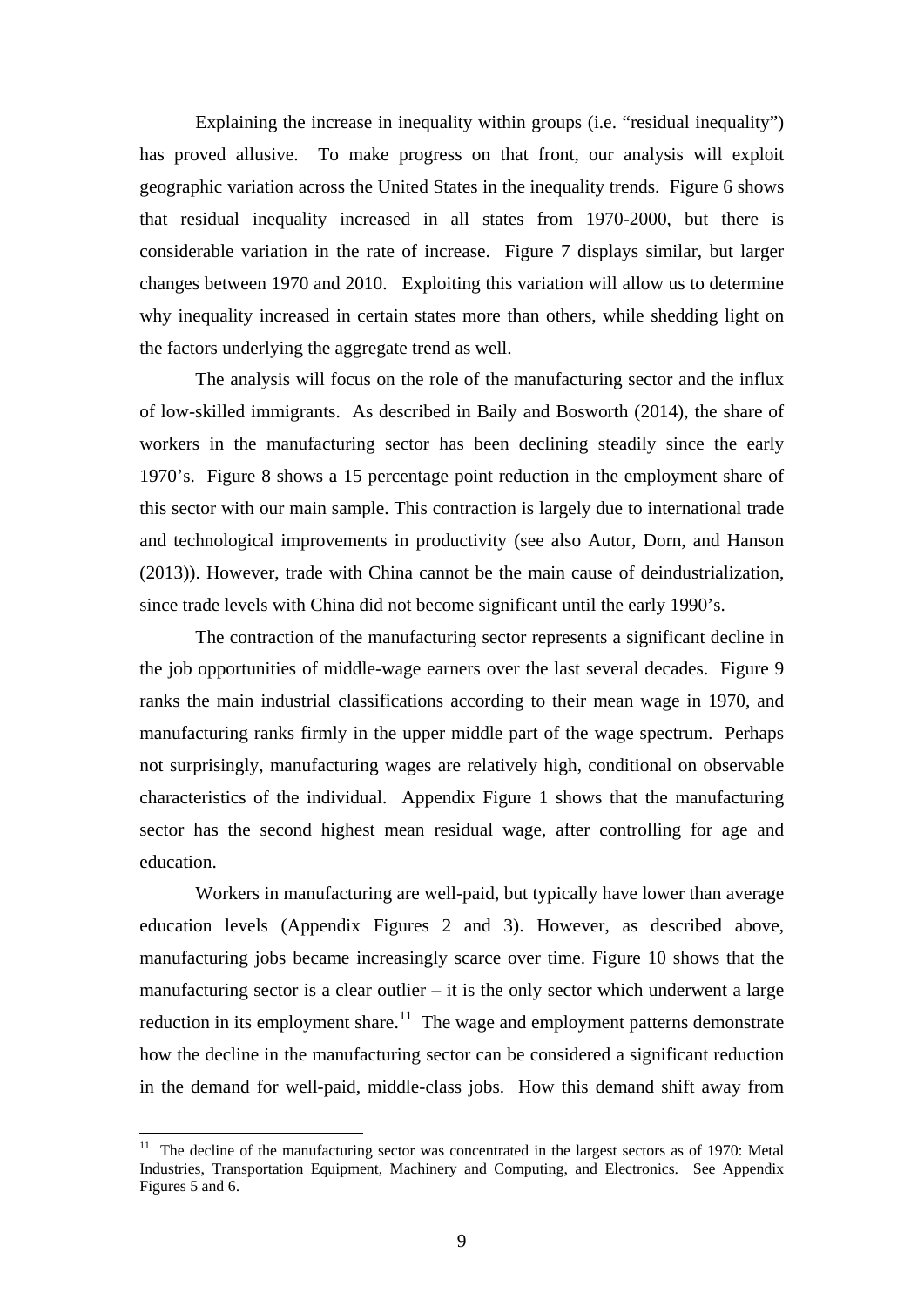Explaining the increase in inequality within groups (i.e. "residual inequality") has proved allusive. To make progress on that front, our analysis will exploit geographic variation across the United States in the inequality trends. Figure 6 shows that residual inequality increased in all states from 1970-2000, but there is considerable variation in the rate of increase. Figure 7 displays similar, but larger changes between 1970 and 2010. Exploiting this variation will allow us to determine why inequality increased in certain states more than others, while shedding light on the factors underlying the aggregate trend as well.

The analysis will focus on the role of the manufacturing sector and the influx of low-skilled immigrants. As described in Baily and Bosworth (2014), the share of workers in the manufacturing sector has been declining steadily since the early 1970's. Figure 8 shows a 15 percentage point reduction in the employment share of this sector with our main sample. This contraction is largely due to international trade and technological improvements in productivity (see also Autor, Dorn, and Hanson (2013)). However, trade with China cannot be the main cause of deindustrialization, since trade levels with China did not become significant until the early 1990's.

The contraction of the manufacturing sector represents a significant decline in the job opportunities of middle-wage earners over the last several decades. Figure 9 ranks the main industrial classifications according to their mean wage in 1970, and manufacturing ranks firmly in the upper middle part of the wage spectrum. Perhaps not surprisingly, manufacturing wages are relatively high, conditional on observable characteristics of the individual. Appendix Figure 1 shows that the manufacturing sector has the second highest mean residual wage, after controlling for age and education.

Workers in manufacturing are well-paid, but typically have lower than average education levels (Appendix Figures 2 and 3). However, as described above, manufacturing jobs became increasingly scarce over time. Figure 10 shows that the manufacturing sector is a clear outlier – it is the only sector which underwent a large reduction in its employment share.[11] The wage and employment patterns demonstrate how the decline in the manufacturing sector can be considered a significant reduction in the demand for well-paid, middle-class jobs. How this demand shift away from

[11] The decline of the manufacturing sector was concentrated in the largest sectors as of 1970: Metal Industries, Transportation Equipment, Machinery and Computing, and Electronics. See Appendix Figures 5 and 6.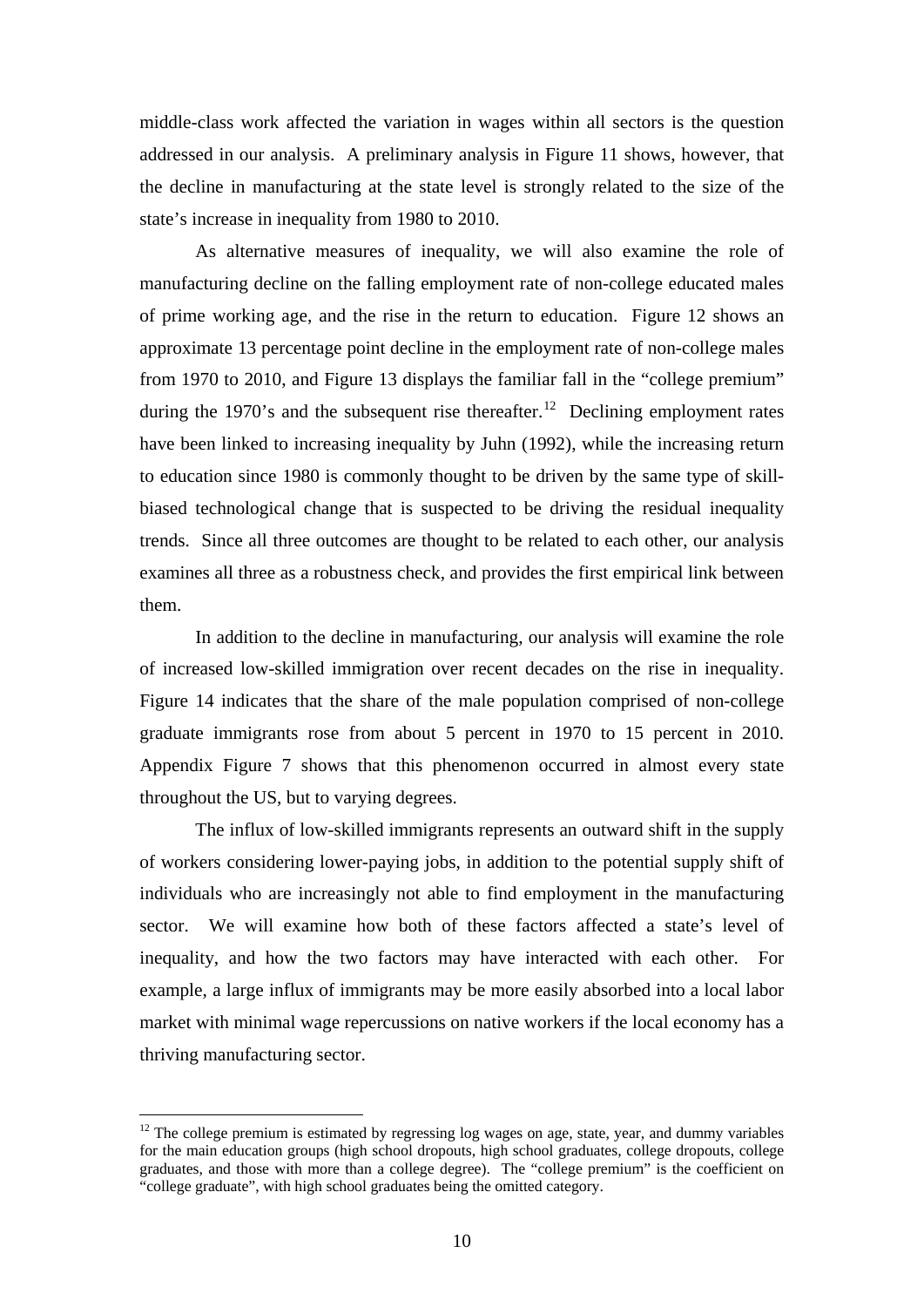middle-class work affected the variation in wages within all sectors is the question addressed in our analysis. A preliminary analysis in Figure 11 shows, however, that the decline in manufacturing at the state level is strongly related to the size of the state's increase in inequality from 1980 to 2010.

As alternative measures of inequality, we will also examine the role of manufacturing decline on the falling employment rate of non-college educated males of prime working age, and the rise in the return to education. Figure 12 shows an approximate 13 percentage point decline in the employment rate of non-college males from 1970 to 2010, and Figure 13 displays the familiar fall in the "college premium" during the 1970's and the subsequent rise thereafter.[12] Declining employment rates have been linked to increasing inequality by Juhn (1992), while the increasing return to education since 1980 is commonly thought to be driven by the same type of skill-biased technological change that is suspected to be driving the residual inequality trends. Since all three outcomes are thought to be related to each other, our analysis examines all three as a robustness check, and provides the first empirical link between them.

In addition to the decline in manufacturing, our analysis will examine the role of increased low-skilled immigration over recent decades on the rise in inequality. Figure 14 indicates that the share of the male population comprised of non-college graduate immigrants rose from about 5 percent in 1970 to 15 percent in 2010. Appendix Figure 7 shows that this phenomenon occurred in almost every state throughout the US, but to varying degrees.

The influx of low-skilled immigrants represents an outward shift in the supply of workers considering lower-paying jobs, in addition to the potential supply shift of individuals who are increasingly not able to find employment in the manufacturing sector. We will examine how both of these factors affected a state's level of inequality, and how the two factors may have interacted with each other. For example, a large influx of immigrants may be more easily absorbed into a local labor market with minimal wage repercussions on native workers if the local economy has a thriving manufacturing sector.

[12] The college premium is estimated by regressing log wages on age, state, year, and dummy variables for the main education groups (high school dropouts, high school graduates, college dropouts, college graduates, and those with more than a college degree). The "college premium" is the coefficient on "college graduate", with high school graduates being the omitted category.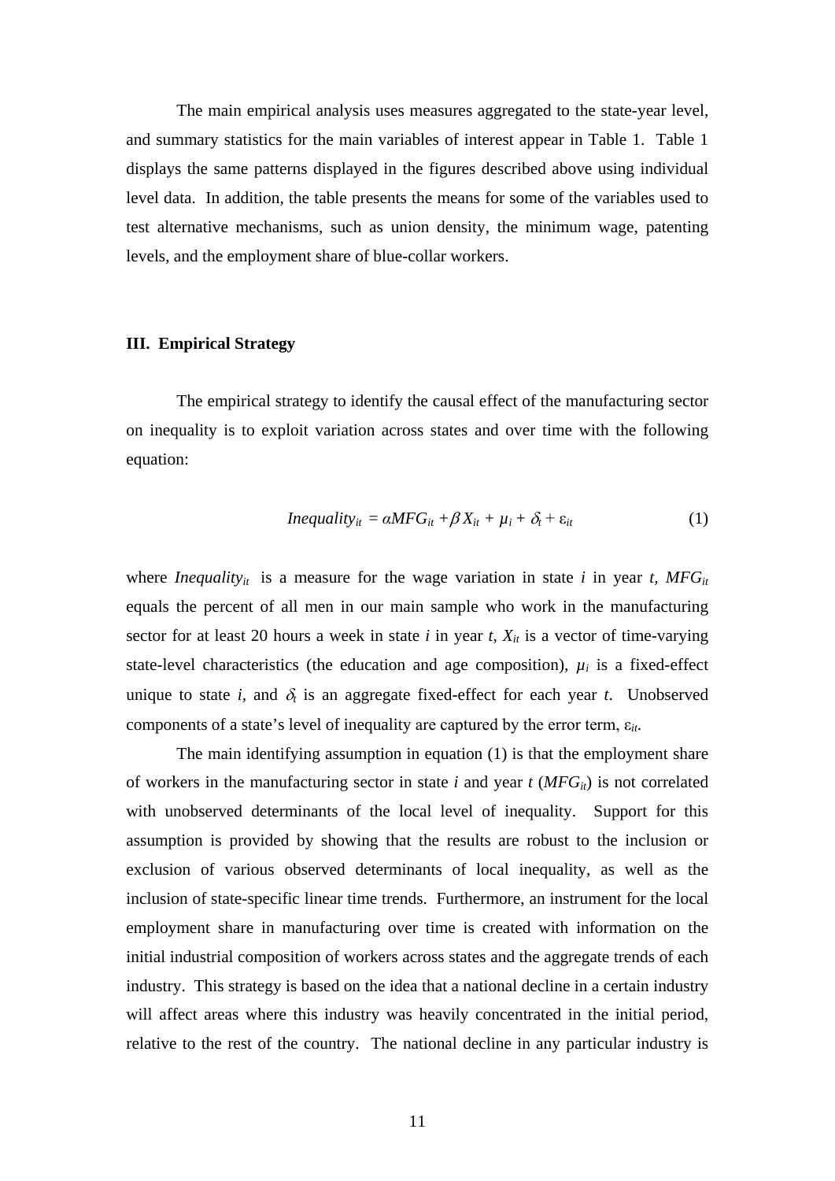The main empirical analysis uses measures aggregated to the state-year level, and summary statistics for the main variables of interest appear in Table 1. Table 1 displays the same patterns displayed in the figures described above using individual level data. In addition, the table presents the means for some of the variables used to test alternative mechanisms, such as union density, the minimum wage, patenting levels, and the employment share of blue-collar workers.

## III. Empirical Strategy

The empirical strategy to identify the causal effect of the manufacturing sector on inequality is to exploit variation across states and over time with the following equation:

$$Inequality_{it} = \alpha MFG_{it} + \beta X_{it} + \mu_i + \delta_t + \varepsilon_{it} \qquad (1)$$

where $Inequality_{it}$ is a measure for the wage variation in state *i* in year *t*, $MFG_{it}$ equals the percent of all men in our main sample who work in the manufacturing sector for at least 20 hours a week in state *i* in year *t*, $X_{it}$ is a vector of time-varying state-level characteristics (the education and age composition), $\mu_i$ is a fixed-effect unique to state *i*, and $\delta_t$ is an aggregate fixed-effect for each year *t*. Unobserved components of a state's level of inequality are captured by the error term, $\varepsilon_{it}$.

The main identifying assumption in equation (1) is that the employment share of workers in the manufacturing sector in state *i* and year *t* ($MFG_{it}$) is not correlated with unobserved determinants of the local level of inequality. Support for this assumption is provided by showing that the results are robust to the inclusion or exclusion of various observed determinants of local inequality, as well as the inclusion of state-specific linear time trends. Furthermore, an instrument for the local employment share in manufacturing over time is created with information on the initial industrial composition of workers across states and the aggregate trends of each industry. This strategy is based on the idea that a national decline in a certain industry will affect areas where this industry was heavily concentrated in the initial period, relative to the rest of the country. The national decline in any particular industry is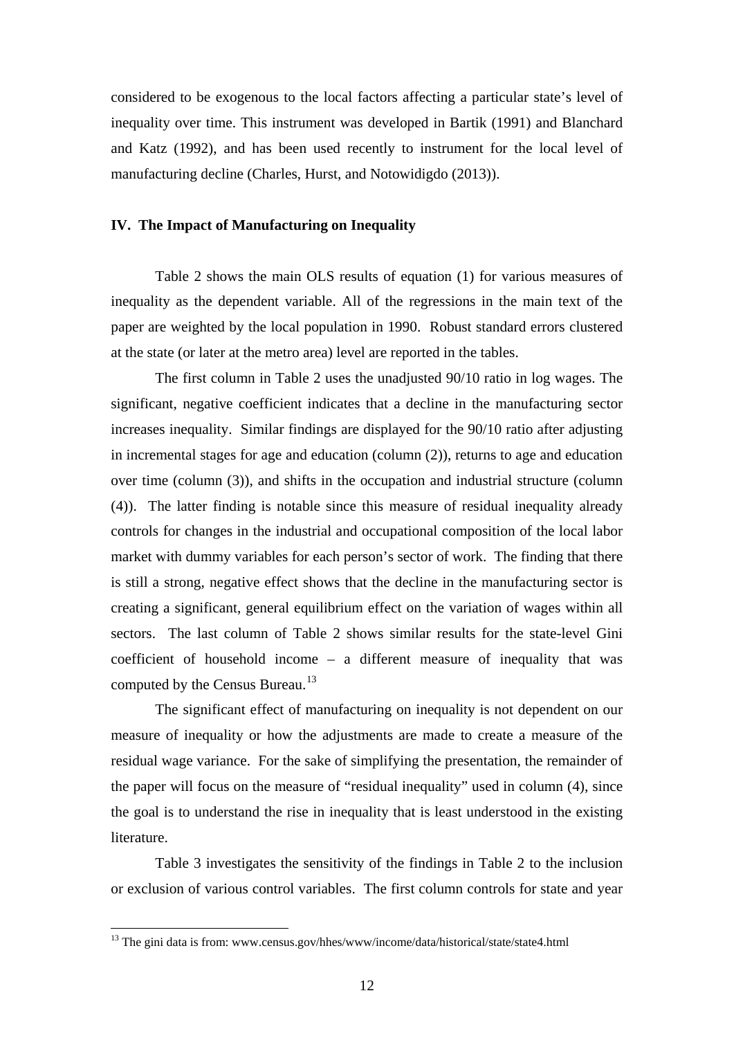considered to be exogenous to the local factors affecting a particular state's level of inequality over time. This instrument was developed in Bartik (1991) and Blanchard and Katz (1992), and has been used recently to instrument for the local level of manufacturing decline (Charles, Hurst, and Notowidigdo (2013)).

## IV. The Impact of Manufacturing on Inequality

Table 2 shows the main OLS results of equation (1) for various measures of inequality as the dependent variable. All of the regressions in the main text of the paper are weighted by the local population in 1990. Robust standard errors clustered at the state (or later at the metro area) level are reported in the tables.

The first column in Table 2 uses the unadjusted 90/10 ratio in log wages. The significant, negative coefficient indicates that a decline in the manufacturing sector increases inequality. Similar findings are displayed for the 90/10 ratio after adjusting in incremental stages for age and education (column (2)), returns to age and education over time (column (3)), and shifts in the occupation and industrial structure (column (4)). The latter finding is notable since this measure of residual inequality already controls for changes in the industrial and occupational composition of the local labor market with dummy variables for each person's sector of work. The finding that there is still a strong, negative effect shows that the decline in the manufacturing sector is creating a significant, general equilibrium effect on the variation of wages within all sectors. The last column of Table 2 shows similar results for the state-level Gini coefficient of household income – a different measure of inequality that was computed by the Census Bureau.[13]

The significant effect of manufacturing on inequality is not dependent on our measure of inequality or how the adjustments are made to create a measure of the residual wage variance. For the sake of simplifying the presentation, the remainder of the paper will focus on the measure of "residual inequality" used in column (4), since the goal is to understand the rise in inequality that is least understood in the existing literature.

Table 3 investigates the sensitivity of the findings in Table 2 to the inclusion or exclusion of various control variables. The first column controls for state and year

---

[13] The gini data is from: www.census.gov/hhes/www/income/data/historical/state/state4.html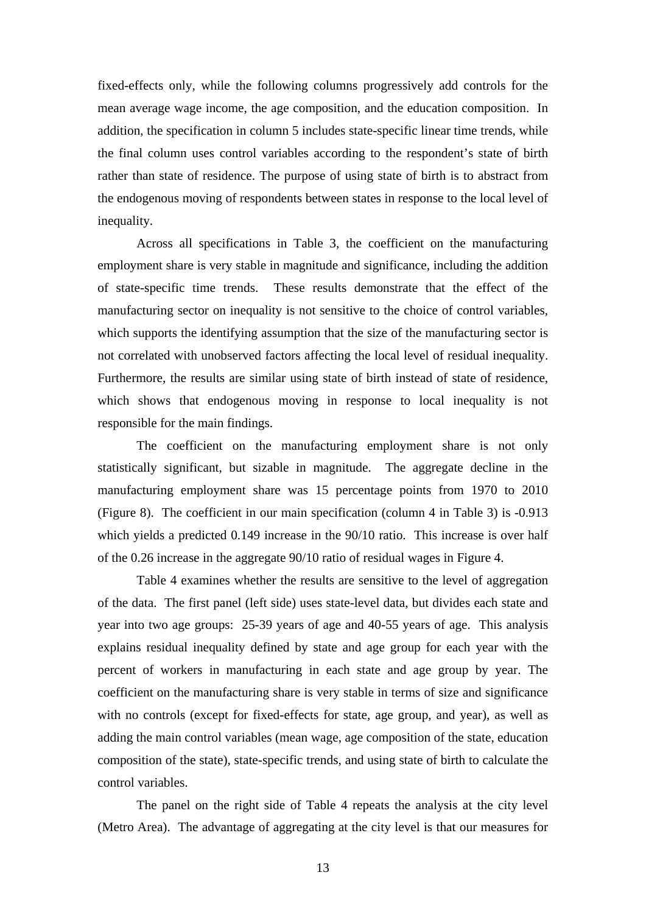fixed-effects only, while the following columns progressively add controls for the mean average wage income, the age composition, and the education composition. In addition, the specification in column 5 includes state-specific linear time trends, while the final column uses control variables according to the respondent's state of birth rather than state of residence. The purpose of using state of birth is to abstract from the endogenous moving of respondents between states in response to the local level of inequality.

Across all specifications in Table 3, the coefficient on the manufacturing employment share is very stable in magnitude and significance, including the addition of state-specific time trends. These results demonstrate that the effect of the manufacturing sector on inequality is not sensitive to the choice of control variables, which supports the identifying assumption that the size of the manufacturing sector is not correlated with unobserved factors affecting the local level of residual inequality. Furthermore, the results are similar using state of birth instead of state of residence, which shows that endogenous moving in response to local inequality is not responsible for the main findings.

The coefficient on the manufacturing employment share is not only statistically significant, but sizable in magnitude. The aggregate decline in the manufacturing employment share was 15 percentage points from 1970 to 2010 (Figure 8). The coefficient in our main specification (column 4 in Table 3) is -0.913 which yields a predicted 0.149 increase in the 90/10 ratio. This increase is over half of the 0.26 increase in the aggregate 90/10 ratio of residual wages in Figure 4.

Table 4 examines whether the results are sensitive to the level of aggregation of the data. The first panel (left side) uses state-level data, but divides each state and year into two age groups: 25-39 years of age and 40-55 years of age. This analysis explains residual inequality defined by state and age group for each year with the percent of workers in manufacturing in each state and age group by year. The coefficient on the manufacturing share is very stable in terms of size and significance with no controls (except for fixed-effects for state, age group, and year), as well as adding the main control variables (mean wage, age composition of the state, education composition of the state), state-specific trends, and using state of birth to calculate the control variables.

The panel on the right side of Table 4 repeats the analysis at the city level (Metro Area). The advantage of aggregating at the city level is that our measures for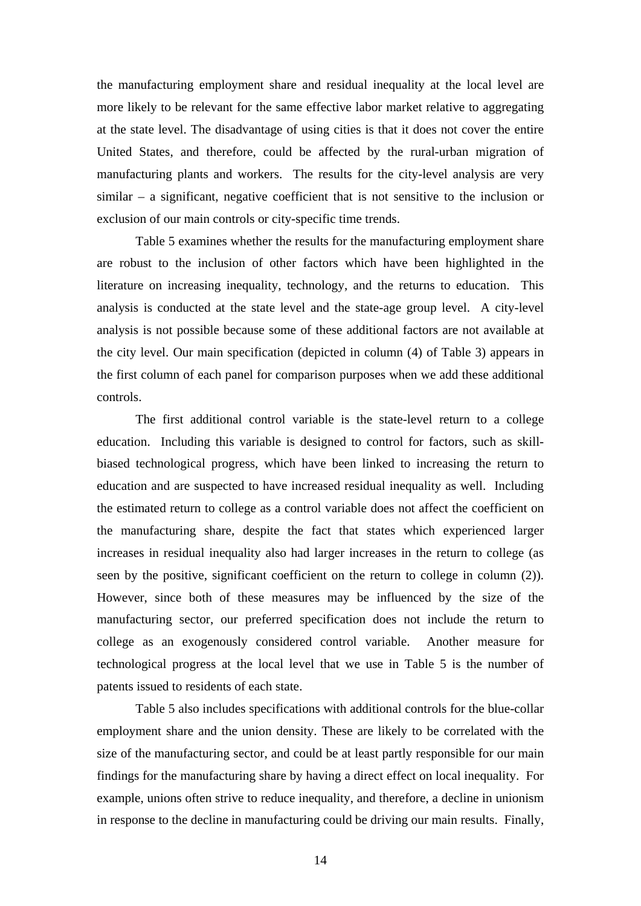the manufacturing employment share and residual inequality at the local level are more likely to be relevant for the same effective labor market relative to aggregating at the state level. The disadvantage of using cities is that it does not cover the entire United States, and therefore, could be affected by the rural-urban migration of manufacturing plants and workers. The results for the city-level analysis are very similar – a significant, negative coefficient that is not sensitive to the inclusion or exclusion of our main controls or city-specific time trends.

Table 5 examines whether the results for the manufacturing employment share are robust to the inclusion of other factors which have been highlighted in the literature on increasing inequality, technology, and the returns to education. This analysis is conducted at the state level and the state-age group level. A city-level analysis is not possible because some of these additional factors are not available at the city level. Our main specification (depicted in column (4) of Table 3) appears in the first column of each panel for comparison purposes when we add these additional controls.

The first additional control variable is the state-level return to a college education. Including this variable is designed to control for factors, such as skill-biased technological progress, which have been linked to increasing the return to education and are suspected to have increased residual inequality as well. Including the estimated return to college as a control variable does not affect the coefficient on the manufacturing share, despite the fact that states which experienced larger increases in residual inequality also had larger increases in the return to college (as seen by the positive, significant coefficient on the return to college in column (2)). However, since both of these measures may be influenced by the size of the manufacturing sector, our preferred specification does not include the return to college as an exogenously considered control variable. Another measure for technological progress at the local level that we use in Table 5 is the number of patents issued to residents of each state.

Table 5 also includes specifications with additional controls for the blue-collar employment share and the union density. These are likely to be correlated with the size of the manufacturing sector, and could be at least partly responsible for our main findings for the manufacturing share by having a direct effect on local inequality. For example, unions often strive to reduce inequality, and therefore, a decline in unionism in response to the decline in manufacturing could be driving our main results. Finally,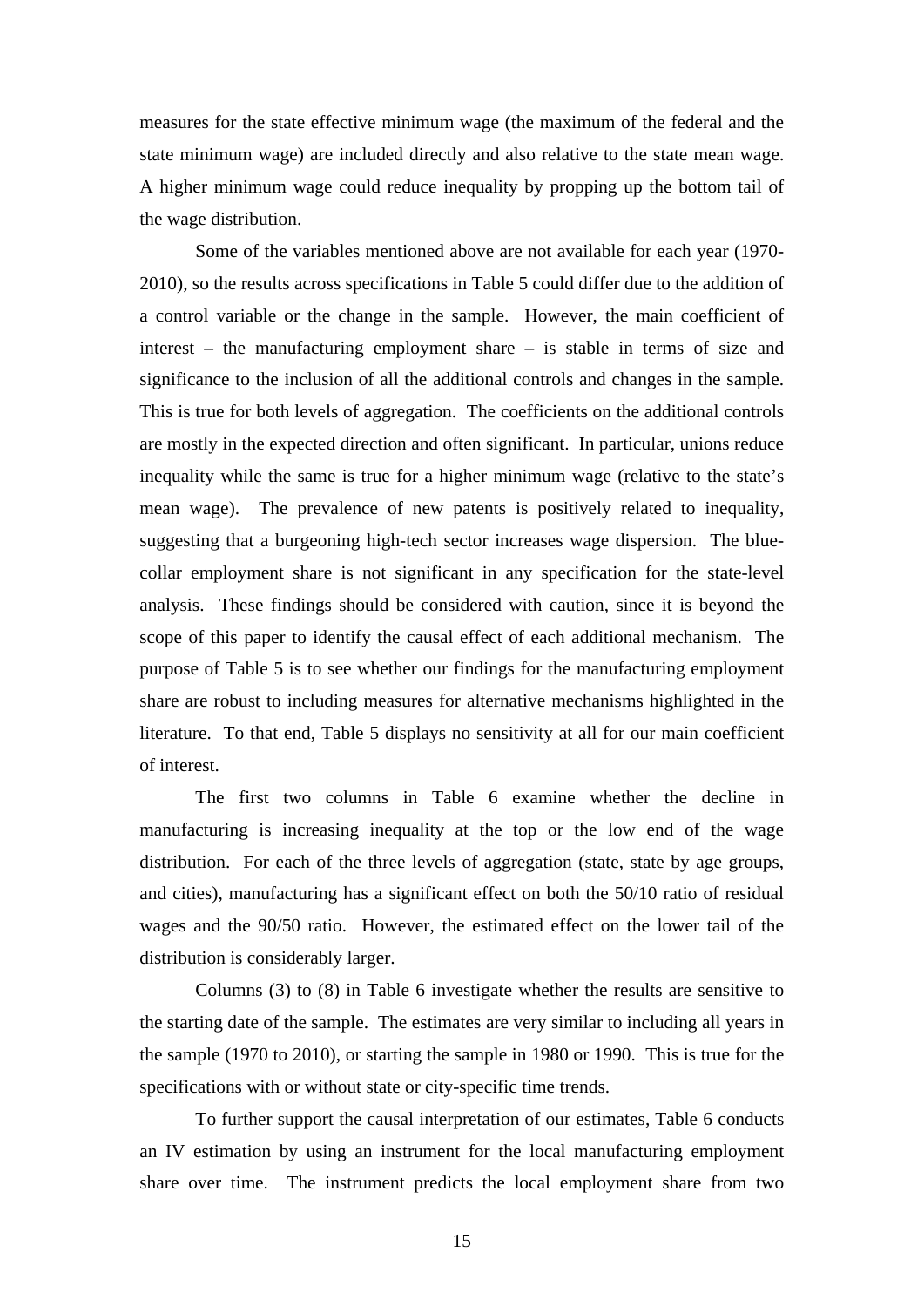measures for the state effective minimum wage (the maximum of the federal and the state minimum wage) are included directly and also relative to the state mean wage. A higher minimum wage could reduce inequality by propping up the bottom tail of the wage distribution.

Some of the variables mentioned above are not available for each year (1970-2010), so the results across specifications in Table 5 could differ due to the addition of a control variable or the change in the sample. However, the main coefficient of interest – the manufacturing employment share – is stable in terms of size and significance to the inclusion of all the additional controls and changes in the sample. This is true for both levels of aggregation. The coefficients on the additional controls are mostly in the expected direction and often significant. In particular, unions reduce inequality while the same is true for a higher minimum wage (relative to the state's mean wage). The prevalence of new patents is positively related to inequality, suggesting that a burgeoning high-tech sector increases wage dispersion. The blue-collar employment share is not significant in any specification for the state-level analysis. These findings should be considered with caution, since it is beyond the scope of this paper to identify the causal effect of each additional mechanism. The purpose of Table 5 is to see whether our findings for the manufacturing employment share are robust to including measures for alternative mechanisms highlighted in the literature. To that end, Table 5 displays no sensitivity at all for our main coefficient of interest.

The first two columns in Table 6 examine whether the decline in manufacturing is increasing inequality at the top or the low end of the wage distribution. For each of the three levels of aggregation (state, state by age groups, and cities), manufacturing has a significant effect on both the 50/10 ratio of residual wages and the 90/50 ratio. However, the estimated effect on the lower tail of the distribution is considerably larger.

Columns (3) to (8) in Table 6 investigate whether the results are sensitive to the starting date of the sample. The estimates are very similar to including all years in the sample (1970 to 2010), or starting the sample in 1980 or 1990. This is true for the specifications with or without state or city-specific time trends.

To further support the causal interpretation of our estimates, Table 6 conducts an IV estimation by using an instrument for the local manufacturing employment share over time. The instrument predicts the local employment share from two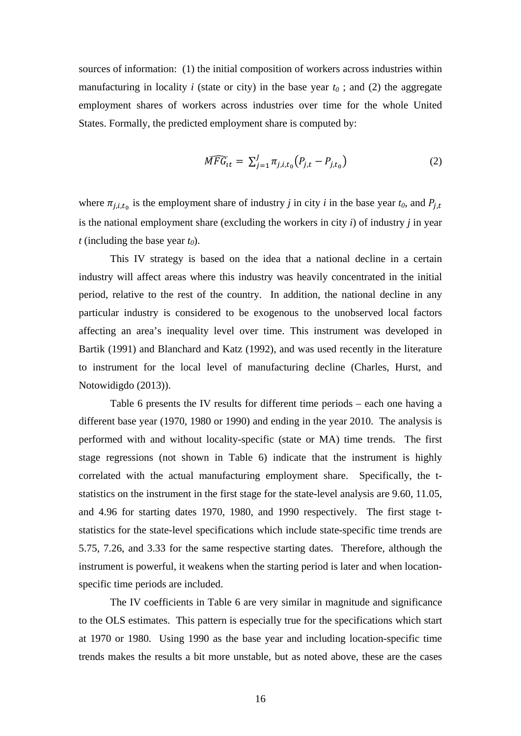sources of information: (1) the initial composition of workers across industries within manufacturing in locality *i* (state or city) in the base year $t_0$ ; and (2) the aggregate employment shares of workers across industries over time for the whole United States. Formally, the predicted employment share is computed by:

$$\widehat{MFG}_{it} = \sum_{j=1}^{J} \pi_{j,i,t_0} \left( P_{j,t} - P_{j,t_0} \right) \tag{2}$$

where $\pi_{j,i,t_0}$ is the employment share of industry *j* in city *i* in the base year $t_0$, and $P_{j,t}$ is the national employment share (excluding the workers in city *i*) of industry *j* in year *t* (including the base year $t_0$).

This IV strategy is based on the idea that a national decline in a certain industry will affect areas where this industry was heavily concentrated in the initial period, relative to the rest of the country. In addition, the national decline in any particular industry is considered to be exogenous to the unobserved local factors affecting an area's inequality level over time. This instrument was developed in Bartik (1991) and Blanchard and Katz (1992), and was used recently in the literature to instrument for the local level of manufacturing decline (Charles, Hurst, and Notowidigdo (2013)).

Table 6 presents the IV results for different time periods – each one having a different base year (1970, 1980 or 1990) and ending in the year 2010. The analysis is performed with and without locality-specific (state or MA) time trends. The first stage regressions (not shown in Table 6) indicate that the instrument is highly correlated with the actual manufacturing employment share. Specifically, the t-statistics on the instrument in the first stage for the state-level analysis are 9.60, 11.05, and 4.96 for starting dates 1970, 1980, and 1990 respectively. The first stage t-statistics for the state-level specifications which include state-specific time trends are 5.75, 7.26, and 3.33 for the same respective starting dates. Therefore, although the instrument is powerful, it weakens when the starting period is later and when location-specific time periods are included.

The IV coefficients in Table 6 are very similar in magnitude and significance to the OLS estimates. This pattern is especially true for the specifications which start at 1970 or 1980. Using 1990 as the base year and including location-specific time trends makes the results a bit more unstable, but as noted above, these are the cases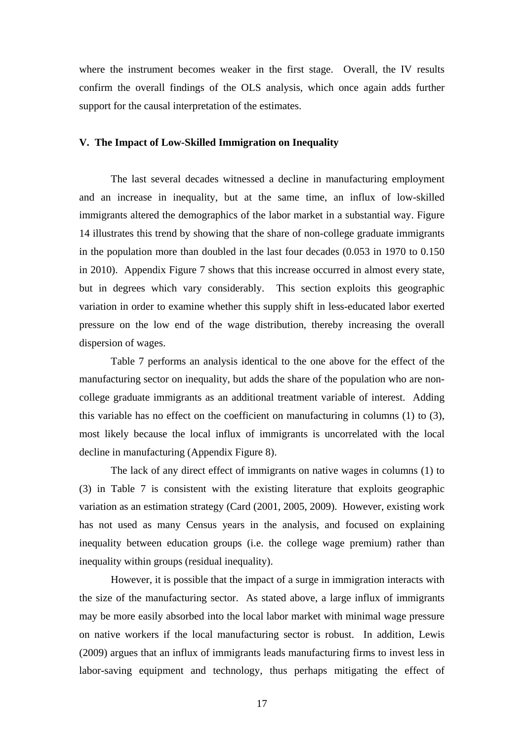where the instrument becomes weaker in the first stage. Overall, the IV results confirm the overall findings of the OLS analysis, which once again adds further support for the causal interpretation of the estimates.

## V. The Impact of Low-Skilled Immigration on Inequality

The last several decades witnessed a decline in manufacturing employment and an increase in inequality, but at the same time, an influx of low-skilled immigrants altered the demographics of the labor market in a substantial way. Figure 14 illustrates this trend by showing that the share of non-college graduate immigrants in the population more than doubled in the last four decades (0.053 in 1970 to 0.150 in 2010). Appendix Figure 7 shows that this increase occurred in almost every state, but in degrees which vary considerably. This section exploits this geographic variation in order to examine whether this supply shift in less-educated labor exerted pressure on the low end of the wage distribution, thereby increasing the overall dispersion of wages.

Table 7 performs an analysis identical to the one above for the effect of the manufacturing sector on inequality, but adds the share of the population who are non-college graduate immigrants as an additional treatment variable of interest. Adding this variable has no effect on the coefficient on manufacturing in columns (1) to (3), most likely because the local influx of immigrants is uncorrelated with the local decline in manufacturing (Appendix Figure 8).

The lack of any direct effect of immigrants on native wages in columns (1) to (3) in Table 7 is consistent with the existing literature that exploits geographic variation as an estimation strategy (Card (2001, 2005, 2009). However, existing work has not used as many Census years in the analysis, and focused on explaining inequality between education groups (i.e. the college wage premium) rather than inequality within groups (residual inequality).

However, it is possible that the impact of a surge in immigration interacts with the size of the manufacturing sector. As stated above, a large influx of immigrants may be more easily absorbed into the local labor market with minimal wage pressure on native workers if the local manufacturing sector is robust. In addition, Lewis (2009) argues that an influx of immigrants leads manufacturing firms to invest less in labor-saving equipment and technology, thus perhaps mitigating the effect of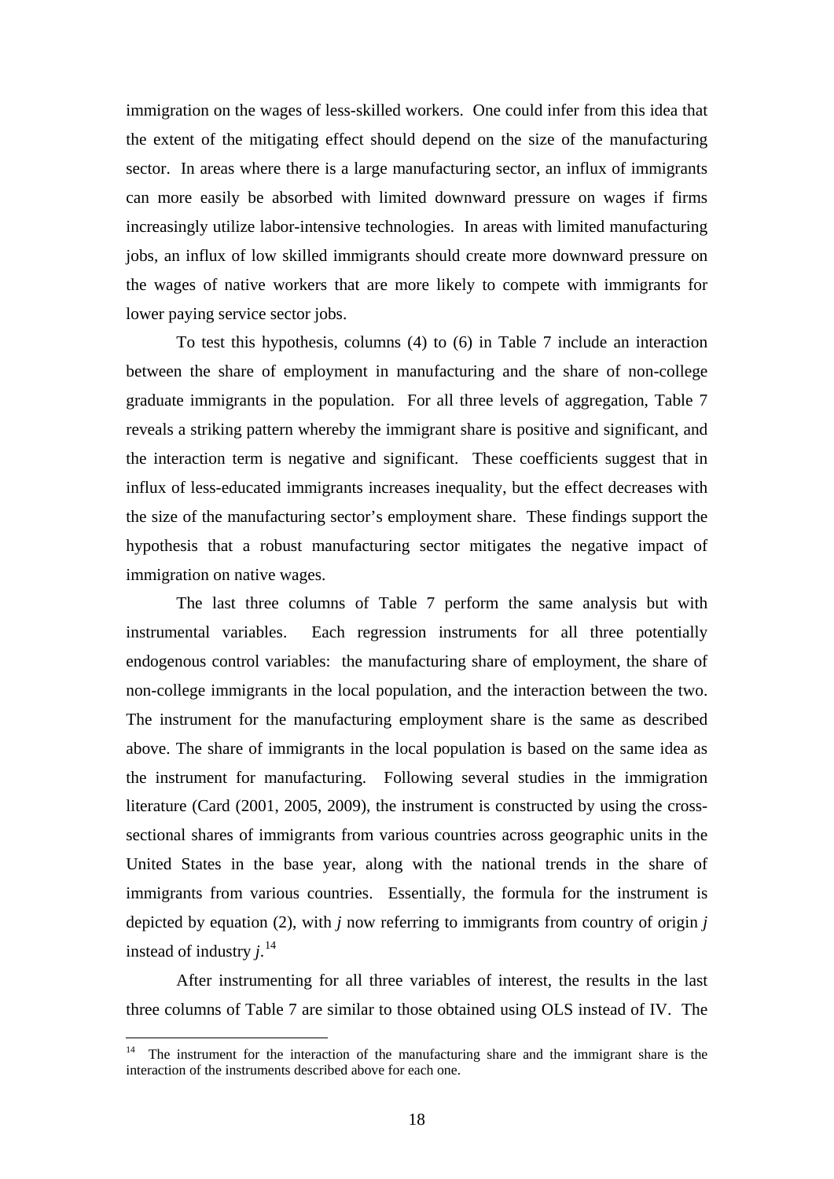immigration on the wages of less-skilled workers. One could infer from this idea that the extent of the mitigating effect should depend on the size of the manufacturing sector. In areas where there is a large manufacturing sector, an influx of immigrants can more easily be absorbed with limited downward pressure on wages if firms increasingly utilize labor-intensive technologies. In areas with limited manufacturing jobs, an influx of low skilled immigrants should create more downward pressure on the wages of native workers that are more likely to compete with immigrants for lower paying service sector jobs.

To test this hypothesis, columns (4) to (6) in Table 7 include an interaction between the share of employment in manufacturing and the share of non-college graduate immigrants in the population. For all three levels of aggregation, Table 7 reveals a striking pattern whereby the immigrant share is positive and significant, and the interaction term is negative and significant. These coefficients suggest that in influx of less-educated immigrants increases inequality, but the effect decreases with the size of the manufacturing sector's employment share. These findings support the hypothesis that a robust manufacturing sector mitigates the negative impact of immigration on native wages.

The last three columns of Table 7 perform the same analysis but with instrumental variables. Each regression instruments for all three potentially endogenous control variables: the manufacturing share of employment, the share of non-college immigrants in the local population, and the interaction between the two. The instrument for the manufacturing employment share is the same as described above. The share of immigrants in the local population is based on the same idea as the instrument for manufacturing. Following several studies in the immigration literature (Card (2001, 2005, 2009), the instrument is constructed by using the cross-sectional shares of immigrants from various countries across geographic units in the United States in the base year, along with the national trends in the share of immigrants from various countries. Essentially, the formula for the instrument is depicted by equation (2), with *j* now referring to immigrants from country of origin *j* instead of industry *j*.[14]

After instrumenting for all three variables of interest, the results in the last three columns of Table 7 are similar to those obtained using OLS instead of IV. The

[14] The instrument for the interaction of the manufacturing share and the immigrant share is the interaction of the instruments described above for each one.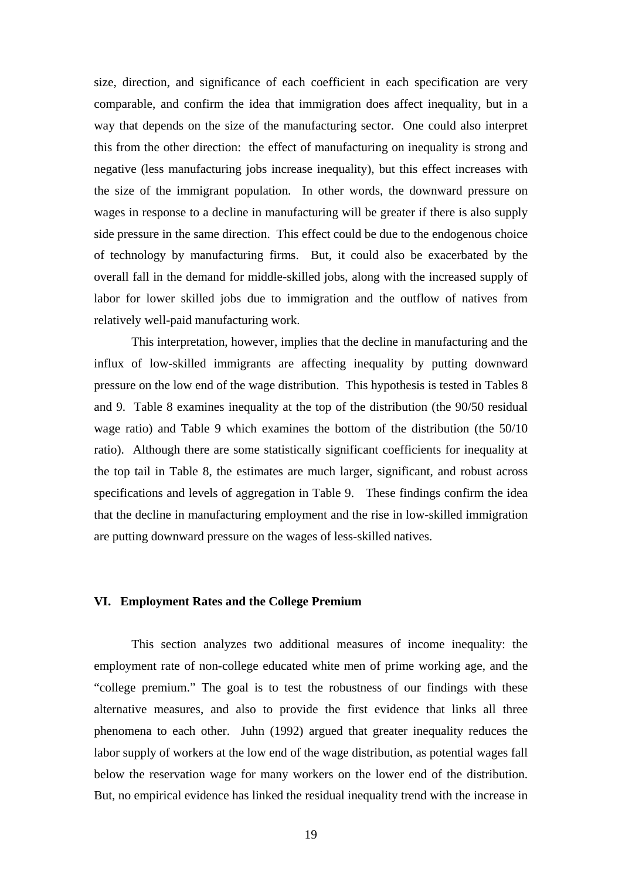size, direction, and significance of each coefficient in each specification are very comparable, and confirm the idea that immigration does affect inequality, but in a way that depends on the size of the manufacturing sector. One could also interpret this from the other direction: the effect of manufacturing on inequality is strong and negative (less manufacturing jobs increase inequality), but this effect increases with the size of the immigrant population. In other words, the downward pressure on wages in response to a decline in manufacturing will be greater if there is also supply side pressure in the same direction. This effect could be due to the endogenous choice of technology by manufacturing firms. But, it could also be exacerbated by the overall fall in the demand for middle-skilled jobs, along with the increased supply of labor for lower skilled jobs due to immigration and the outflow of natives from relatively well-paid manufacturing work.

This interpretation, however, implies that the decline in manufacturing and the influx of low-skilled immigrants are affecting inequality by putting downward pressure on the low end of the wage distribution. This hypothesis is tested in Tables 8 and 9. Table 8 examines inequality at the top of the distribution (the 90/50 residual wage ratio) and Table 9 which examines the bottom of the distribution (the 50/10 ratio). Although there are some statistically significant coefficients for inequality at the top tail in Table 8, the estimates are much larger, significant, and robust across specifications and levels of aggregation in Table 9. These findings confirm the idea that the decline in manufacturing employment and the rise in low-skilled immigration are putting downward pressure on the wages of less-skilled natives.

## VI. Employment Rates and the College Premium

This section analyzes two additional measures of income inequality: the employment rate of non-college educated white men of prime working age, and the "college premium." The goal is to test the robustness of our findings with these alternative measures, and also to provide the first evidence that links all three phenomena to each other. Juhn (1992) argued that greater inequality reduces the labor supply of workers at the low end of the wage distribution, as potential wages fall below the reservation wage for many workers on the lower end of the distribution. But, no empirical evidence has linked the residual inequality trend with the increase in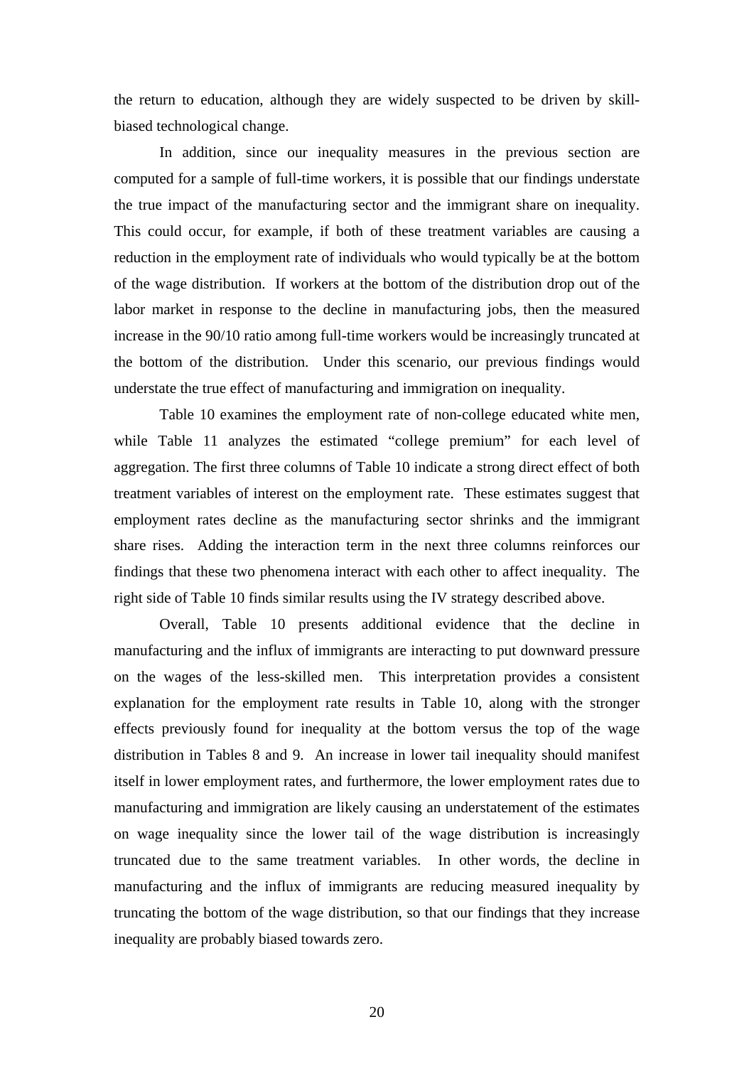the return to education, although they are widely suspected to be driven by skill-biased technological change.

In addition, since our inequality measures in the previous section are computed for a sample of full-time workers, it is possible that our findings understate the true impact of the manufacturing sector and the immigrant share on inequality. This could occur, for example, if both of these treatment variables are causing a reduction in the employment rate of individuals who would typically be at the bottom of the wage distribution. If workers at the bottom of the distribution drop out of the labor market in response to the decline in manufacturing jobs, then the measured increase in the 90/10 ratio among full-time workers would be increasingly truncated at the bottom of the distribution. Under this scenario, our previous findings would understate the true effect of manufacturing and immigration on inequality.

Table 10 examines the employment rate of non-college educated white men, while Table 11 analyzes the estimated "college premium" for each level of aggregation. The first three columns of Table 10 indicate a strong direct effect of both treatment variables of interest on the employment rate. These estimates suggest that employment rates decline as the manufacturing sector shrinks and the immigrant share rises. Adding the interaction term in the next three columns reinforces our findings that these two phenomena interact with each other to affect inequality. The right side of Table 10 finds similar results using the IV strategy described above.

Overall, Table 10 presents additional evidence that the decline in manufacturing and the influx of immigrants are interacting to put downward pressure on the wages of the less-skilled men. This interpretation provides a consistent explanation for the employment rate results in Table 10, along with the stronger effects previously found for inequality at the bottom versus the top of the wage distribution in Tables 8 and 9. An increase in lower tail inequality should manifest itself in lower employment rates, and furthermore, the lower employment rates due to manufacturing and immigration are likely causing an understatement of the estimates on wage inequality since the lower tail of the wage distribution is increasingly truncated due to the same treatment variables. In other words, the decline in manufacturing and the influx of immigrants are reducing measured inequality by truncating the bottom of the wage distribution, so that our findings that they increase inequality are probably biased towards zero.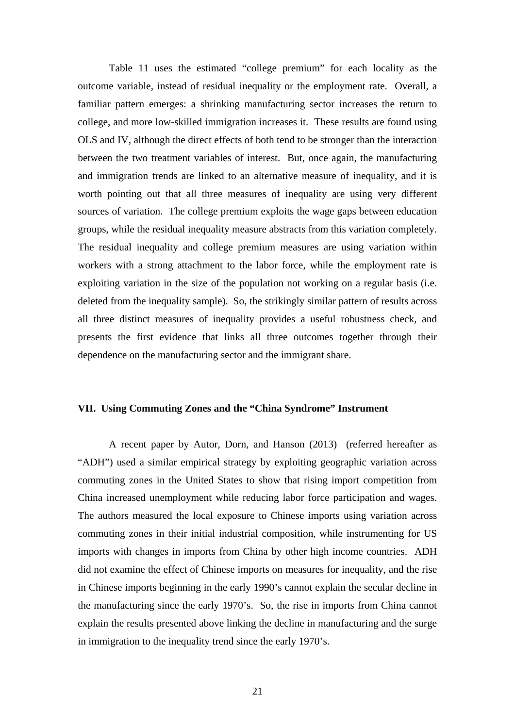Table 11 uses the estimated "college premium" for each locality as the outcome variable, instead of residual inequality or the employment rate. Overall, a familiar pattern emerges: a shrinking manufacturing sector increases the return to college, and more low-skilled immigration increases it. These results are found using OLS and IV, although the direct effects of both tend to be stronger than the interaction between the two treatment variables of interest. But, once again, the manufacturing and immigration trends are linked to an alternative measure of inequality, and it is worth pointing out that all three measures of inequality are using very different sources of variation. The college premium exploits the wage gaps between education groups, while the residual inequality measure abstracts from this variation completely. The residual inequality and college premium measures are using variation within workers with a strong attachment to the labor force, while the employment rate is exploiting variation in the size of the population not working on a regular basis (i.e. deleted from the inequality sample). So, the strikingly similar pattern of results across all three distinct measures of inequality provides a useful robustness check, and presents the first evidence that links all three outcomes together through their dependence on the manufacturing sector and the immigrant share.

## VII. Using Commuting Zones and the "China Syndrome" Instrument

A recent paper by Autor, Dorn, and Hanson (2013) (referred hereafter as "ADH") used a similar empirical strategy by exploiting geographic variation across commuting zones in the United States to show that rising import competition from China increased unemployment while reducing labor force participation and wages. The authors measured the local exposure to Chinese imports using variation across commuting zones in their initial industrial composition, while instrumenting for US imports with changes in imports from China by other high income countries. ADH did not examine the effect of Chinese imports on measures for inequality, and the rise in Chinese imports beginning in the early 1990's cannot explain the secular decline in the manufacturing since the early 1970's. So, the rise in imports from China cannot explain the results presented above linking the decline in manufacturing and the surge in immigration to the inequality trend since the early 1970's.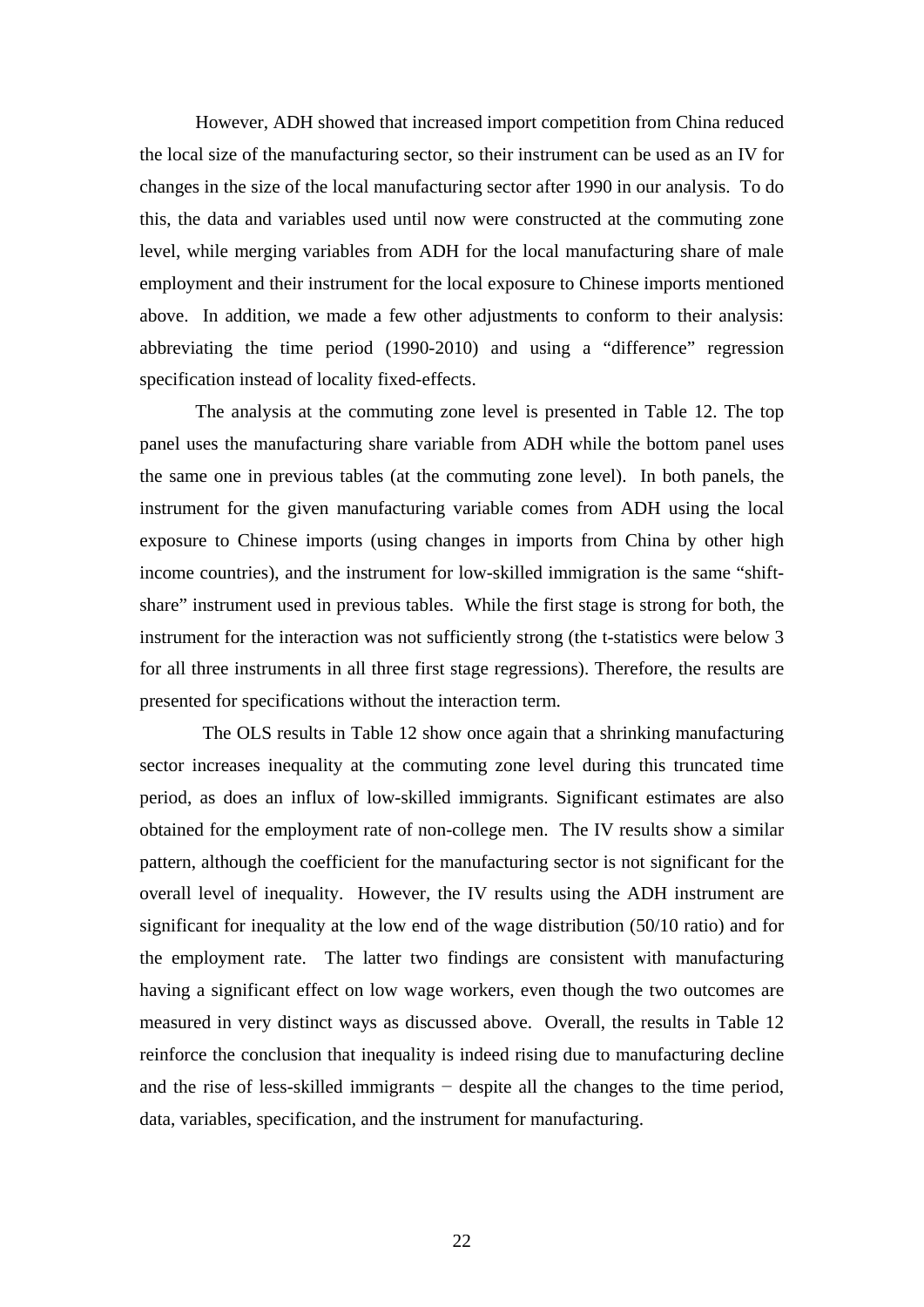However, ADH showed that increased import competition from China reduced the local size of the manufacturing sector, so their instrument can be used as an IV for changes in the size of the local manufacturing sector after 1990 in our analysis. To do this, the data and variables used until now were constructed at the commuting zone level, while merging variables from ADH for the local manufacturing share of male employment and their instrument for the local exposure to Chinese imports mentioned above. In addition, we made a few other adjustments to conform to their analysis: abbreviating the time period (1990-2010) and using a "difference" regression specification instead of locality fixed-effects.

The analysis at the commuting zone level is presented in Table 12. The top panel uses the manufacturing share variable from ADH while the bottom panel uses the same one in previous tables (at the commuting zone level). In both panels, the instrument for the given manufacturing variable comes from ADH using the local exposure to Chinese imports (using changes in imports from China by other high income countries), and the instrument for low-skilled immigration is the same "shift-share" instrument used in previous tables. While the first stage is strong for both, the instrument for the interaction was not sufficiently strong (the t-statistics were below 3 for all three instruments in all three first stage regressions). Therefore, the results are presented for specifications without the interaction term.

The OLS results in Table 12 show once again that a shrinking manufacturing sector increases inequality at the commuting zone level during this truncated time period, as does an influx of low-skilled immigrants. Significant estimates are also obtained for the employment rate of non-college men. The IV results show a similar pattern, although the coefficient for the manufacturing sector is not significant for the overall level of inequality. However, the IV results using the ADH instrument are significant for inequality at the low end of the wage distribution (50/10 ratio) and for the employment rate. The latter two findings are consistent with manufacturing having a significant effect on low wage workers, even though the two outcomes are measured in very distinct ways as discussed above. Overall, the results in Table 12 reinforce the conclusion that inequality is indeed rising due to manufacturing decline and the rise of less-skilled immigrants − despite all the changes to the time period, data, variables, specification, and the instrument for manufacturing.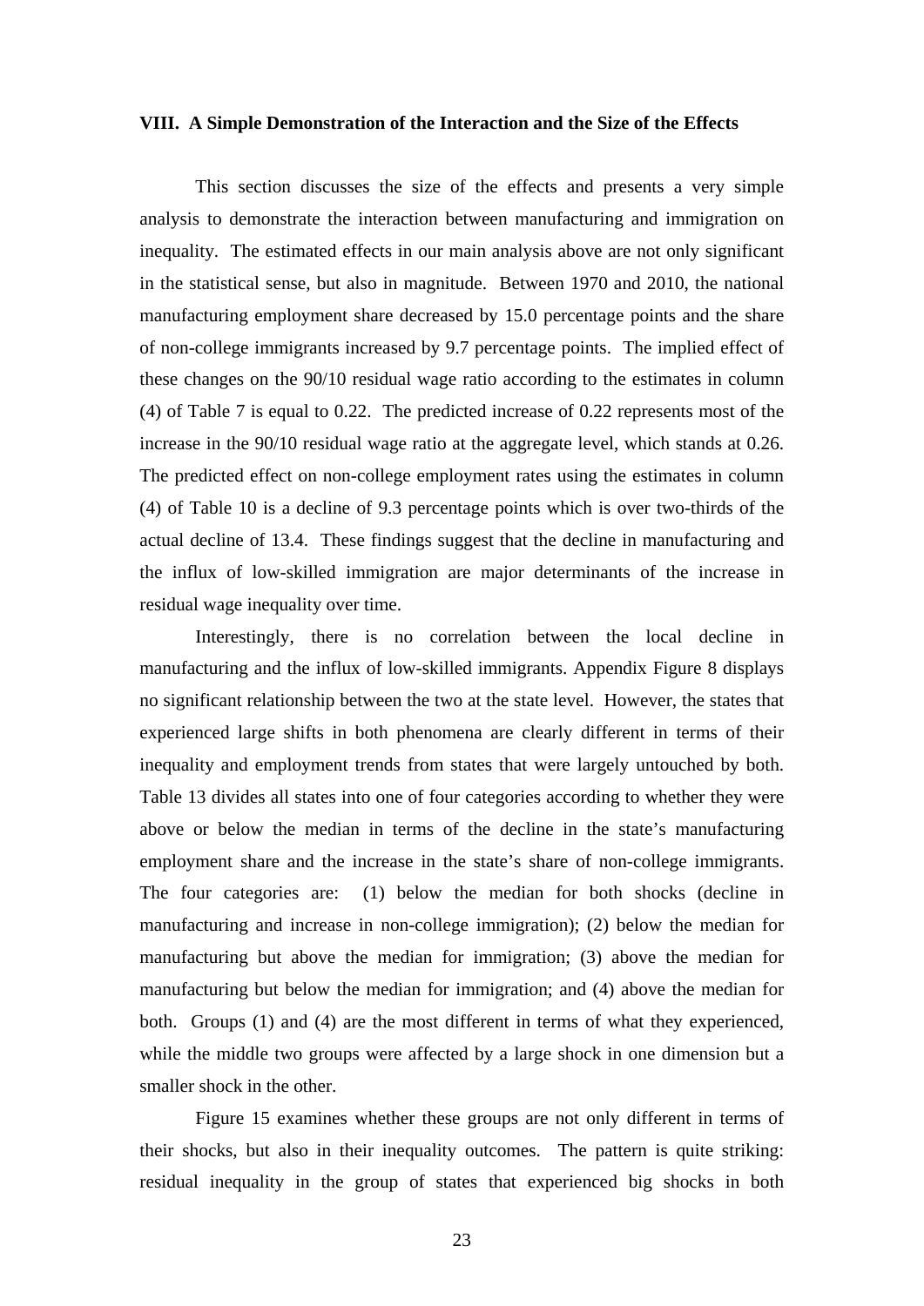### VIII. A Simple Demonstration of the Interaction and the Size of the Effects

This section discusses the size of the effects and presents a very simple analysis to demonstrate the interaction between manufacturing and immigration on inequality. The estimated effects in our main analysis above are not only significant in the statistical sense, but also in magnitude. Between 1970 and 2010, the national manufacturing employment share decreased by 15.0 percentage points and the share of non-college immigrants increased by 9.7 percentage points. The implied effect of these changes on the 90/10 residual wage ratio according to the estimates in column (4) of Table 7 is equal to 0.22. The predicted increase of 0.22 represents most of the increase in the 90/10 residual wage ratio at the aggregate level, which stands at 0.26. The predicted effect on non-college employment rates using the estimates in column (4) of Table 10 is a decline of 9.3 percentage points which is over two-thirds of the actual decline of 13.4. These findings suggest that the decline in manufacturing and the influx of low-skilled immigration are major determinants of the increase in residual wage inequality over time.

Interestingly, there is no correlation between the local decline in manufacturing and the influx of low-skilled immigrants. Appendix Figure 8 displays no significant relationship between the two at the state level. However, the states that experienced large shifts in both phenomena are clearly different in terms of their inequality and employment trends from states that were largely untouched by both. Table 13 divides all states into one of four categories according to whether they were above or below the median in terms of the decline in the state's manufacturing employment share and the increase in the state's share of non-college immigrants. The four categories are: (1) below the median for both shocks (decline in manufacturing and increase in non-college immigration); (2) below the median for manufacturing but above the median for immigration; (3) above the median for manufacturing but below the median for immigration; and (4) above the median for both. Groups (1) and (4) are the most different in terms of what they experienced, while the middle two groups were affected by a large shock in one dimension but a smaller shock in the other.

Figure 15 examines whether these groups are not only different in terms of their shocks, but also in their inequality outcomes. The pattern is quite striking: residual inequality in the group of states that experienced big shocks in both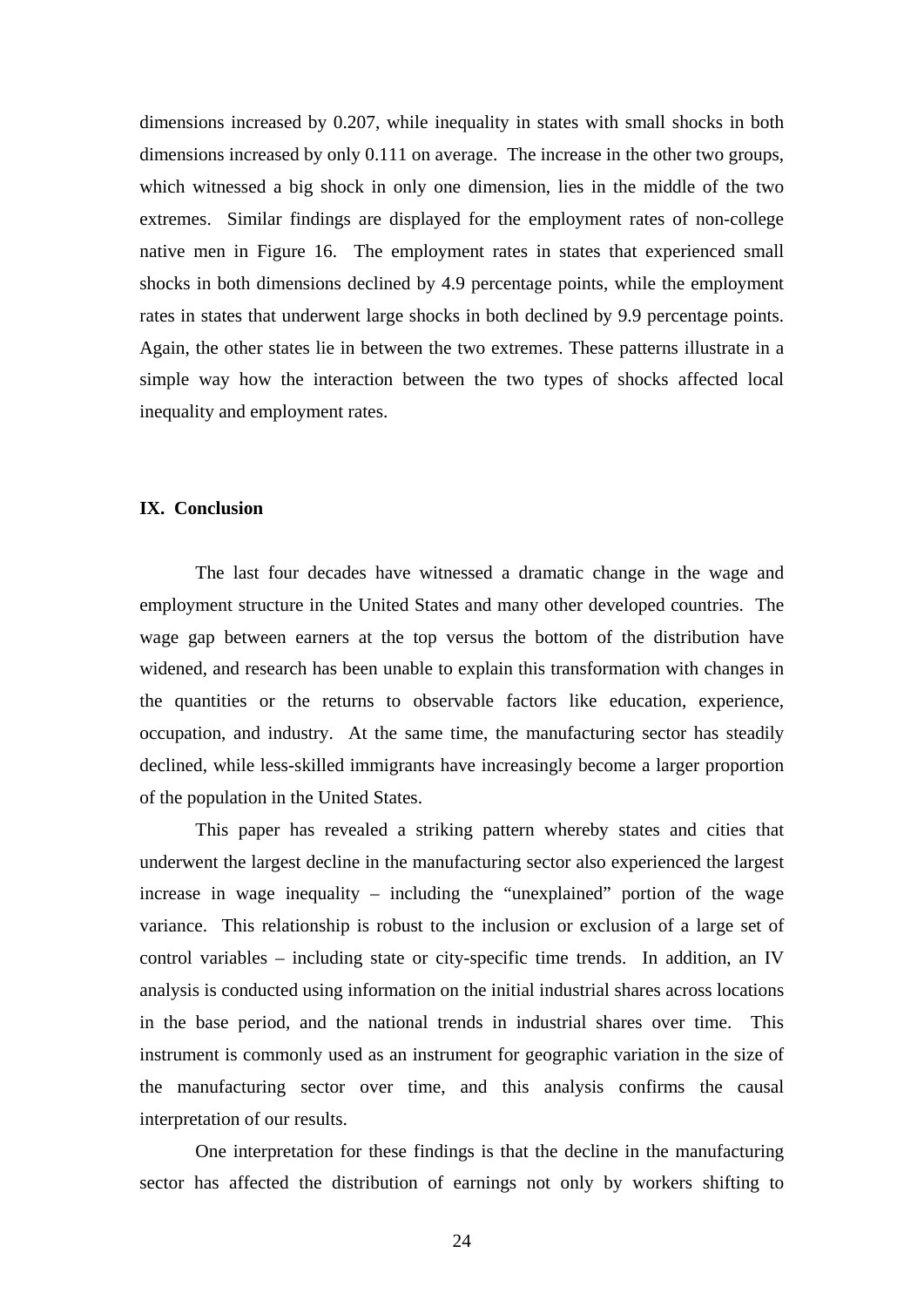dimensions increased by 0.207, while inequality in states with small shocks in both dimensions increased by only 0.111 on average. The increase in the other two groups, which witnessed a big shock in only one dimension, lies in the middle of the two extremes. Similar findings are displayed for the employment rates of non-college native men in Figure 16. The employment rates in states that experienced small shocks in both dimensions declined by 4.9 percentage points, while the employment rates in states that underwent large shocks in both declined by 9.9 percentage points. Again, the other states lie in between the two extremes. These patterns illustrate in a simple way how the interaction between the two types of shocks affected local inequality and employment rates.

## IX. Conclusion

The last four decades have witnessed a dramatic change in the wage and employment structure in the United States and many other developed countries. The wage gap between earners at the top versus the bottom of the distribution have widened, and research has been unable to explain this transformation with changes in the quantities or the returns to observable factors like education, experience, occupation, and industry. At the same time, the manufacturing sector has steadily declined, while less-skilled immigrants have increasingly become a larger proportion of the population in the United States.

This paper has revealed a striking pattern whereby states and cities that underwent the largest decline in the manufacturing sector also experienced the largest increase in wage inequality – including the "unexplained" portion of the wage variance. This relationship is robust to the inclusion or exclusion of a large set of control variables – including state or city-specific time trends. In addition, an IV analysis is conducted using information on the initial industrial shares across locations in the base period, and the national trends in industrial shares over time. This instrument is commonly used as an instrument for geographic variation in the size of the manufacturing sector over time, and this analysis confirms the causal interpretation of our results.

One interpretation for these findings is that the decline in the manufacturing sector has affected the distribution of earnings not only by workers shifting to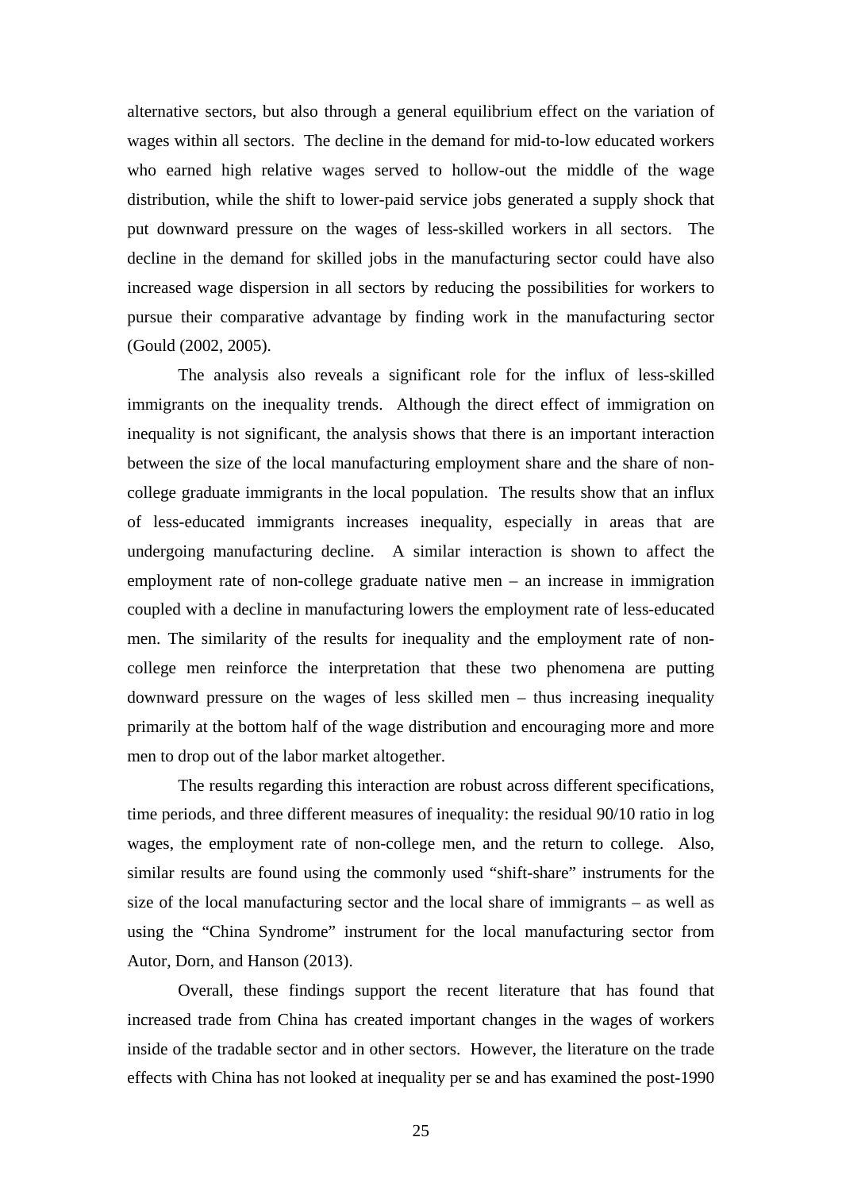alternative sectors, but also through a general equilibrium effect on the variation of wages within all sectors. The decline in the demand for mid-to-low educated workers who earned high relative wages served to hollow-out the middle of the wage distribution, while the shift to lower-paid service jobs generated a supply shock that put downward pressure on the wages of less-skilled workers in all sectors. The decline in the demand for skilled jobs in the manufacturing sector could have also increased wage dispersion in all sectors by reducing the possibilities for workers to pursue their comparative advantage by finding work in the manufacturing sector (Gould (2002, 2005).

The analysis also reveals a significant role for the influx of less-skilled immigrants on the inequality trends. Although the direct effect of immigration on inequality is not significant, the analysis shows that there is an important interaction between the size of the local manufacturing employment share and the share of non-college graduate immigrants in the local population. The results show that an influx of less-educated immigrants increases inequality, especially in areas that are undergoing manufacturing decline. A similar interaction is shown to affect the employment rate of non-college graduate native men – an increase in immigration coupled with a decline in manufacturing lowers the employment rate of less-educated men. The similarity of the results for inequality and the employment rate of non-college men reinforce the interpretation that these two phenomena are putting downward pressure on the wages of less skilled men – thus increasing inequality primarily at the bottom half of the wage distribution and encouraging more and more men to drop out of the labor market altogether.

The results regarding this interaction are robust across different specifications, time periods, and three different measures of inequality: the residual 90/10 ratio in log wages, the employment rate of non-college men, and the return to college. Also, similar results are found using the commonly used "shift-share" instruments for the size of the local manufacturing sector and the local share of immigrants – as well as using the "China Syndrome" instrument for the local manufacturing sector from Autor, Dorn, and Hanson (2013).

Overall, these findings support the recent literature that has found that increased trade from China has created important changes in the wages of workers inside of the tradable sector and in other sectors. However, the literature on the trade effects with China has not looked at inequality per se and has examined the post-1990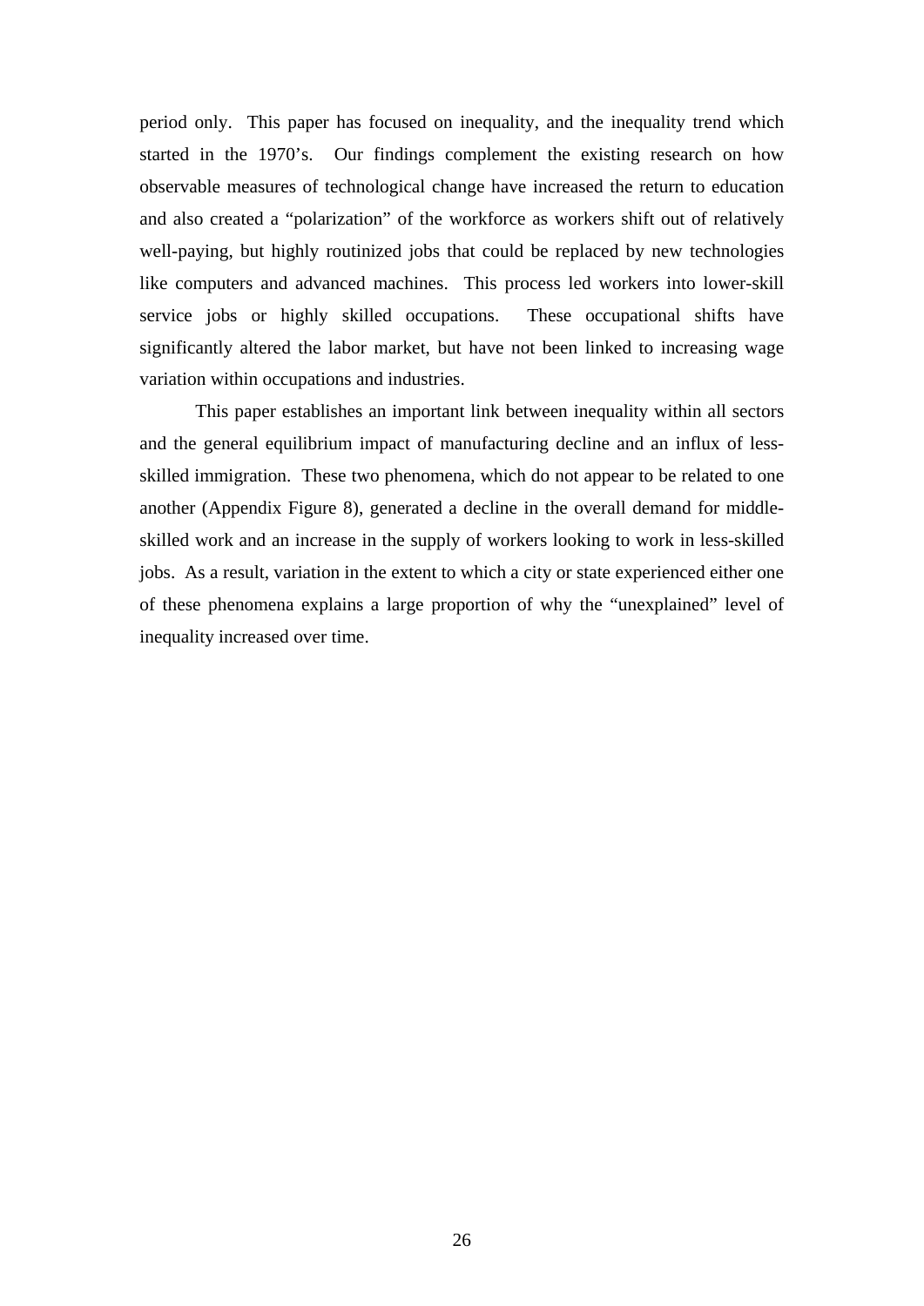period only. This paper has focused on inequality, and the inequality trend which started in the 1970's. Our findings complement the existing research on how observable measures of technological change have increased the return to education and also created a "polarization" of the workforce as workers shift out of relatively well-paying, but highly routinized jobs that could be replaced by new technologies like computers and advanced machines. This process led workers into lower-skill service jobs or highly skilled occupations. These occupational shifts have significantly altered the labor market, but have not been linked to increasing wage variation within occupations and industries.

This paper establishes an important link between inequality within all sectors and the general equilibrium impact of manufacturing decline and an influx of less-skilled immigration. These two phenomena, which do not appear to be related to one another (Appendix Figure 8), generated a decline in the overall demand for middle-skilled work and an increase in the supply of workers looking to work in less-skilled jobs. As a result, variation in the extent to which a city or state experienced either one of these phenomena explains a large proportion of why the "unexplained" level of inequality increased over time.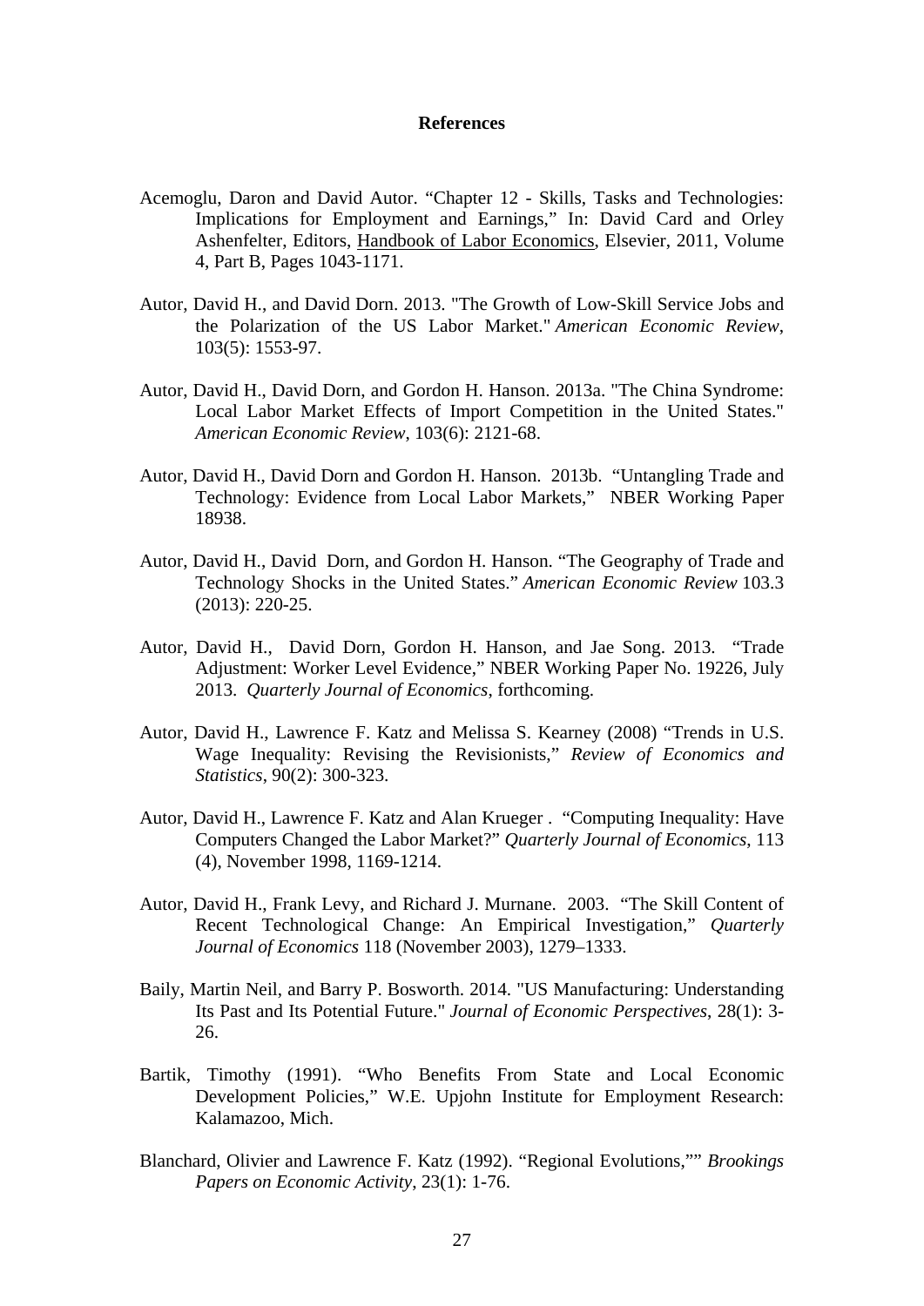**References**

Acemoglu, Daron and David Autor. "Chapter 12 - Skills, Tasks and Technologies: Implications for Employment and Earnings," In: David Card and Orley Ashenfelter, Editors, Handbook of Labor Economics, Elsevier, 2011, Volume 4, Part B, Pages 1043-1171.

Autor, David H., and David Dorn. 2013. "The Growth of Low-Skill Service Jobs and the Polarization of the US Labor Market." *American Economic Review*, 103(5): 1553-97.

Autor, David H., David Dorn, and Gordon H. Hanson. 2013a. "The China Syndrome: Local Labor Market Effects of Import Competition in the United States." *American Economic Review*, 103(6): 2121-68.

Autor, David H., David Dorn and Gordon H. Hanson. 2013b. "Untangling Trade and Technology: Evidence from Local Labor Markets," NBER Working Paper 18938.

Autor, David H., David Dorn, and Gordon H. Hanson. "The Geography of Trade and Technology Shocks in the United States." *American Economic Review* 103.3 (2013): 220-25.

Autor, David H., David Dorn, Gordon H. Hanson, and Jae Song. 2013. "Trade Adjustment: Worker Level Evidence," NBER Working Paper No. 19226, July 2013. *Quarterly Journal of Economics*, forthcoming.

Autor, David H., Lawrence F. Katz and Melissa S. Kearney (2008) "Trends in U.S. Wage Inequality: Revising the Revisionists," *Review of Economics and Statistics*, 90(2): 300-323.

Autor, David H., Lawrence F. Katz and Alan Krueger . "Computing Inequality: Have Computers Changed the Labor Market?" *Quarterly Journal of Economics*, 113 (4), November 1998, 1169-1214.

Autor, David H., Frank Levy, and Richard J. Murnane. 2003. "The Skill Content of Recent Technological Change: An Empirical Investigation," *Quarterly Journal of Economics* 118 (November 2003), 1279–1333.

Baily, Martin Neil, and Barry P. Bosworth. 2014. "US Manufacturing: Understanding Its Past and Its Potential Future." *Journal of Economic Perspectives*, 28(1): 3-26.

Bartik, Timothy (1991). "Who Benefits From State and Local Economic Development Policies," W.E. Upjohn Institute for Employment Research: Kalamazoo, Mich.

Blanchard, Olivier and Lawrence F. Katz (1992). "Regional Evolutions,"" *Brookings Papers on Economic Activity*, 23(1): 1-76.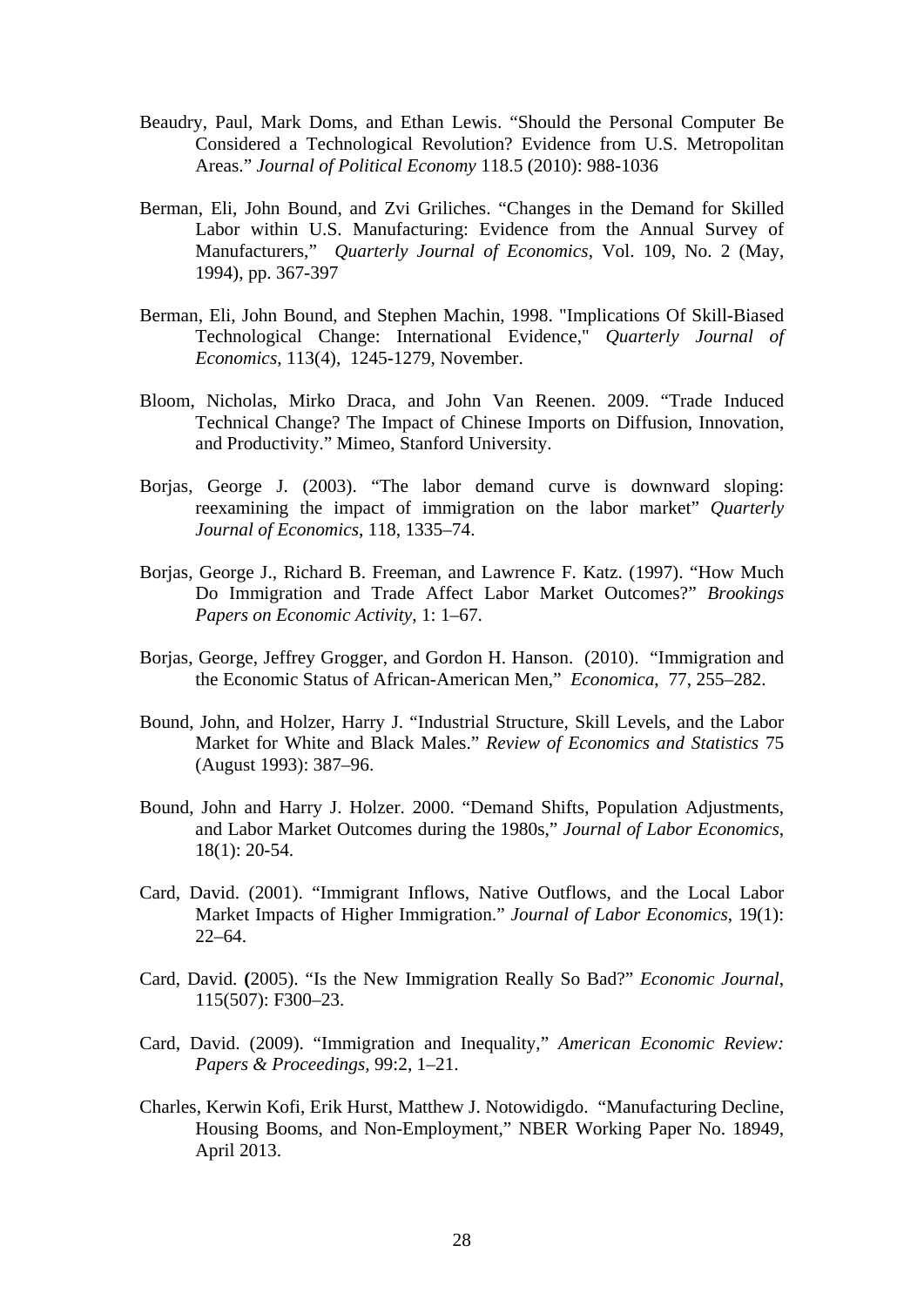Beaudry, Paul, Mark Doms, and Ethan Lewis. "Should the Personal Computer Be Considered a Technological Revolution? Evidence from U.S. Metropolitan Areas." *Journal of Political Economy* 118.5 (2010): 988-1036

Berman, Eli, John Bound, and Zvi Griliches. "Changes in the Demand for Skilled Labor within U.S. Manufacturing: Evidence from the Annual Survey of Manufacturers," *Quarterly Journal of Economics*, Vol. 109, No. 2 (May, 1994), pp. 367-397

Berman, Eli, John Bound, and Stephen Machin, 1998. "Implications Of Skill-Biased Technological Change: International Evidence," *Quarterly Journal of Economics*, 113(4), 1245-1279, November.

Bloom, Nicholas, Mirko Draca, and John Van Reenen. 2009. "Trade Induced Technical Change? The Impact of Chinese Imports on Diffusion, Innovation, and Productivity." Mimeo, Stanford University.

Borjas, George J. (2003). "The labor demand curve is downward sloping: reexamining the impact of immigration on the labor market" *Quarterly Journal of Economics*, 118, 1335–74.

Borjas, George J., Richard B. Freeman, and Lawrence F. Katz. (1997). "How Much Do Immigration and Trade Affect Labor Market Outcomes?" *Brookings Papers on Economic Activity*, 1: 1–67.

Borjas, George, Jeffrey Grogger, and Gordon H. Hanson. (2010). "Immigration and the Economic Status of African-American Men," *Economica*, 77, 255–282.

Bound, John, and Holzer, Harry J. "Industrial Structure, Skill Levels, and the Labor Market for White and Black Males." *Review of Economics and Statistics* 75 (August 1993): 387–96.

Bound, John and Harry J. Holzer. 2000. "Demand Shifts, Population Adjustments, and Labor Market Outcomes during the 1980s," *Journal of Labor Economics*, 18(1): 20-54.

Card, David. (2001). "Immigrant Inflows, Native Outflows, and the Local Labor Market Impacts of Higher Immigration." *Journal of Labor Economics*, 19(1): 22–64.

Card, David. **(**2005). "Is the New Immigration Really So Bad?" *Economic Journal*, 115(507): F300–23.

Card, David. (2009). "Immigration and Inequality," *American Economic Review: Papers & Proceedings*, 99:2, 1–21.

Charles, Kerwin Kofi, Erik Hurst, Matthew J. Notowidigdo. "Manufacturing Decline, Housing Booms, and Non-Employment," NBER Working Paper No. 18949, April 2013.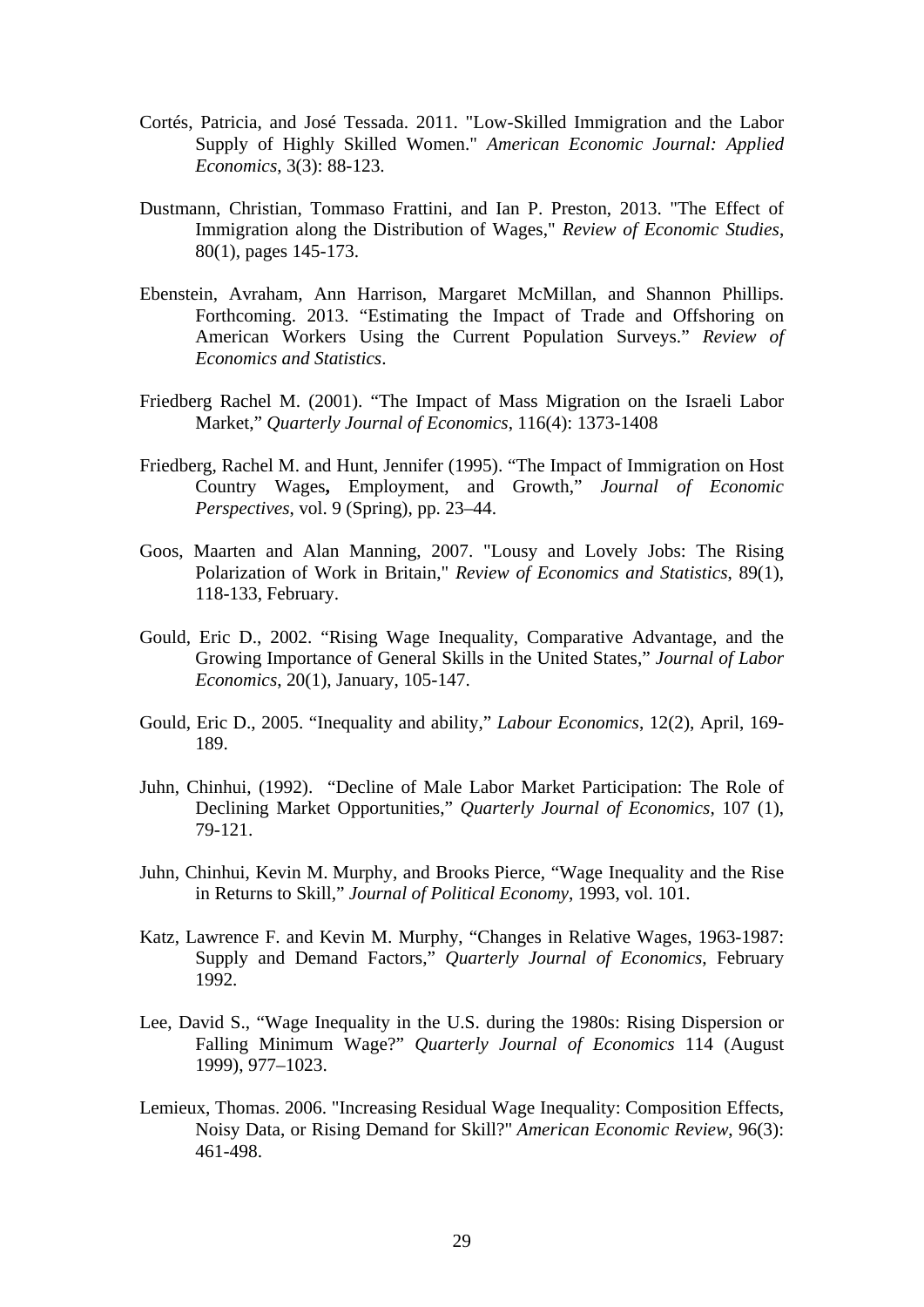Cortés, Patricia, and José Tessada. 2011. "Low-Skilled Immigration and the Labor Supply of Highly Skilled Women." *American Economic Journal: Applied Economics*, 3(3): 88-123.

Dustmann, Christian, Tommaso Frattini, and Ian P. Preston, 2013. "The Effect of Immigration along the Distribution of Wages," *Review of Economic Studies*, 80(1), pages 145-173.

Ebenstein, Avraham, Ann Harrison, Margaret McMillan, and Shannon Phillips. Forthcoming. 2013. "Estimating the Impact of Trade and Offshoring on American Workers Using the Current Population Surveys." *Review of Economics and Statistics*.

Friedberg Rachel M. (2001). "The Impact of Mass Migration on the Israeli Labor Market," *Quarterly Journal of Economics*, 116(4): 1373-1408

Friedberg, Rachel M. and Hunt, Jennifer (1995). "The Impact of Immigration on Host Country Wages**,** Employment, and Growth," *Journal of Economic Perspectives*, vol. 9 (Spring), pp. 23–44.

Goos, Maarten and Alan Manning, 2007. "Lousy and Lovely Jobs: The Rising Polarization of Work in Britain," *Review of Economics and Statistics*, 89(1), 118-133, February.

Gould, Eric D., 2002. "Rising Wage Inequality, Comparative Advantage, and the Growing Importance of General Skills in the United States," *Journal of Labor Economics*, 20(1), January, 105-147.

Gould, Eric D., 2005. "Inequality and ability," *Labour Economics*, 12(2), April, 169-189.

Juhn, Chinhui, (1992). "Decline of Male Labor Market Participation: The Role of Declining Market Opportunities," *Quarterly Journal of Economics*, 107 (1), 79-121.

Juhn, Chinhui, Kevin M. Murphy, and Brooks Pierce, "Wage Inequality and the Rise in Returns to Skill," *Journal of Political Economy*, 1993, vol. 101.

Katz, Lawrence F. and Kevin M. Murphy, "Changes in Relative Wages, 1963-1987: Supply and Demand Factors," *Quarterly Journal of Economics*, February 1992.

Lee, David S., "Wage Inequality in the U.S. during the 1980s: Rising Dispersion or Falling Minimum Wage?" *Quarterly Journal of Economics* 114 (August 1999), 977–1023.

Lemieux, Thomas. 2006. "Increasing Residual Wage Inequality: Composition Effects, Noisy Data, or Rising Demand for Skill?" *American Economic Review*, 96(3): 461-498.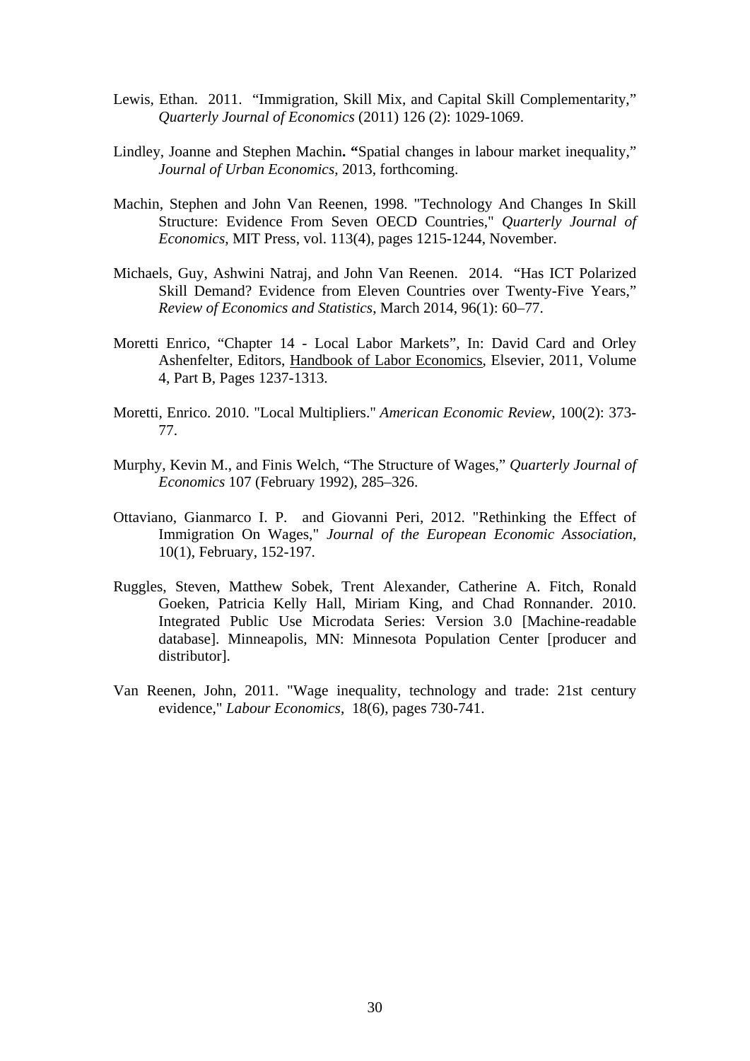Lewis, Ethan. 2011. "Immigration, Skill Mix, and Capital Skill Complementarity," *Quarterly Journal of Economics* (2011) 126 (2): 1029-1069.

Lindley, Joanne and Stephen Machin**. "**Spatial changes in labour market inequality," *Journal of Urban Economics*, 2013, forthcoming.

Machin, Stephen and John Van Reenen, 1998. "Technology And Changes In Skill Structure: Evidence From Seven OECD Countries," *Quarterly Journal of Economics*, MIT Press, vol. 113(4), pages 1215-1244, November.

Michaels, Guy, Ashwini Natraj, and John Van Reenen. 2014. "Has ICT Polarized Skill Demand? Evidence from Eleven Countries over Twenty-Five Years," *Review of Economics and Statistics*, March 2014, 96(1): 60–77.

Moretti Enrico, "Chapter 14 - Local Labor Markets", In: David Card and Orley Ashenfelter, Editors, Handbook of Labor Economics, Elsevier, 2011, Volume 4, Part B, Pages 1237-1313.

Moretti, Enrico. 2010. "Local Multipliers." *American Economic Review*, 100(2): 373-77.

Murphy, Kevin M., and Finis Welch, "The Structure of Wages," *Quarterly Journal of Economics* 107 (February 1992), 285–326.

Ottaviano, Gianmarco I. P. and Giovanni Peri, 2012. "Rethinking the Effect of Immigration On Wages," *Journal of the European Economic Association*, 10(1), February, 152-197.

Ruggles, Steven, Matthew Sobek, Trent Alexander, Catherine A. Fitch, Ronald Goeken, Patricia Kelly Hall, Miriam King, and Chad Ronnander. 2010. Integrated Public Use Microdata Series: Version 3.0 [Machine-readable database]. Minneapolis, MN: Minnesota Population Center [producer and distributor].

Van Reenen, John, 2011. "Wage inequality, technology and trade: 21st century evidence," *Labour Economics*, 18(6), pages 730-741.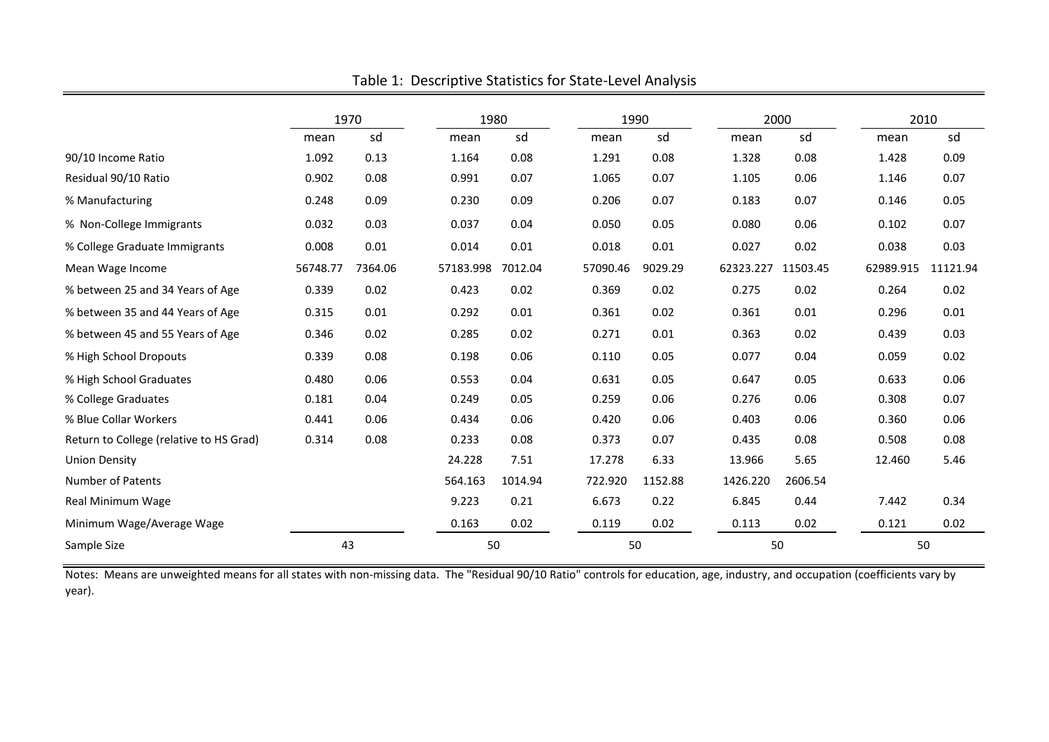## Table 1: Descriptive Statistics for State-Level Analysis

| | 1970 | | 1980 | | 1990 | | 2000 | | 2010 | |
|---|---|---|---|---|---|---|---|---|---|---|
| | mean | sd | mean | sd | mean | sd | mean | sd | mean | sd |
| 90/10 Income Ratio | 1.092 | 0.13 | 1.164 | 0.08 | 1.291 | 0.08 | 1.328 | 0.08 | 1.428 | 0.09 |
| Residual 90/10 Ratio | 0.902 | 0.08 | 0.991 | 0.07 | 1.065 | 0.07 | 1.105 | 0.06 | 1.146 | 0.07 |
| % Manufacturing | 0.248 | 0.09 | 0.230 | 0.09 | 0.206 | 0.07 | 0.183 | 0.07 | 0.146 | 0.05 |
| % Non-College Immigrants | 0.032 | 0.03 | 0.037 | 0.04 | 0.050 | 0.05 | 0.080 | 0.06 | 0.102 | 0.07 |
| % College Graduate Immigrants | 0.008 | 0.01 | 0.014 | 0.01 | 0.018 | 0.01 | 0.027 | 0.02 | 0.038 | 0.03 |
| Mean Wage Income | 56748.77 | 7364.06 | 57183.998 | 7012.04 | 57090.46 | 9029.29 | 62323.227 | 11503.45 | 62989.915 | 11121.94 |
| % between 25 and 34 Years of Age | 0.339 | 0.02 | 0.423 | 0.02 | 0.369 | 0.02 | 0.275 | 0.02 | 0.264 | 0.02 |
| % between 35 and 44 Years of Age | 0.315 | 0.01 | 0.292 | 0.01 | 0.361 | 0.02 | 0.361 | 0.01 | 0.296 | 0.01 |
| % between 45 and 55 Years of Age | 0.346 | 0.02 | 0.285 | 0.02 | 0.271 | 0.01 | 0.363 | 0.02 | 0.439 | 0.03 |
| % High School Dropouts | 0.339 | 0.08 | 0.198 | 0.06 | 0.110 | 0.05 | 0.077 | 0.04 | 0.059 | 0.02 |
| % High School Graduates | 0.480 | 0.06 | 0.553 | 0.04 | 0.631 | 0.05 | 0.647 | 0.05 | 0.633 | 0.06 |
| % College Graduates | 0.181 | 0.04 | 0.249 | 0.05 | 0.259 | 0.06 | 0.276 | 0.06 | 0.308 | 0.07 |
| % Blue Collar Workers | 0.441 | 0.06 | 0.434 | 0.06 | 0.420 | 0.06 | 0.403 | 0.06 | 0.360 | 0.06 |
| Return to College (relative to HS Grad) | 0.314 | 0.08 | 0.233 | 0.08 | 0.373 | 0.07 | 0.435 | 0.08 | 0.508 | 0.08 |
| Union Density | | | 24.228 | 7.51 | 17.278 | 6.33 | 13.966 | 5.65 | 12.460 | 5.46 |
| Number of Patents | | | 564.163 | 1014.94 | 722.920 | 1152.88 | 1426.220 | 2606.54 | | |
| Real Minimum Wage | | | 9.223 | 0.21 | 6.673 | 0.22 | 6.845 | 0.44 | 7.442 | 0.34 |
| Minimum Wage/Average Wage | | | 0.163 | 0.02 | 0.119 | 0.02 | 0.113 | 0.02 | 0.121 | 0.02 |
| Sample Size | 43 | | 50 | | 50 | | 50 | | 50 | |

Notes: Means are unweighted means for all states with non-missing data. The "Residual 90/10 Ratio" controls for education, age, industry, and occupation (coefficients vary by year).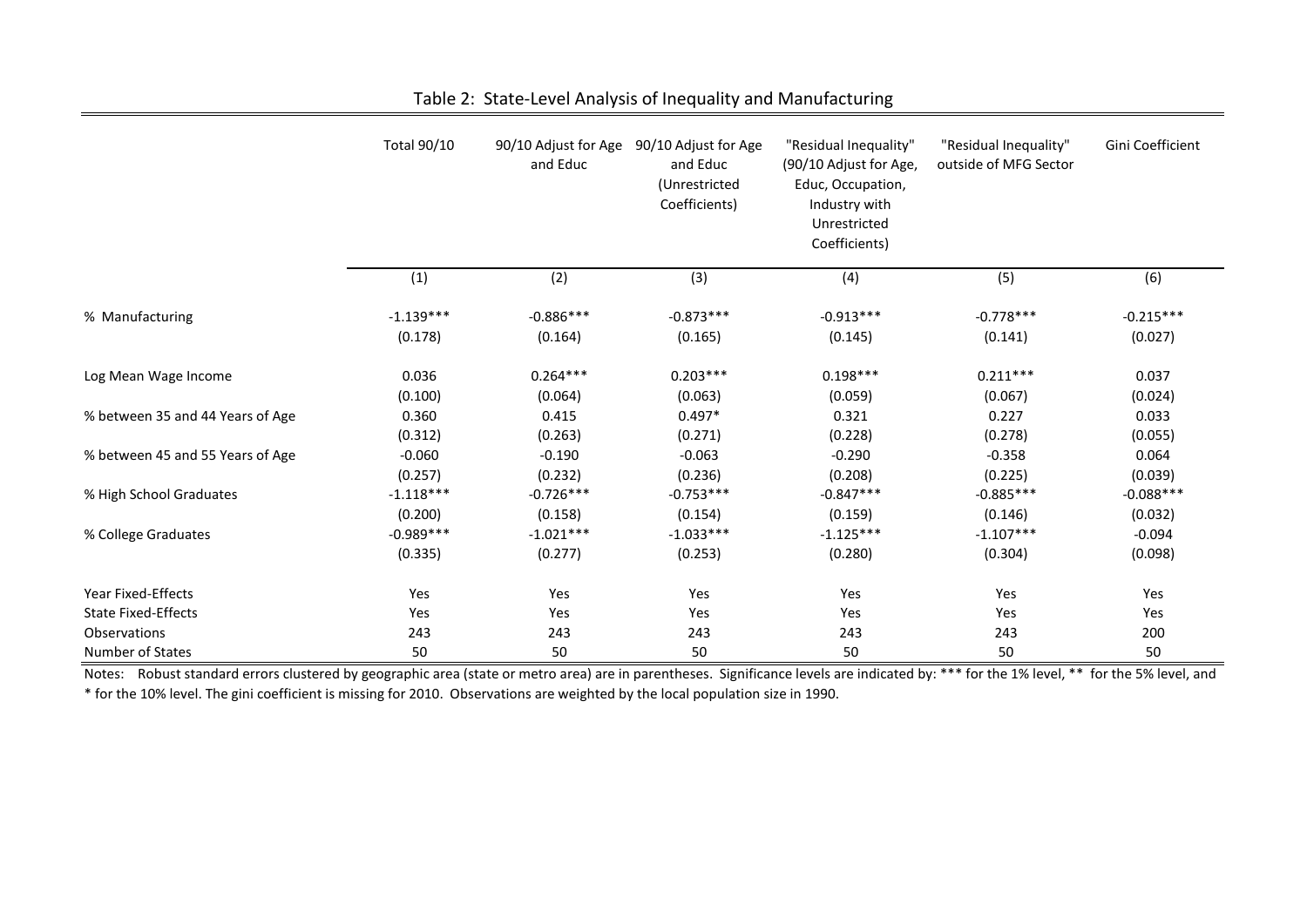## Table 2: State-Level Analysis of Inequality and Manufacturing

| | Total 90/10 | 90/10 Adjust for Age and Educ | 90/10 Adjust for Age and Educ (Unrestricted Coefficients) | "Residual Inequality" (90/10 Adjust for Age, Educ, Occupation, Industry with Unrestricted Coefficients) | "Residual Inequality" outside of MFG Sector | Gini Coefficient |
|---|---|---|---|---|---|---|
| | (1) | (2) | (3) | (4) | (5) | (6) |
| % Manufacturing | -1.139*** | -0.886*** | -0.873*** | -0.913*** | -0.778*** | -0.215*** |
| | (0.178) | (0.164) | (0.165) | (0.145) | (0.141) | (0.027) |
| Log Mean Wage Income | 0.036 | 0.264*** | 0.203*** | 0.198*** | 0.211*** | 0.037 |
| | (0.100) | (0.064) | (0.063) | (0.059) | (0.067) | (0.024) |
| % between 35 and 44 Years of Age | 0.360 | 0.415 | 0.497* | 0.321 | 0.227 | 0.033 |
| | (0.312) | (0.263) | (0.271) | (0.228) | (0.278) | (0.055) |
| % between 45 and 55 Years of Age | -0.060 | -0.190 | -0.063 | -0.290 | -0.358 | 0.064 |
| | (0.257) | (0.232) | (0.236) | (0.208) | (0.225) | (0.039) |
| % High School Graduates | -1.118*** | -0.726*** | -0.753*** | -0.847*** | -0.885*** | -0.088*** |
| | (0.200) | (0.158) | (0.154) | (0.159) | (0.146) | (0.032) |
| % College Graduates | -0.989*** | -1.021*** | -1.033*** | -1.125*** | -1.107*** | -0.094 |
| | (0.335) | (0.277) | (0.253) | (0.280) | (0.304) | (0.098) |
| Year Fixed-Effects | Yes | Yes | Yes | Yes | Yes | Yes |
| State Fixed-Effects | Yes | Yes | Yes | Yes | Yes | Yes |
| Observations | 243 | 243 | 243 | 243 | 243 | 200 |
| Number of States | 50 | 50 | 50 | 50 | 50 | 50 |

Notes: Robust standard errors clustered by geographic area (state or metro area) are in parentheses. Significance levels are indicated by: *** for the 1% level, ** for the 5% level, and * for the 10% level. The gini coefficient is missing for 2010. Observations are weighted by the local population size in 1990.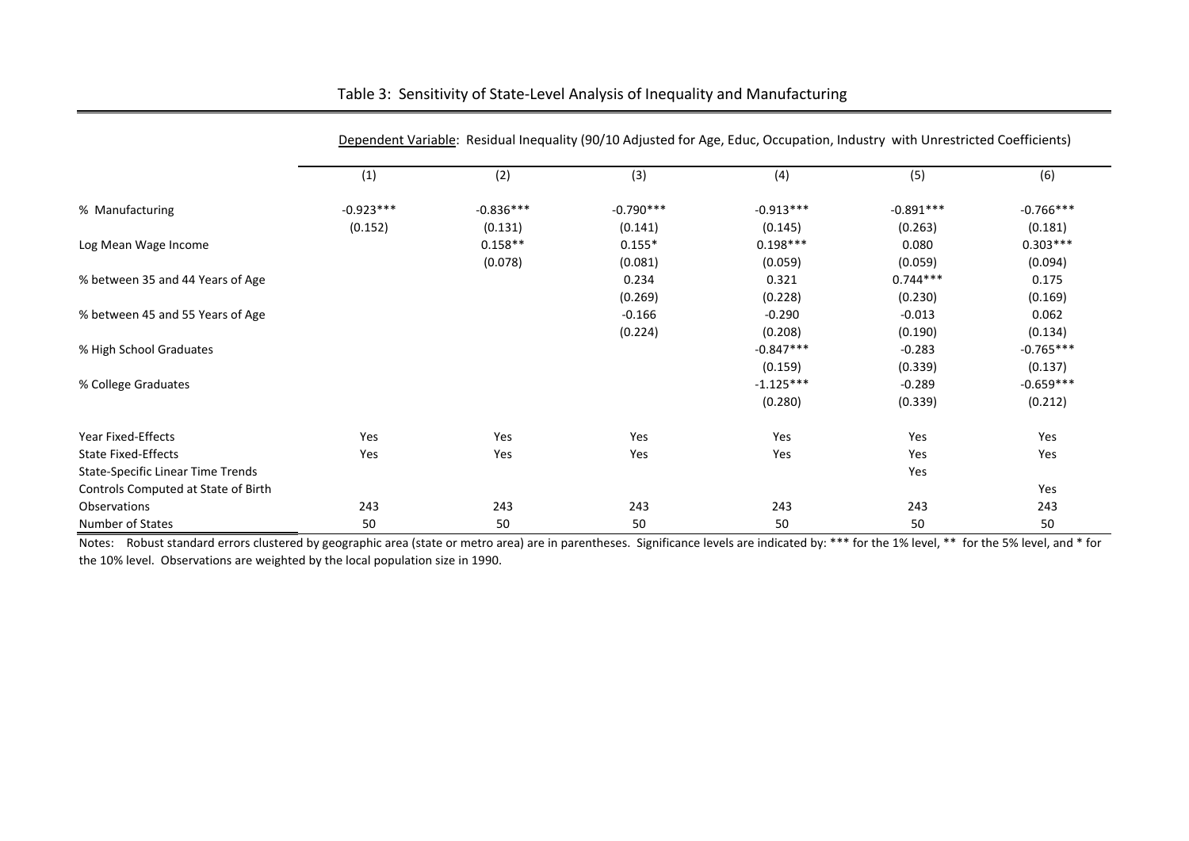Table 3: Sensitivity of State-Level Analysis of Inequality and Manufacturing

| | Dependent Variable: Residual Inequality (90/10 Adjusted for Age, Educ, Occupation, Industry with Unrestricted Coefficients) | | | | | |
|---|---|---|---|---|---|---|
| | (1) | (2) | (3) | (4) | (5) | (6) |
| % Manufacturing | -0.923*** | -0.836*** | -0.790*** | -0.913*** | -0.891*** | -0.766*** |
| | (0.152) | (0.131) | (0.141) | (0.145) | (0.263) | (0.181) |
| Log Mean Wage Income | | 0.158** | 0.155* | 0.198*** | 0.080 | 0.303*** |
| | | (0.078) | (0.081) | (0.059) | (0.059) | (0.094) |
| % between 35 and 44 Years of Age | | | 0.234 | 0.321 | 0.744*** | 0.175 |
| | | | (0.269) | (0.228) | (0.230) | (0.169) |
| % between 45 and 55 Years of Age | | | -0.166 | -0.290 | -0.013 | 0.062 |
| | | | (0.224) | (0.208) | (0.190) | (0.134) |
| % High School Graduates | | | | -0.847*** | -0.283 | -0.765*** |
| | | | | (0.159) | (0.339) | (0.137) |
| % College Graduates | | | | -1.125*** | -0.289 | -0.659*** |
| | | | | (0.280) | (0.339) | (0.212) |
| Year Fixed-Effects | Yes | Yes | Yes | Yes | Yes | Yes |
| State Fixed-Effects | Yes | Yes | Yes | Yes | Yes | Yes |
| State-Specific Linear Time Trends | | | | | Yes | |
| Controls Computed at State of Birth | | | | | | Yes |
| Observations | 243 | 243 | 243 | 243 | 243 | 243 |
| Number of States | 50 | 50 | 50 | 50 | 50 | 50 |

Notes: Robust standard errors clustered by geographic area (state or metro area) are in parentheses. Significance levels are indicated by: *** for the 1% level, ** for the 5% level, and * for the 10% level. Observations are weighted by the local population size in 1990.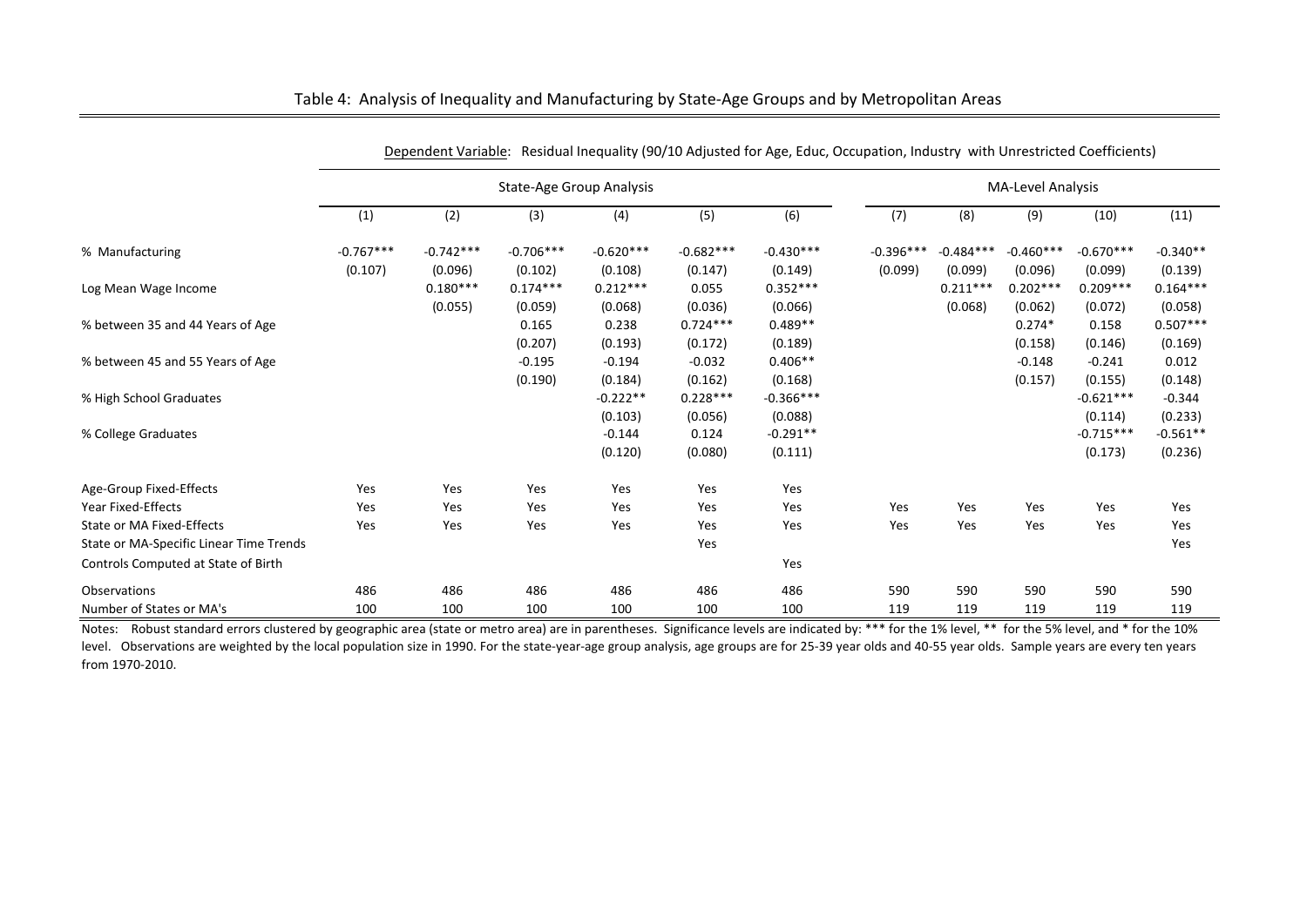## Table 4: Analysis of Inequality and Manufacturing by State-Age Groups and by Metropolitan Areas

Dependent Variable: Residual Inequality (90/10 Adjusted for Age, Educ, Occupation, Industry with Unrestricted Coefficients)

| | State-Age Group Analysis | | | | | | MA-Level Analysis | | | | |
|---|---|---|---|---|---|---|---|---|---|---|---|
| | (1) | (2) | (3) | (4) | (5) | (6) | (7) | (8) | (9) | (10) | (11) |
| % Manufacturing | -0.767*** | -0.742*** | -0.706*** | -0.620*** | -0.682*** | -0.430*** | -0.396*** | -0.484*** | -0.460*** | -0.670*** | -0.340** |
| | (0.107) | (0.096) | (0.102) | (0.108) | (0.147) | (0.149) | (0.099) | (0.099) | (0.096) | (0.099) | (0.139) |
| Log Mean Wage Income | | 0.180*** | 0.174*** | 0.212*** | 0.055 | 0.352*** | | 0.211*** | 0.202*** | 0.209*** | 0.164*** |
| | | (0.055) | (0.059) | (0.068) | (0.036) | (0.066) | | (0.068) | (0.062) | (0.072) | (0.058) |
| % between 35 and 44 Years of Age | | | 0.165 | 0.238 | 0.724*** | 0.489** | | | 0.274* | 0.158 | 0.507*** |
| | | | (0.207) | (0.193) | (0.172) | (0.189) | | | (0.158) | (0.146) | (0.169) |
| % between 45 and 55 Years of Age | | | -0.195 | -0.194 | -0.032 | 0.406** | | | -0.148 | -0.241 | 0.012 |
| | | | (0.190) | (0.184) | (0.162) | (0.168) | | | (0.157) | (0.155) | (0.148) |
| % High School Graduates | | | | -0.222** | 0.228*** | -0.366*** | | | | -0.621*** | -0.344 |
| | | | | (0.103) | (0.056) | (0.088) | | | | (0.114) | (0.233) |
| % College Graduates | | | | -0.144 | 0.124 | -0.291** | | | | -0.715*** | -0.561** |
| | | | | (0.120) | (0.080) | (0.111) | | | | (0.173) | (0.236) |
| Age-Group Fixed-Effects | Yes | Yes | Yes | Yes | Yes | Yes | | | | | |
| Year Fixed-Effects | Yes | Yes | Yes | Yes | Yes | Yes | Yes | Yes | Yes | Yes | Yes |
| State or MA Fixed-Effects | Yes | Yes | Yes | Yes | Yes | Yes | Yes | Yes | Yes | Yes | Yes |
| State or MA-Specific Linear Time Trends | | | | | Yes | | | | | | Yes |
| Controls Computed at State of Birth | | | | | | Yes | | | | | |
| Observations | 486 | 486 | 486 | 486 | 486 | 486 | 590 | 590 | 590 | 590 | 590 |
| Number of States or MA's | 100 | 100 | 100 | 100 | 100 | 100 | 119 | 119 | 119 | 119 | 119 |

Notes: Robust standard errors clustered by geographic area (state or metro area) are in parentheses. Significance levels are indicated by: *** for the 1% level, ** for the 5% level, and * for the 10% level. Observations are weighted by the local population size in 1990. For the state-year-age group analysis, age groups are for 25-39 year olds and 40-55 year olds. Sample years are every ten years from 1970-2010.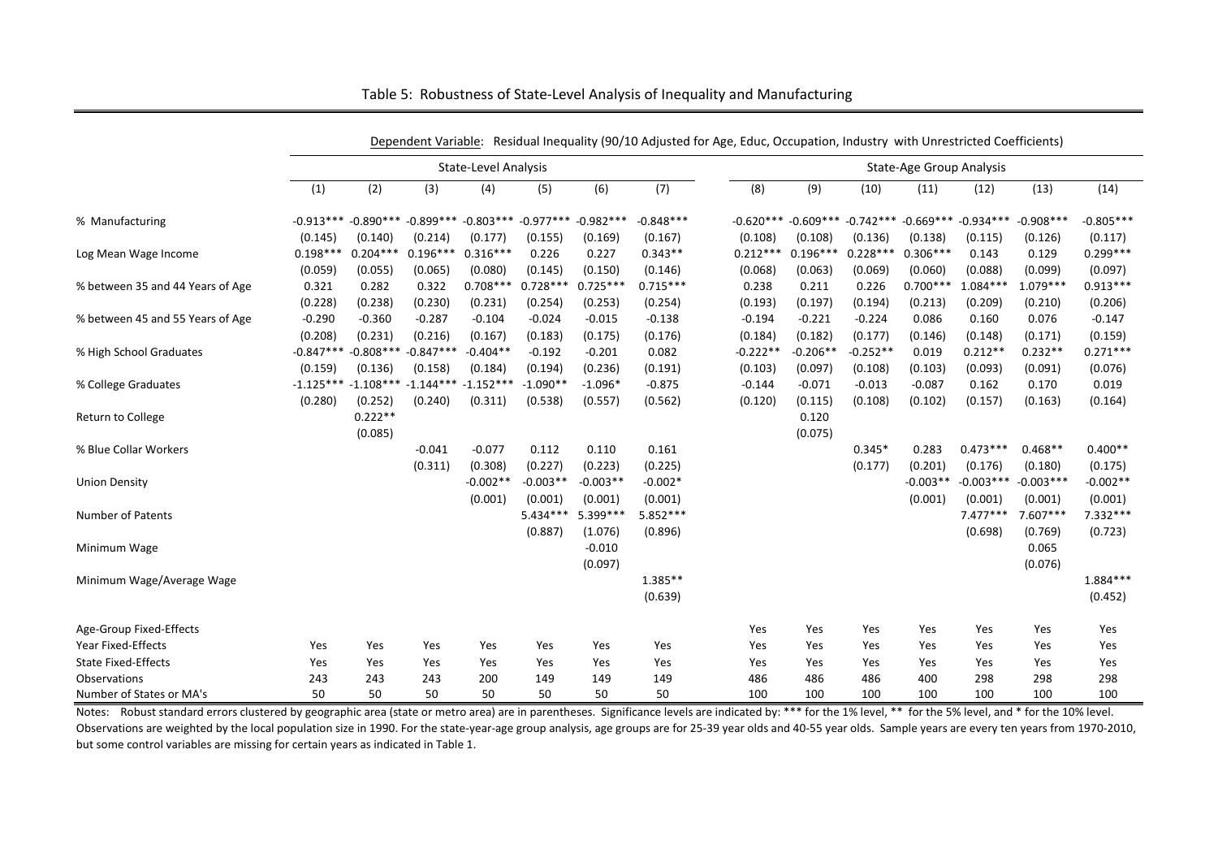# Table 5: Robustness of State-Level Analysis of Inequality and Manufacturing

| | Dependent Variable: Residual Inequality (90/10 Adjusted for Age, Educ, Occupation, Industry with Unrestricted Coefficients) | | | | | | | | | | | | | |
|---|---|---|---|---|---|---|---|---|---|---|---|---|---|---|
| | State-Level Analysis | | | | | | | State-Age Group Analysis | | | | | | |
| | (1) | (2) | (3) | (4) | (5) | (6) | (7) | (8) | (9) | (10) | (11) | (12) | (13) | (14) |
| % Manufacturing | -0.913*** | -0.890*** | -0.899*** | -0.803*** | -0.977*** | -0.982*** | -0.848*** | -0.620*** | -0.609*** | -0.742*** | -0.669*** | -0.934*** | -0.908*** | -0.805*** |
| | (0.145) | (0.140) | (0.214) | (0.177) | (0.155) | (0.169) | (0.167) | (0.108) | (0.108) | (0.136) | (0.138) | (0.115) | (0.126) | (0.117) |
| Log Mean Wage Income | 0.198*** | 0.204*** | 0.196*** | 0.316*** | 0.226 | 0.227 | 0.343** | 0.212*** | 0.196*** | 0.228*** | 0.306*** | 0.143 | 0.129 | 0.299*** |
| | (0.059) | (0.055) | (0.065) | (0.080) | (0.145) | (0.150) | (0.146) | (0.068) | (0.063) | (0.069) | (0.060) | (0.088) | (0.099) | (0.097) |
| % between 35 and 44 Years of Age | 0.321 | 0.282 | 0.322 | 0.708*** | 0.728*** | 0.725*** | 0.715*** | 0.238 | 0.211 | 0.226 | 0.700*** | 1.084*** | 1.079*** | 0.913*** |
| | (0.228) | (0.238) | (0.230) | (0.231) | (0.254) | (0.253) | (0.254) | (0.193) | (0.197) | (0.194) | (0.213) | (0.209) | (0.210) | (0.206) |
| % between 45 and 55 Years of Age | -0.290 | -0.360 | -0.287 | -0.104 | -0.024 | -0.015 | -0.138 | -0.194 | -0.221 | -0.224 | 0.086 | 0.160 | 0.076 | -0.147 |
| | (0.208) | (0.231) | (0.216) | (0.167) | (0.183) | (0.175) | (0.176) | (0.184) | (0.182) | (0.177) | (0.146) | (0.148) | (0.171) | (0.159) |
| % High School Graduates | -0.847*** | -0.808*** | -0.847*** | -0.404** | -0.192 | -0.201 | 0.082 | -0.222** | -0.206** | -0.252** | 0.019 | 0.212** | 0.232** | 0.271*** |
| | (0.159) | (0.136) | (0.158) | (0.184) | (0.194) | (0.236) | (0.191) | (0.103) | (0.097) | (0.108) | (0.103) | (0.093) | (0.091) | (0.076) |
| % College Graduates | -1.125*** | -1.108*** | -1.144*** | -1.152*** | -1.090** | -1.096* | -0.875 | -0.144 | -0.071 | -0.013 | -0.087 | 0.162 | 0.170 | 0.019 |
| | (0.280) | (0.252) | (0.240) | (0.311) | (0.538) | (0.557) | (0.562) | (0.120) | (0.115) | (0.108) | (0.102) | (0.157) | (0.163) | (0.164) |
| Return to College | | 0.222** | | | | | | | 0.120 | | | | | |
| | | (0.085) | | | | | | | (0.075) | | | | | |
| % Blue Collar Workers | | | -0.041 | -0.077 | 0.112 | 0.110 | 0.161 | | | 0.345* | 0.283 | 0.473*** | 0.468** | 0.400** |
| | | | (0.311) | (0.308) | (0.227) | (0.223) | (0.225) | | | (0.177) | (0.201) | (0.176) | (0.180) | (0.175) |
| Union Density | | | | -0.002** | -0.003** | -0.003** | -0.002* | | | | -0.003** | -0.003*** | -0.003*** | -0.002** |
| | | | | (0.001) | (0.001) | (0.001) | (0.001) | | | | (0.001) | (0.001) | (0.001) | (0.001) |
| Number of Patents | | | | | 5.434*** | 5.399*** | 5.852*** | | | | | 7.477*** | 7.607*** | 7.332*** |
| | | | | | (0.887) | (1.076) | (0.896) | | | | | (0.698) | (0.769) | (0.723) |
| Minimum Wage | | | | | | -0.010 | | | | | | | 0.065 | |
| | | | | | | (0.097) | | | | | | | (0.076) | |
| Minimum Wage/Average Wage | | | | | | | 1.385** | | | | | | | 1.884*** |
| | | | | | | | (0.639) | | | | | | | (0.452) |
| Age-Group Fixed-Effects | | | | | | | | Yes | Yes | Yes | Yes | Yes | Yes | Yes |
| Year Fixed-Effects | Yes | Yes | Yes | Yes | Yes | Yes | Yes | Yes | Yes | Yes | Yes | Yes | Yes | Yes |
| State Fixed-Effects | Yes | Yes | Yes | Yes | Yes | Yes | Yes | Yes | Yes | Yes | Yes | Yes | Yes | Yes |
| Observations | 243 | 243 | 243 | 200 | 149 | 149 | 149 | 486 | 486 | 486 | 400 | 298 | 298 | 298 |
| Number of States or MA's | 50 | 50 | 50 | 50 | 50 | 50 | 50 | 100 | 100 | 100 | 100 | 100 | 100 | 100 |

Notes: Robust standard errors clustered by geographic area (state or metro area) are in parentheses. Significance levels are indicated by: *** for the 1% level, ** for the 5% level, and * for the 10% level. Observations are weighted by the local population size in 1990. For the state-year-age group analysis, age groups are for 25-39 year olds and 40-55 year olds. Sample years are every ten years from 1970-2010, but some control variables are missing for certain years as indicated in Table 1.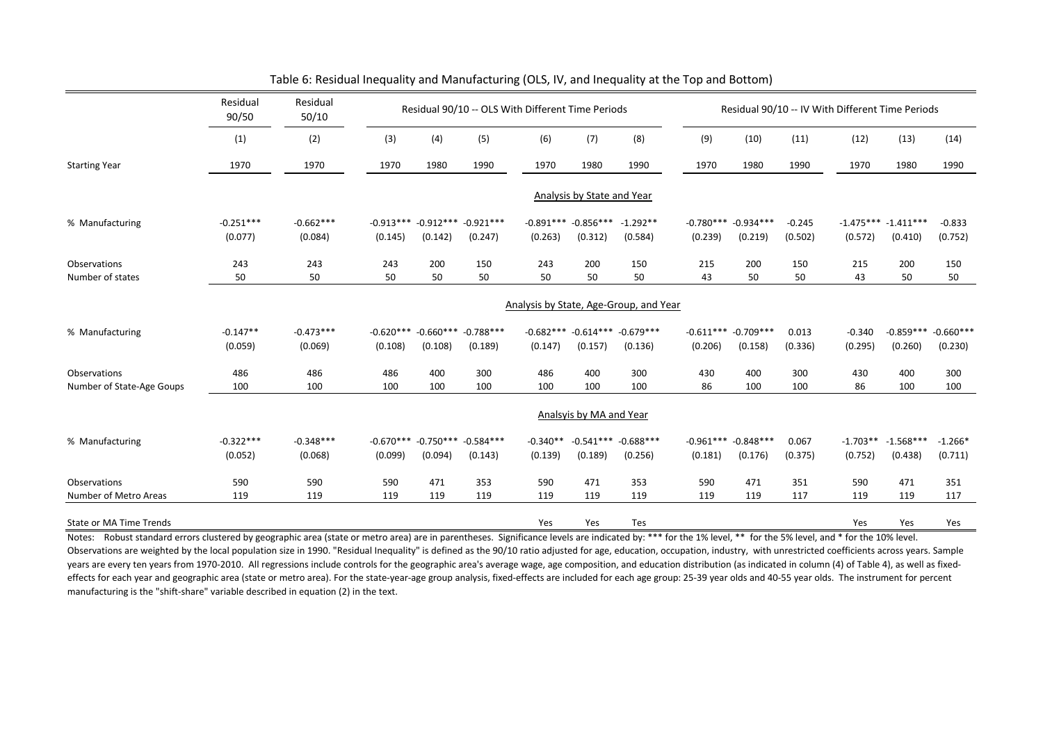Table 6: Residual Inequality and Manufacturing (OLS, IV, and Inequality at the Top and Bottom)

| | Residual 90/50 | Residual 50/10 | Residual 90/10 -- OLS With Different Time Periods | | | | | | Residual 90/10 -- IV With Different Time Periods | | | | | |
|---|---|---|---|---|---|---|---|---|---|---|---|---|---|---|
| | (1) | (2) | (3) | (4) | (5) | (6) | (7) | (8) | (9) | (10) | (11) | (12) | (13) | (14) |
| Starting Year | 1970 | 1970 | 1970 | 1980 | 1990 | 1970 | 1980 | 1990 | 1970 | 1980 | 1990 | 1970 | 1980 | 1990 |
| | | | | | | Analysis by State and Year | | | | | | | | |
| % Manufacturing | -0.251*** | -0.662*** | -0.913*** | -0.912*** | -0.921*** | -0.891*** | -0.856*** | -1.292** | -0.780*** | -0.934*** | -0.245 | -1.475*** | -1.411*** | -0.833 |
| | (0.077) | (0.084) | (0.145) | (0.142) | (0.247) | (0.263) | (0.312) | (0.584) | (0.239) | (0.219) | (0.502) | (0.572) | (0.410) | (0.752) |
| Observations | 243 | 243 | 243 | 200 | 150 | 243 | 200 | 150 | 215 | 200 | 150 | 215 | 200 | 150 |
| Number of states | 50 | 50 | 50 | 50 | 50 | 50 | 50 | 50 | 43 | 50 | 50 | 43 | 50 | 50 |
| | | | | | | Analysis by State, Age-Group, and Year | | | | | | | | |
| % Manufacturing | -0.147** | -0.473*** | -0.620*** | -0.660*** | -0.788*** | -0.682*** | -0.614*** | -0.679*** | -0.611*** | -0.709*** | 0.013 | -0.340 | -0.859*** | -0.660*** |
| | (0.059) | (0.069) | (0.108) | (0.108) | (0.189) | (0.147) | (0.157) | (0.136) | (0.206) | (0.158) | (0.336) | (0.295) | (0.260) | (0.230) |
| Observations | 486 | 486 | 486 | 400 | 300 | 486 | 400 | 300 | 430 | 400 | 300 | 430 | 400 | 300 |
| Number of State-Age Goups | 100 | 100 | 100 | 100 | 100 | 100 | 100 | 100 | 86 | 100 | 100 | 86 | 100 | 100 |
| | | | | | | Analsyis by MA and Year | | | | | | | | |
| % Manufacturing | -0.322*** | -0.348*** | -0.670*** | -0.750*** | -0.584*** | -0.340** | -0.541*** | -0.688*** | -0.961*** | -0.848*** | 0.067 | -1.703** | -1.568*** | -1.266* |
| | (0.052) | (0.068) | (0.099) | (0.094) | (0.143) | (0.139) | (0.189) | (0.256) | (0.181) | (0.176) | (0.375) | (0.752) | (0.438) | (0.711) |
| Observations | 590 | 590 | 590 | 471 | 353 | 590 | 471 | 353 | 590 | 471 | 351 | 590 | 471 | 351 |
| Number of Metro Areas | 119 | 119 | 119 | 119 | 119 | 119 | 119 | 119 | 119 | 119 | 117 | 119 | 119 | 117 |
| State or MA Time Trends | | | | | | Yes | Yes | Tes | | | | Yes | Yes | Yes |

Notes: Robust standard errors clustered by geographic area (state or metro area) are in parentheses. Significance levels are indicated by: *** for the 1% level, ** for the 5% level, and * for the 10% level. Observations are weighted by the local population size in 1990. "Residual Inequality" is defined as the 90/10 ratio adjusted for age, education, occupation, industry, with unrestricted coefficients across years. Sample years are every ten years from 1970-2010. All regressions include controls for the geographic area's average wage, age composition, and education distribution (as indicated in column (4) of Table 4), as well as fixed-effects for each year and geographic area (state or metro area). For the state-year-age group analysis, fixed-effects are included for each age group: 25-39 year olds and 40-55 year olds. The instrument for percent manufacturing is the "shift-share" variable described in equation (2) in the text.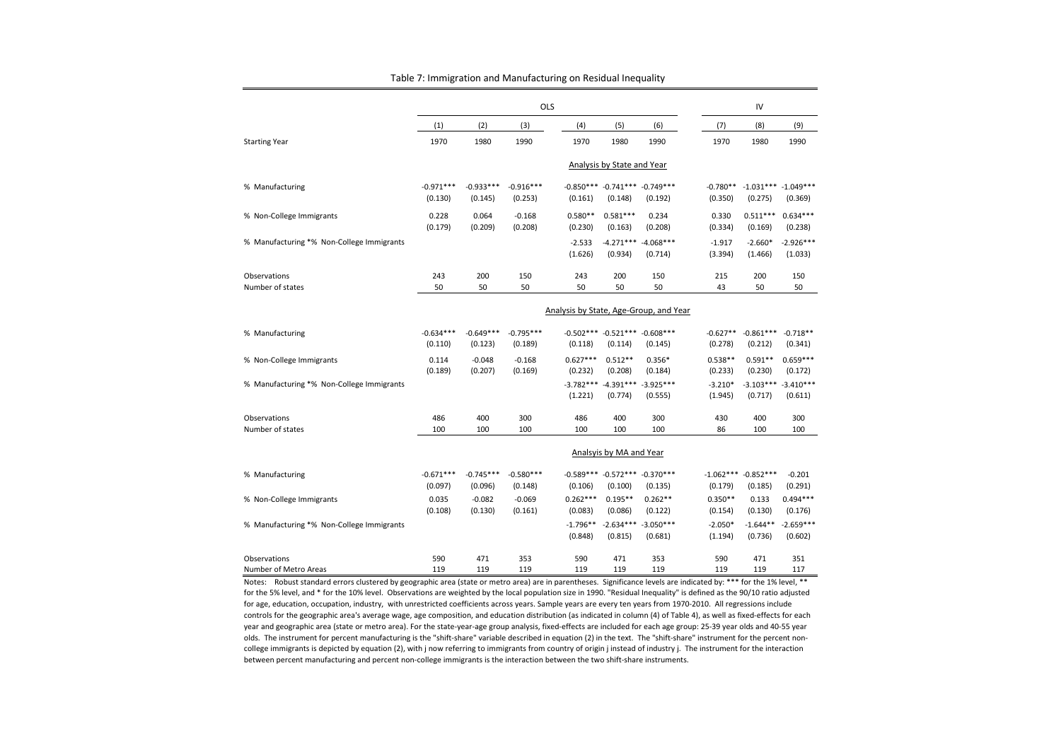Table 7: Immigration and Manufacturing on Residual Inequality

| | OLS | | | | | | IV | | |
|---|---|---|---|---|---|---|---|---|---|
| | (1) | (2) | (3) | (4) | (5) | (6) | (7) | (8) | (9) |
| Starting Year | 1970 | 1980 | 1990 | 1970 | 1980 | 1990 | 1970 | 1980 | 1990 |
| | | | | Analysis by State and Year | | | | | |
| % Manufacturing | -0.971*** | -0.933*** | -0.916*** | -0.850*** | -0.741*** | -0.749*** | -0.780** | -1.031*** | -1.049*** |
| | (0.130) | (0.145) | (0.253) | (0.161) | (0.148) | (0.192) | (0.350) | (0.275) | (0.369) |
| % Non-College Immigrants | 0.228 | 0.064 | -0.168 | 0.580** | 0.581*** | 0.234 | 0.330 | 0.511*** | 0.634*** |
| | (0.179) | (0.209) | (0.208) | (0.230) | (0.163) | (0.208) | (0.334) | (0.169) | (0.238) |
| % Manufacturing *% Non-College Immigrants | | | | -2.533 | -4.271*** | -4.068*** | -1.917 | -2.660* | -2.926*** |
| | | | | (1.626) | (0.934) | (0.714) | (3.394) | (1.466) | (1.033) |
| Observations | 243 | 200 | 150 | 243 | 200 | 150 | 215 | 200 | 150 |
| Number of states | 50 | 50 | 50 | 50 | 50 | 50 | 43 | 50 | 50 |
| | | | | Analysis by State, Age-Group, and Year | | | | | |
| % Manufacturing | -0.634*** | -0.649*** | -0.795*** | -0.502*** | -0.521*** | -0.608*** | -0.627** | -0.861*** | -0.718** |
| | (0.110) | (0.123) | (0.189) | (0.118) | (0.114) | (0.145) | (0.278) | (0.212) | (0.341) |
| % Non-College Immigrants | 0.114 | -0.048 | -0.168 | 0.627*** | 0.512** | 0.356* | 0.538** | 0.591** | 0.659*** |
| | (0.189) | (0.207) | (0.169) | (0.232) | (0.208) | (0.184) | (0.233) | (0.230) | (0.172) |
| % Manufacturing *% Non-College Immigrants | | | | -3.782*** | -4.391*** | -3.925*** | -3.210* | -3.103*** | -3.410*** |
| | | | | (1.221) | (0.774) | (0.555) | (1.945) | (0.717) | (0.611) |
| Observations | 486 | 400 | 300 | 486 | 400 | 300 | 430 | 400 | 300 |
| Number of states | 100 | 100 | 100 | 100 | 100 | 100 | 86 | 100 | 100 |
| | | | | Analsyis by MA and Year | | | | | |
| % Manufacturing | -0.671*** | -0.745*** | -0.580*** | -0.589*** | -0.572*** | -0.370*** | -1.062*** | -0.852*** | -0.201 |
| | (0.097) | (0.096) | (0.148) | (0.106) | (0.100) | (0.135) | (0.179) | (0.185) | (0.291) |
| % Non-College Immigrants | 0.035 | -0.082 | -0.069 | 0.262*** | 0.195** | 0.262** | 0.350** | 0.133 | 0.494*** |
| | (0.108) | (0.130) | (0.161) | (0.083) | (0.086) | (0.122) | (0.154) | (0.130) | (0.176) |
| % Manufacturing *% Non-College Immigrants | | | | -1.796** | -2.634*** | -3.050*** | -2.050* | -1.644** | -2.659*** |
| | | | | (0.848) | (0.815) | (0.681) | (1.194) | (0.736) | (0.602) |
| Observations | 590 | 471 | 353 | 590 | 471 | 353 | 590 | 471 | 351 |
| Number of Metro Areas | 119 | 119 | 119 | 119 | 119 | 119 | 119 | 119 | 117 |

Notes: Robust standard errors clustered by geographic area (state or metro area) are in parentheses. Significance levels are indicated by: *** for the 1% level, ** for the 5% level, and * for the 10% level. Observations are weighted by the local population size in 1990. "Residual Inequality" is defined as the 90/10 ratio adjusted for age, education, occupation, industry, with unrestricted coefficients across years. Sample years are every ten years from 1970-2010. All regressions include controls for the geographic area's average wage, age composition, and education distribution (as indicated in column (4) of Table 4), as well as fixed-effects for each year and geographic area (state or metro area). For the state-year-age group analysis, fixed-effects are included for each age group: 25-39 year olds and 40-55 year olds. The instrument for percent manufacturing is the "shift-share" variable described in equation (2) in the text. The "shift-share" instrument for the percent non-college immigrants is depicted by equation (2), with j now referring to immigrants from country of origin j instead of industry j. The instrument for the interaction between percent manufacturing and percent non-college immigrants is the interaction between the two shift-share instruments.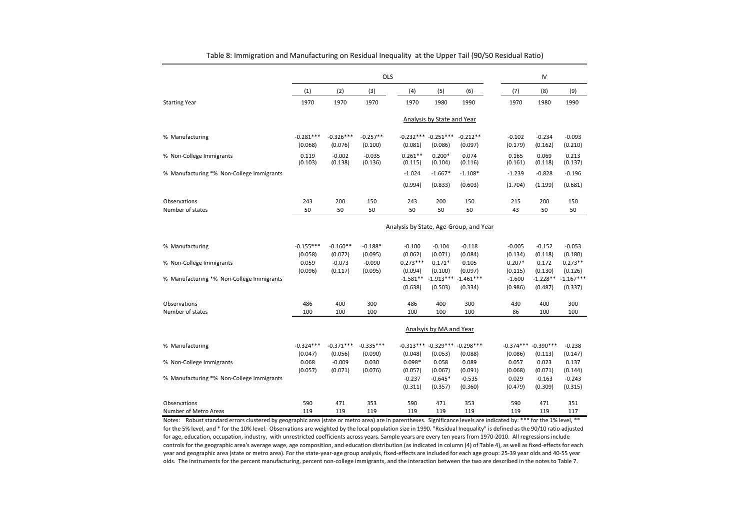Table 8: Immigration and Manufacturing on Residual Inequality at the Upper Tail (90/50 Residual Ratio)

| | OLS | | | | | | IV | | |
|---|---|---|---|---|---|---|---|---|---|
| | (1) | (2) | (3) | (4) | (5) | (6) | (7) | (8) | (9) |
| Starting Year | 1970 | 1970 | 1970 | 1970 | 1980 | 1990 | 1970 | 1980 | 1990 |
| | | | | Analysis by State and Year | | | | | |
| % Manufacturing | -0.281*** | -0.326*** | -0.257** | -0.232*** | -0.251*** | -0.212** | -0.102 | -0.234 | -0.093 |
| | (0.068) | (0.076) | (0.100) | (0.081) | (0.086) | (0.097) | (0.179) | (0.162) | (0.210) |
| % Non-College Immigrants | 0.119 | -0.002 | -0.035 | 0.261** | 0.200* | 0.074 | 0.165 | 0.069 | 0.213 |
| | (0.103) | (0.138) | (0.136) | (0.115) | (0.104) | (0.116) | (0.161) | (0.118) | (0.137) |
| % Manufacturing *% Non-College Immigrants | | | | -1.024 | -1.667* | -1.108* | -1.239 | -0.828 | -0.196 |
| | | | | (0.994) | (0.833) | (0.603) | (1.704) | (1.199) | (0.681) |
| Observations | 243 | 200 | 150 | 243 | 200 | 150 | 215 | 200 | 150 |
| Number of states | 50 | 50 | 50 | 50 | 50 | 50 | 43 | 50 | 50 |
| | | | | Analysis by State, Age-Group, and Year | | | | | |
| % Manufacturing | -0.155*** | -0.160** | -0.188* | -0.100 | -0.104 | -0.118 | -0.005 | -0.152 | -0.053 |
| | (0.058) | (0.072) | (0.095) | (0.062) | (0.071) | (0.084) | (0.134) | (0.118) | (0.180) |
| % Non-College Immigrants | 0.059 | -0.073 | -0.090 | 0.273*** | 0.171* | 0.105 | 0.207* | 0.172 | 0.273** |
| | (0.096) | (0.117) | (0.095) | (0.094) | (0.100) | (0.097) | (0.115) | (0.130) | (0.126) |
| % Manufacturing *% Non-College Immigrants | | | | -1.581** | -1.913*** | -1.461*** | -1.600 | -1.228** | -1.167*** |
| | | | | (0.638) | (0.503) | (0.334) | (0.986) | (0.487) | (0.337) |
| Observations | 486 | 400 | 300 | 486 | 400 | 300 | 430 | 400 | 300 |
| Number of states | 100 | 100 | 100 | 100 | 100 | 100 | 86 | 100 | 100 |
| | | | | Analsyis by MA and Year | | | | | |
| % Manufacturing | -0.324*** | -0.371*** | -0.335*** | -0.313*** | -0.329*** | -0.298*** | -0.374*** | -0.390*** | -0.238 |
| | (0.047) | (0.056) | (0.090) | (0.048) | (0.053) | (0.088) | (0.086) | (0.113) | (0.147) |
| % Non-College Immigrants | 0.068 | -0.009 | 0.030 | 0.098* | 0.058 | 0.089 | 0.057 | 0.023 | 0.137 |
| | (0.057) | (0.071) | (0.076) | (0.057) | (0.067) | (0.091) | (0.068) | (0.071) | (0.144) |
| % Manufacturing *% Non-College Immigrants | | | | -0.237 | -0.645* | -0.535 | 0.029 | -0.163 | -0.243 |
| | | | | (0.311) | (0.357) | (0.360) | (0.479) | (0.309) | (0.315) |
| Observations | 590 | 471 | 353 | 590 | 471 | 353 | 590 | 471 | 351 |
| Number of Metro Areas | 119 | 119 | 119 | 119 | 119 | 119 | 119 | 119 | 117 |

Notes: Robust standard errors clustered by geographic area (state or metro area) are in parentheses. Significance levels are indicated by: *** for the 1% level, ** for the 5% level, and * for the 10% level. Observations are weighted by the local population size in 1990. "Residual Inequality" is defined as the 90/10 ratio adjusted for age, education, occupation, industry, with unrestricted coefficients across years. Sample years are every ten years from 1970-2010. All regressions include controls for the geographic area's average wage, age composition, and education distribution (as indicated in column (4) of Table 4), as well as fixed-effects for each year and geographic area (state or metro area). For the state-year-age group analysis, fixed-effects are included for each age group: 25-39 year olds and 40-55 year olds. The instruments for the percent manufacturing, percent non-college immigrants, and the interaction between the two are described in the notes to Table 7.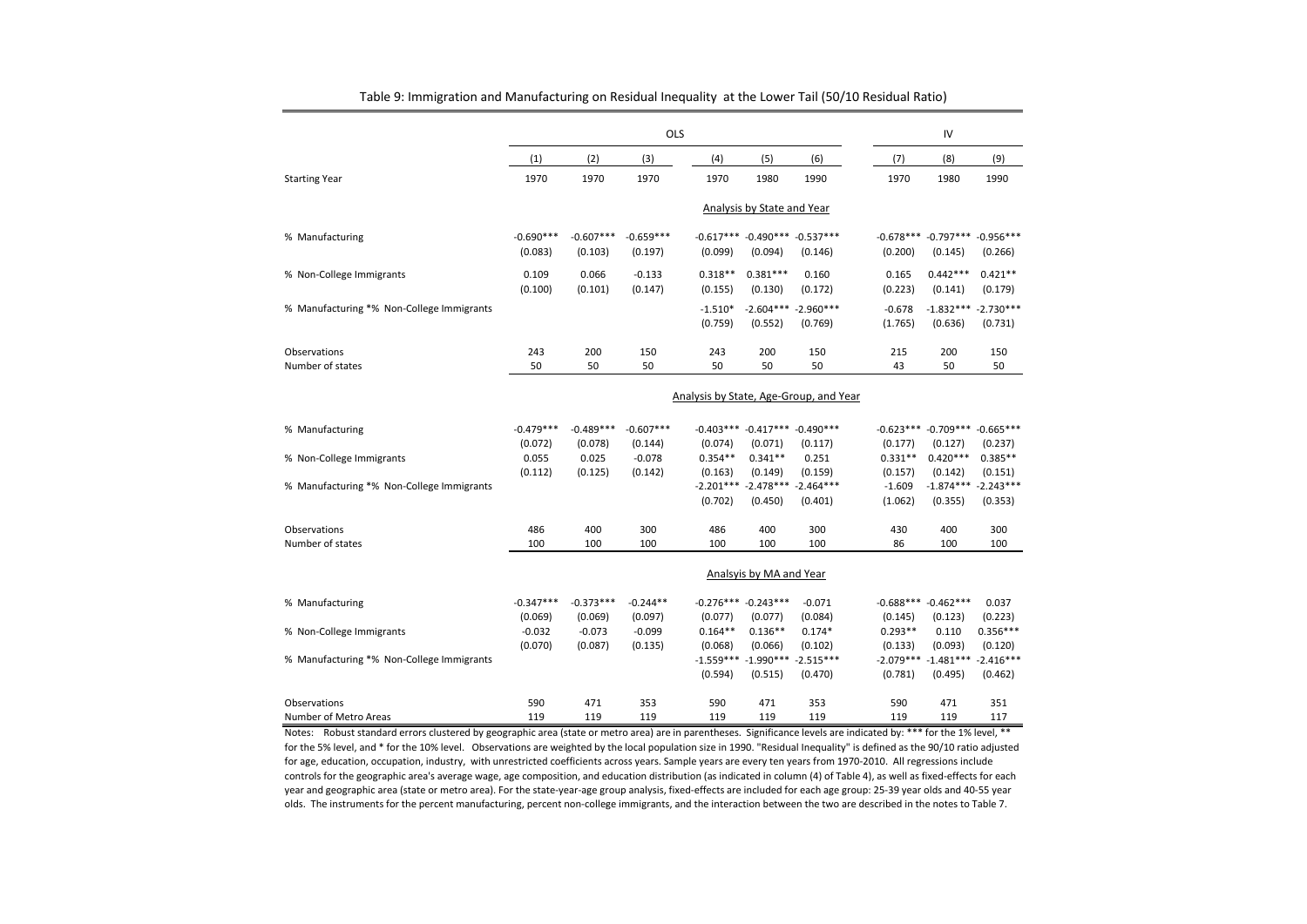Table 9: Immigration and Manufacturing on Residual Inequality at the Lower Tail (50/10 Residual Ratio)

| | OLS | | | | | | IV | | |
|---|---|---|---|---|---|---|---|---|---|
| | (1) | (2) | (3) | (4) | (5) | (6) | (7) | (8) | (9) |
| Starting Year | 1970 | 1970 | 1970 | 1970 | 1980 | 1990 | 1970 | 1980 | 1990 |
| | | | | Analysis by State and Year | | | | | |
| % Manufacturing | -0.690*** | -0.607*** | -0.659*** | -0.617*** | -0.490*** | -0.537*** | -0.678*** | -0.797*** | -0.956*** |
| | (0.083) | (0.103) | (0.197) | (0.099) | (0.094) | (0.146) | (0.200) | (0.145) | (0.266) |
| % Non-College Immigrants | 0.109 | 0.066 | -0.133 | 0.318** | 0.381*** | 0.160 | 0.165 | 0.442*** | 0.421** |
| | (0.100) | (0.101) | (0.147) | (0.155) | (0.130) | (0.172) | (0.223) | (0.141) | (0.179) |
| % Manufacturing *% Non-College Immigrants | | | | -1.510* | -2.604*** | -2.960*** | -0.678 | -1.832*** | -2.730*** |
| | | | | (0.759) | (0.552) | (0.769) | (1.765) | (0.636) | (0.731) |
| Observations | 243 | 200 | 150 | 243 | 200 | 150 | 215 | 200 | 150 |
| Number of states | 50 | 50 | 50 | 50 | 50 | 50 | 43 | 50 | 50 |
| | | | | Analysis by State, Age-Group, and Year | | | | | |
| % Manufacturing | -0.479*** | -0.489*** | -0.607*** | -0.403*** | -0.417*** | -0.490*** | -0.623*** | -0.709*** | -0.665*** |
| | (0.072) | (0.078) | (0.144) | (0.074) | (0.071) | (0.117) | (0.177) | (0.127) | (0.237) |
| % Non-College Immigrants | 0.055 | 0.025 | -0.078 | 0.354** | 0.341** | 0.251 | 0.331** | 0.420*** | 0.385** |
| | (0.112) | (0.125) | (0.142) | (0.163) | (0.149) | (0.159) | (0.157) | (0.142) | (0.151) |
| % Manufacturing *% Non-College Immigrants | | | | -2.201*** | -2.478*** | -2.464*** | -1.609 | -1.874*** | -2.243*** |
| | | | | (0.702) | (0.450) | (0.401) | (1.062) | (0.355) | (0.353) |
| Observations | 486 | 400 | 300 | 486 | 400 | 300 | 430 | 400 | 300 |
| Number of states | 100 | 100 | 100 | 100 | 100 | 100 | 86 | 100 | 100 |
| | | | | Analsyis by MA and Year | | | | | |
| % Manufacturing | -0.347*** | -0.373*** | -0.244** | -0.276*** | -0.243*** | -0.071 | -0.688*** | -0.462*** | 0.037 |
| | (0.069) | (0.069) | (0.097) | (0.077) | (0.077) | (0.084) | (0.145) | (0.123) | (0.223) |
| % Non-College Immigrants | -0.032 | -0.073 | -0.099 | 0.164** | 0.136** | 0.174* | 0.293** | 0.110 | 0.356*** |
| | (0.070) | (0.087) | (0.135) | (0.068) | (0.066) | (0.102) | (0.133) | (0.093) | (0.120) |
| % Manufacturing *% Non-College Immigrants | | | | -1.559*** | -1.990*** | -2.515*** | -2.079*** | -1.481*** | -2.416*** |
| | | | | (0.594) | (0.515) | (0.470) | (0.781) | (0.495) | (0.462) |
| Observations | 590 | 471 | 353 | 590 | 471 | 353 | 590 | 471 | 351 |
| Number of Metro Areas | 119 | 119 | 119 | 119 | 119 | 119 | 119 | 119 | 117 |

Notes: Robust standard errors clustered by geographic area (state or metro area) are in parentheses. Significance levels are indicated by: *** for the 1% level, ** for the 5% level, and * for the 10% level. Observations are weighted by the local population size in 1990. "Residual Inequality" is defined as the 90/10 ratio adjusted for age, education, occupation, industry, with unrestricted coefficients across years. Sample years are every ten years from 1970-2010. All regressions include controls for the geographic area's average wage, age composition, and education distribution (as indicated in column (4) of Table 4), as well as fixed-effects for each year and geographic area (state or metro area). For the state-year-age group analysis, fixed-effects are included for each age group: 25-39 year olds and 40-55 year olds. The instruments for the percent manufacturing, percent non-college immigrants, and the interaction between the two are described in the notes to Table 7.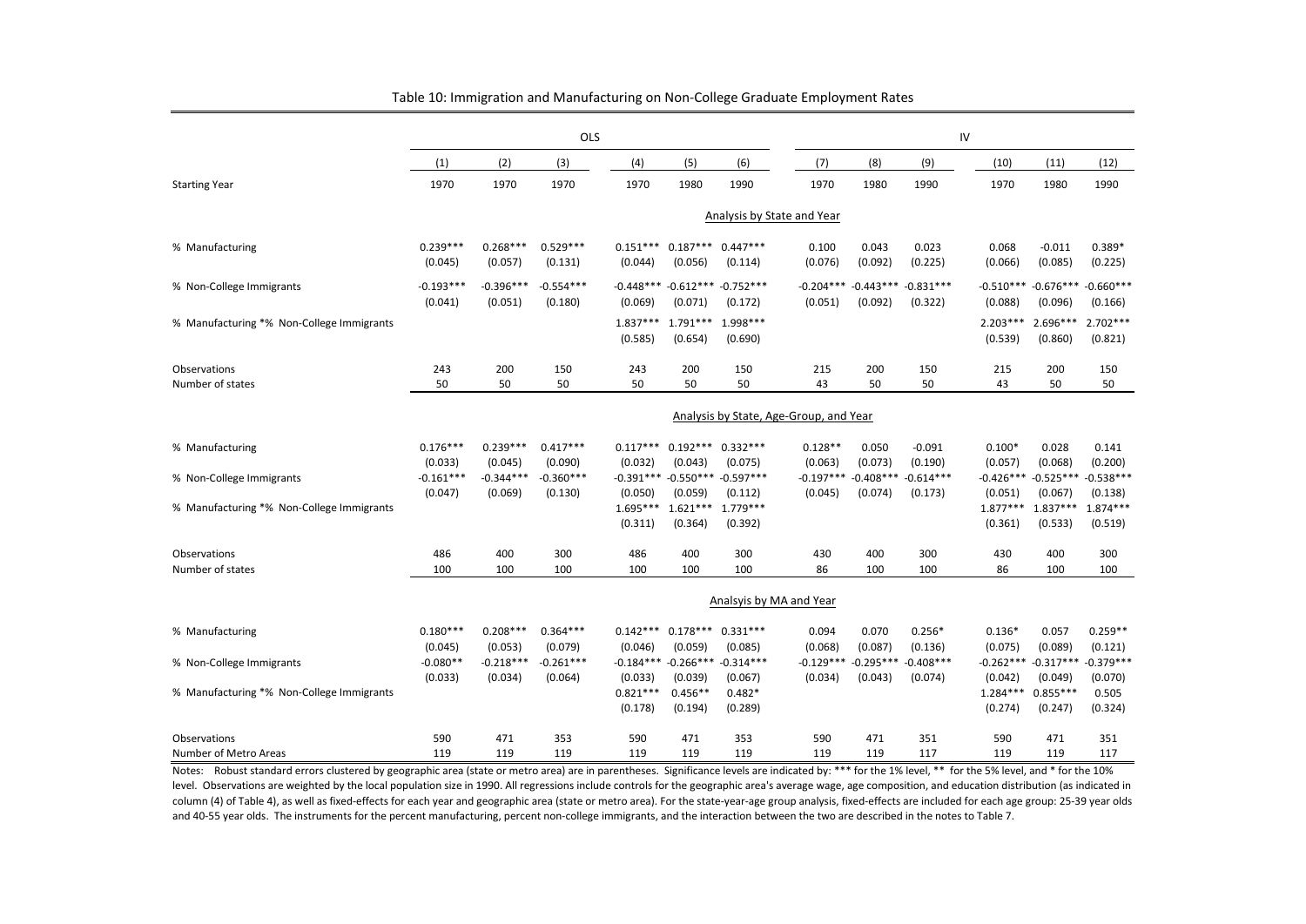## Table 10: Immigration and Manufacturing on Non-College Graduate Employment Rates

| | OLS | | | | | | IV | | | | | |
|---|---|---|---|---|---|---|---|---|---|---|---|---|
| | (1) | (2) | (3) | (4) | (5) | (6) | (7) | (8) | (9) | (10) | (11) | (12) |
| Starting Year | 1970 | 1970 | 1970 | 1970 | 1980 | 1990 | 1970 | 1980 | 1990 | 1970 | 1980 | 1990 |
| | Analysis by State and Year | | | | | | | | | | | |
| % Manufacturing | 0.239*** | 0.268*** | 0.529*** | 0.151*** | 0.187*** | 0.447*** | 0.100 | 0.043 | 0.023 | 0.068 | -0.011 | 0.389* |
| | (0.045) | (0.057) | (0.131) | (0.044) | (0.056) | (0.114) | (0.076) | (0.092) | (0.225) | (0.066) | (0.085) | (0.225) |
| % Non-College Immigrants | -0.193*** | -0.396*** | -0.554*** | -0.448*** | -0.612*** | -0.752*** | -0.204*** | -0.443*** | -0.831*** | -0.510*** | -0.676*** | -0.660*** |
| | (0.041) | (0.051) | (0.180) | (0.069) | (0.071) | (0.172) | (0.051) | (0.092) | (0.322) | (0.088) | (0.096) | (0.166) |
| % Manufacturing *% Non-College Immigrants | | | | 1.837*** | 1.791*** | 1.998*** | | | | 2.203*** | 2.696*** | 2.702*** |
| | | | | (0.585) | (0.654) | (0.690) | | | | (0.539) | (0.860) | (0.821) |
| Observations | 243 | 200 | 150 | 243 | 200 | 150 | 215 | 200 | 150 | 215 | 200 | 150 |
| Number of states | 50 | 50 | 50 | 50 | 50 | 50 | 43 | 50 | 50 | 43 | 50 | 50 |
| | Analysis by State, Age-Group, and Year | | | | | | | | | | | |
| % Manufacturing | 0.176*** | 0.239*** | 0.417*** | 0.117*** | 0.192*** | 0.332*** | 0.128** | 0.050 | -0.091 | 0.100* | 0.028 | 0.141 |
| | (0.033) | (0.045) | (0.090) | (0.032) | (0.043) | (0.075) | (0.063) | (0.073) | (0.190) | (0.057) | (0.068) | (0.200) |
| % Non-College Immigrants | -0.161*** | -0.344*** | -0.360*** | -0.391*** | -0.550*** | -0.597*** | -0.197*** | -0.408*** | -0.614*** | -0.426*** | -0.525*** | -0.538*** |
| | (0.047) | (0.069) | (0.130) | (0.050) | (0.059) | (0.112) | (0.045) | (0.074) | (0.173) | (0.051) | (0.067) | (0.138) |
| % Manufacturing *% Non-College Immigrants | | | | 1.695*** | 1.621*** | 1.779*** | | | | 1.877*** | 1.837*** | 1.874*** |
| | | | | (0.311) | (0.364) | (0.392) | | | | (0.361) | (0.533) | (0.519) |
| Observations | 486 | 400 | 300 | 486 | 400 | 300 | 430 | 400 | 300 | 430 | 400 | 300 |
| Number of states | 100 | 100 | 100 | 100 | 100 | 100 | 86 | 100 | 100 | 86 | 100 | 100 |
| | Analsyis by MA and Year | | | | | | | | | | | |
| % Manufacturing | 0.180*** | 0.208*** | 0.364*** | 0.142*** | 0.178*** | 0.331*** | 0.094 | 0.070 | 0.256* | 0.136* | 0.057 | 0.259** |
| | (0.045) | (0.053) | (0.079) | (0.046) | (0.059) | (0.085) | (0.068) | (0.087) | (0.136) | (0.075) | (0.089) | (0.121) |
| % Non-College Immigrants | -0.080** | -0.218*** | -0.261*** | -0.184*** | -0.266*** | -0.314*** | -0.129*** | -0.295*** | -0.408*** | -0.262*** | -0.317*** | -0.379*** |
| | (0.033) | (0.034) | (0.064) | (0.033) | (0.039) | (0.067) | (0.034) | (0.043) | (0.074) | (0.042) | (0.049) | (0.070) |
| % Manufacturing *% Non-College Immigrants | | | | 0.821*** | 0.456** | 0.482* | | | | 1.284*** | 0.855*** | 0.505 |
| | | | | (0.178) | (0.194) | (0.289) | | | | (0.274) | (0.247) | (0.324) |
| Observations | 590 | 471 | 353 | 590 | 471 | 353 | 590 | 471 | 351 | 590 | 471 | 351 |
| Number of Metro Areas | 119 | 119 | 119 | 119 | 119 | 119 | 119 | 119 | 117 | 119 | 119 | 117 |

Notes: Robust standard errors clustered by geographic area (state or metro area) are in parentheses. Significance levels are indicated by: *** for the 1% level, ** for the 5% level, and * for the 10% level. Observations are weighted by the local population size in 1990. All regressions include controls for the geographic area's average wage, age composition, and education distribution (as indicated in column (4) of Table 4), as well as fixed-effects for each year and geographic area (state or metro area). For the state-year-age group analysis, fixed-effects are included for each age group: 25-39 year olds and 40-55 year olds. The instruments for the percent manufacturing, percent non-college immigrants, and the interaction between the two are described in the notes to Table 7.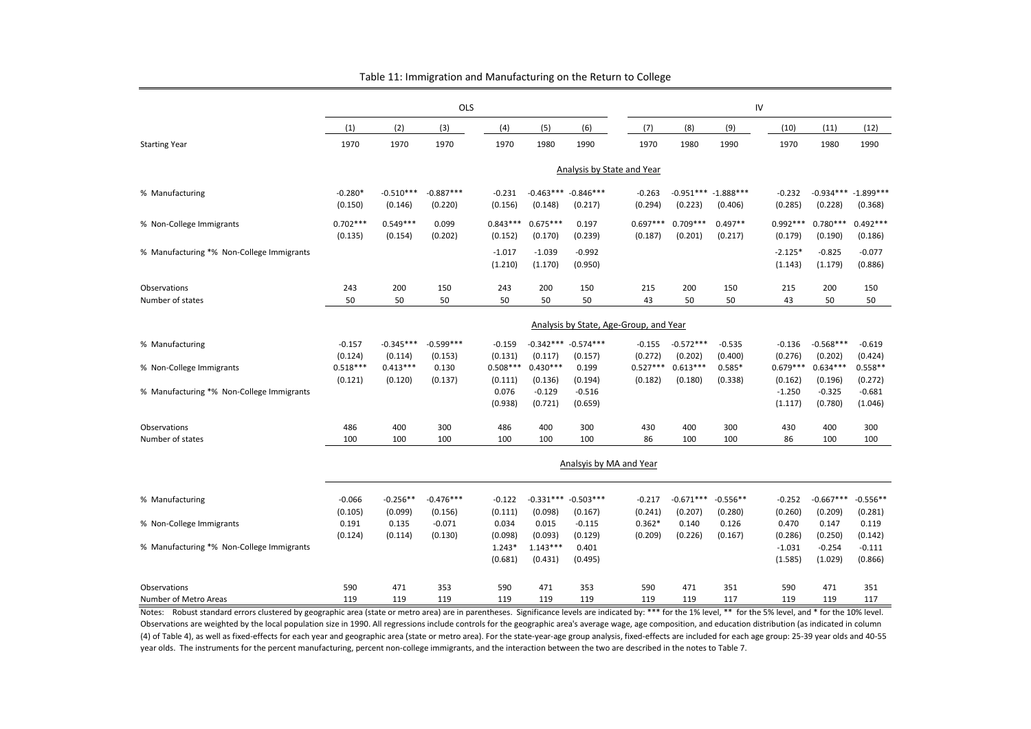Table 11: Immigration and Manufacturing on the Return to College

| | OLS | | | | | | IV | | | | | |
|---|---|---|---|---|---|---|---|---|---|---|---|---|
| | (1) | (2) | (3) | (4) | (5) | (6) | (7) | (8) | (9) | (10) | (11) | (12) |
| Starting Year | 1970 | 1970 | 1970 | 1970 | 1980 | 1990 | 1970 | 1980 | 1990 | 1970 | 1980 | 1990 |
| **Analysis by State and Year** | | | | | | | | | | | | |
| % Manufacturing | -0.280* | -0.510*** | -0.887*** | -0.231 | -0.463*** | -0.846*** | -0.263 | -0.951*** | -1.888*** | -0.232 | -0.934*** | -1.899*** |
| | (0.150) | (0.146) | (0.220) | (0.156) | (0.148) | (0.217) | (0.294) | (0.223) | (0.406) | (0.285) | (0.228) | (0.368) |
| % Non-College Immigrants | 0.702*** | 0.549*** | 0.099 | 0.843*** | 0.675*** | 0.197 | 0.697*** | 0.709*** | 0.497** | 0.992*** | 0.780*** | 0.492*** |
| | (0.135) | (0.154) | (0.202) | (0.152) | (0.170) | (0.239) | (0.187) | (0.201) | (0.217) | (0.179) | (0.190) | (0.186) |
| % Manufacturing *% Non-College Immigrants | | | | -1.017 | -1.039 | -0.992 | | | | -2.125* | -0.825 | -0.077 |
| | | | | (1.210) | (1.170) | (0.950) | | | | (1.143) | (1.179) | (0.886) |
| Observations | 243 | 200 | 150 | 243 | 200 | 150 | 215 | 200 | 150 | 215 | 200 | 150 |
| Number of states | 50 | 50 | 50 | 50 | 50 | 50 | 43 | 50 | 50 | 43 | 50 | 50 |
| **Analysis by State, Age-Group, and Year** | | | | | | | | | | | | |
| % Manufacturing | -0.157 | -0.345*** | -0.599*** | -0.159 | -0.342*** | -0.574*** | -0.155 | -0.572*** | -0.535 | -0.136 | -0.568*** | -0.619 |
| | (0.124) | (0.114) | (0.153) | (0.131) | (0.117) | (0.157) | (0.272) | (0.202) | (0.400) | (0.276) | (0.202) | (0.424) |
| % Non-College Immigrants | 0.518*** | 0.413*** | 0.130 | 0.508*** | 0.430*** | 0.199 | 0.527*** | 0.613*** | 0.585* | 0.679*** | 0.634*** | 0.558** |
| | (0.121) | (0.120) | (0.137) | (0.111) | (0.136) | (0.194) | (0.182) | (0.180) | (0.338) | (0.162) | (0.196) | (0.272) |
| % Manufacturing *% Non-College Immigrants | | | | 0.076 | -0.129 | -0.516 | | | | -1.250 | -0.325 | -0.681 |
| | | | | (0.938) | (0.721) | (0.659) | | | | (1.117) | (0.780) | (1.046) |
| Observations | 486 | 400 | 300 | 486 | 400 | 300 | 430 | 400 | 300 | 430 | 400 | 300 |
| Number of states | 100 | 100 | 100 | 100 | 100 | 100 | 86 | 100 | 100 | 86 | 100 | 100 |
| **Analsyis by MA and Year** | | | | | | | | | | | | |
| % Manufacturing | -0.066 | -0.256** | -0.476*** | -0.122 | -0.331*** | -0.503*** | -0.217 | -0.671*** | -0.556** | -0.252 | -0.667*** | -0.556** |
| | (0.105) | (0.099) | (0.156) | (0.111) | (0.098) | (0.167) | (0.241) | (0.207) | (0.280) | (0.260) | (0.209) | (0.281) |
| % Non-College Immigrants | 0.191 | 0.135 | -0.071 | 0.034 | 0.015 | -0.115 | 0.362* | 0.140 | 0.126 | 0.470 | 0.147 | 0.119 |
| | (0.124) | (0.114) | (0.130) | (0.098) | (0.093) | (0.129) | (0.209) | (0.226) | (0.167) | (0.286) | (0.250) | (0.142) |
| % Manufacturing *% Non-College Immigrants | | | | 1.243* | 1.143*** | 0.401 | | | | -1.031 | -0.254 | -0.111 |
| | | | | (0.681) | (0.431) | (0.495) | | | | (1.585) | (1.029) | (0.866) |
| Observations | 590 | 471 | 353 | 590 | 471 | 353 | 590 | 471 | 351 | 590 | 471 | 351 |
| Number of Metro Areas | 119 | 119 | 119 | 119 | 119 | 119 | 119 | 119 | 117 | 119 | 119 | 117 |

Notes: Robust standard errors clustered by geographic area (state or metro area) are in parentheses. Significance levels are indicated by: *** for the 1% level, ** for the 5% level, and * for the 10% level. Observations are weighted by the local population size in 1990. All regressions include controls for the geographic area's average wage, age composition, and education distribution (as indicated in column (4) of Table 4), as well as fixed-effects for each year and geographic area (state or metro area). For the state-year-age group analysis, fixed-effects are included for each age group: 25-39 year olds and 40-55 year olds. The instruments for the percent manufacturing, percent non-college immigrants, and the interaction between the two are described in the notes to Table 7.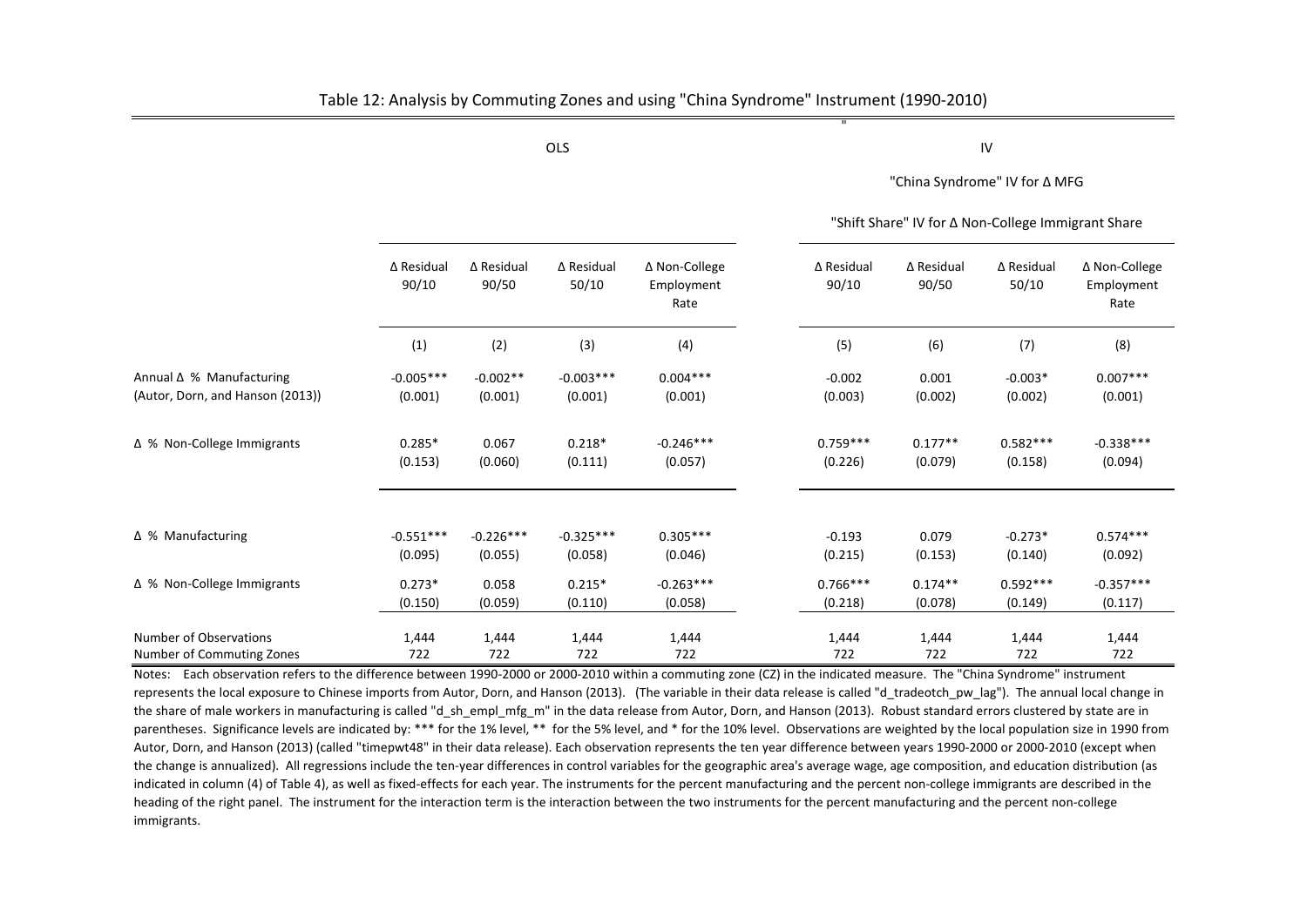Table 12: Analysis by Commuting Zones and using "China Syndrome" Instrument (1990-2010)

| | OLS | | | | IV<br>"China Syndrome" IV for Δ MFG<br>"Shift Share" IV for Δ Non-College Immigrant Share | | | |
|---|---|---|---|---|---|---|---|---|
| | Δ Residual 90/10 | Δ Residual 90/50 | Δ Residual 50/10 | Δ Non-College Employment Rate | Δ Residual 90/10 | Δ Residual 90/50 | Δ Residual 50/10 | Δ Non-College Employment Rate |
| | (1) | (2) | (3) | (4) | (5) | (6) | (7) | (8) |
| Annual Δ % Manufacturing (Autor, Dorn, and Hanson (2013)) | -0.005*** | -0.002** | -0.003*** | 0.004*** | -0.002 | 0.001 | -0.003* | 0.007*** |
| | (0.001) | (0.001) | (0.001) | (0.001) | (0.003) | (0.002) | (0.002) | (0.001) |
| Δ % Non-College Immigrants | 0.285* | 0.067 | 0.218* | -0.246*** | 0.759*** | 0.177** | 0.582*** | -0.338*** |
| | (0.153) | (0.060) | (0.111) | (0.057) | (0.226) | (0.079) | (0.158) | (0.094) |
| Δ % Manufacturing | -0.551*** | -0.226*** | -0.325*** | 0.305*** | -0.193 | 0.079 | -0.273* | 0.574*** |
| | (0.095) | (0.055) | (0.058) | (0.046) | (0.215) | (0.153) | (0.140) | (0.092) |
| Δ % Non-College Immigrants | 0.273* | 0.058 | 0.215* | -0.263*** | 0.766*** | 0.174** | 0.592*** | -0.357*** |
| | (0.150) | (0.059) | (0.110) | (0.058) | (0.218) | (0.078) | (0.149) | (0.117) |
| Number of Observations | 1,444 | 1,444 | 1,444 | 1,444 | 1,444 | 1,444 | 1,444 | 1,444 |
| Number of Commuting Zones | 722 | 722 | 722 | 722 | 722 | 722 | 722 | 722 |

Notes: Each observation refers to the difference between 1990-2000 or 2000-2010 within a commuting zone (CZ) in the indicated measure. The "China Syndrome" instrument represents the local exposure to Chinese imports from Autor, Dorn, and Hanson (2013). (The variable in their data release is called "d_tradeotch_pw_lag"). The annual local change in the share of male workers in manufacturing is called "d_sh_empl_mfg_m" in the data release from Autor, Dorn, and Hanson (2013). Robust standard errors clustered by state are in parentheses. Significance levels are indicated by: *** for the 1% level, ** for the 5% level, and * for the 10% level. Observations are weighted by the local population size in 1990 from Autor, Dorn, and Hanson (2013) (called "timepwt48" in their data release). Each observation represents the ten year difference between years 1990-2000 or 2000-2010 (except when the change is annualized). All regressions include the ten-year differences in control variables for the geographic area's average wage, age composition, and education distribution (as indicated in column (4) of Table 4), as well as fixed-effects for each year. The instruments for the percent manufacturing and the percent non-college immigrants are described in the heading of the right panel. The instrument for the interaction term is the interaction between the two instruments for the percent manufacturing and the percent non-college immigrants.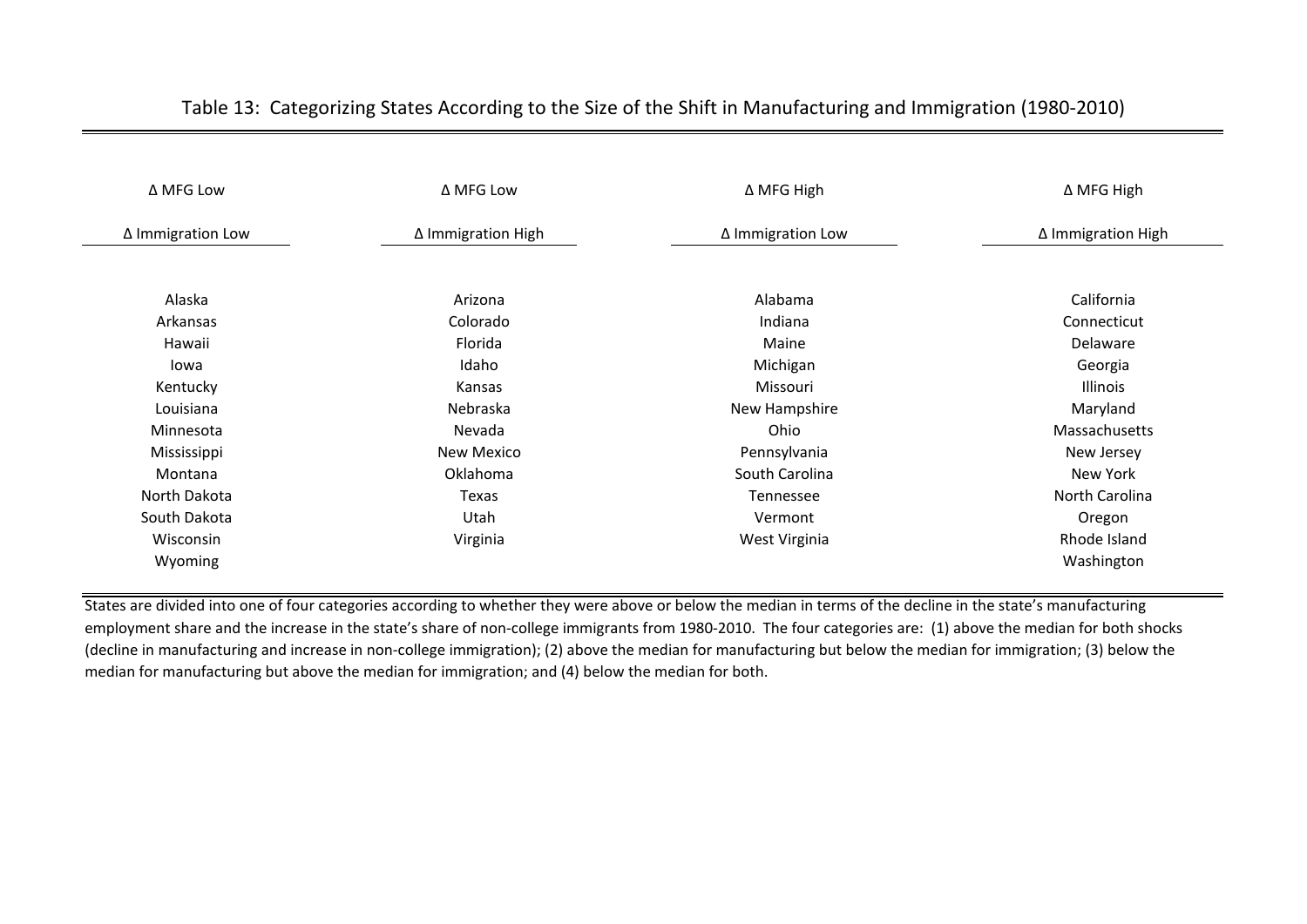Table 13: Categorizing States According to the Size of the Shift in Manufacturing and Immigration (1980-2010)

| Δ MFG Low | Δ MFG Low | Δ MFG High | Δ MFG High |
|---|---|---|---|
| Δ Immigration Low | Δ Immigration High | Δ Immigration Low | Δ Immigration High |
| Alaska | Arizona | Alabama | California |
| Arkansas | Colorado | Indiana | Connecticut |
| Hawaii | Florida | Maine | Delaware |
| Iowa | Idaho | Michigan | Georgia |
| Kentucky | Kansas | Missouri | Illinois |
| Louisiana | Nebraska | New Hampshire | Maryland |
| Minnesota | Nevada | Ohio | Massachusetts |
| Mississippi | New Mexico | Pennsylvania | New Jersey |
| Montana | Oklahoma | South Carolina | New York |
| North Dakota | Texas | Tennessee | North Carolina |
| South Dakota | Utah | Vermont | Oregon |
| Wisconsin | Virginia | West Virginia | Rhode Island |
| Wyoming | | | Washington |

States are divided into one of four categories according to whether they were above or below the median in terms of the decline in the state's manufacturing employment share and the increase in the state's share of non-college immigrants from 1980-2010. The four categories are: (1) above the median for both shocks (decline in manufacturing and increase in non-college immigration); (2) above the median for manufacturing but below the median for immigration; (3) below the median for manufacturing but above the median for immigration; and (4) below the median for both.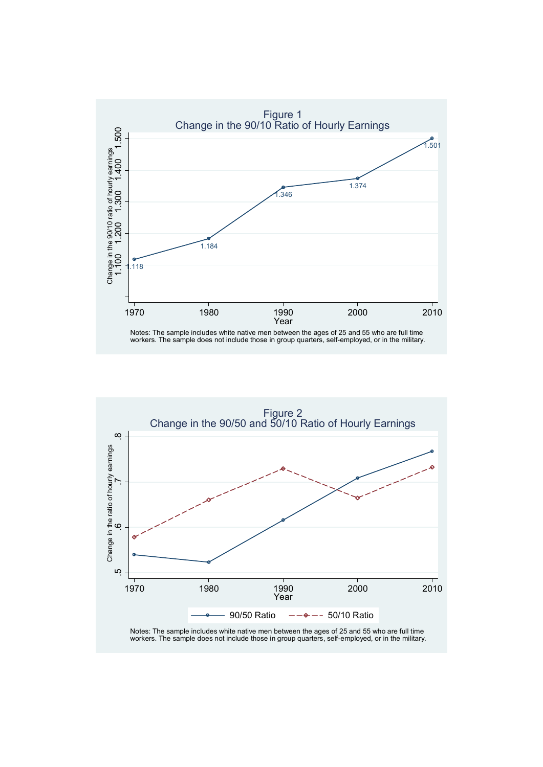Figure 1

Change in the 90/10 Ratio of Hourly Earnings

Change in the 90/10 ratio of hourly earnings

1.100 1.200 1.300 1.400 1.500

1.118
1.184
1.346
1.374
1.501

1970 1980 1990 2000 2010

Year

Notes: The sample includes white native men between the ages of 25 and 55 who are full time workers. The sample does not include those in group quarters, self-employed, or in the military.

Figure 2

Change in the 90/50 and 50/10 Ratio of Hourly Earnings

Change in the ratio of hourly earnings

.5 .6 .7 .8

1970 1980 1990 2000 2010

Year

90/50 Ratio
50/10 Ratio

Notes: The sample includes white native men between the ages of 25 and 55 who are full time workers. The sample does not include those in group quarters, self-employed, or in the military.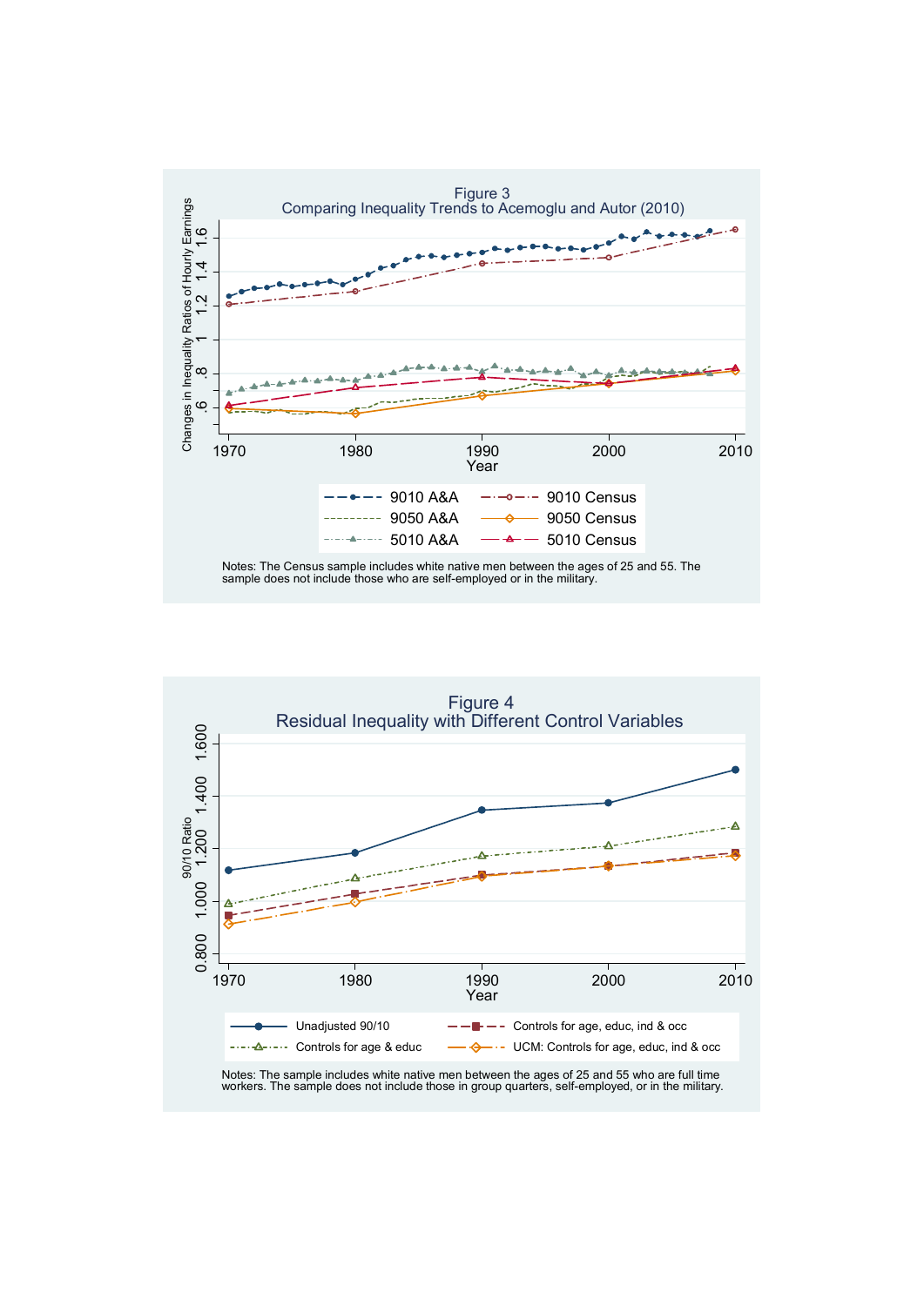Figure 3
Comparing Inequality Trends to Acemoglu and Autor (2010)

Notes: The Census sample includes white native men between the ages of 25 and 55. The sample does not include those who are self-employed or in the military.

Figure 4
Residual Inequality with Different Control Variables

Notes: The sample includes white native men between the ages of 25 and 55 who are full time workers. The sample does not include those in group quarters, self-employed, or in the military.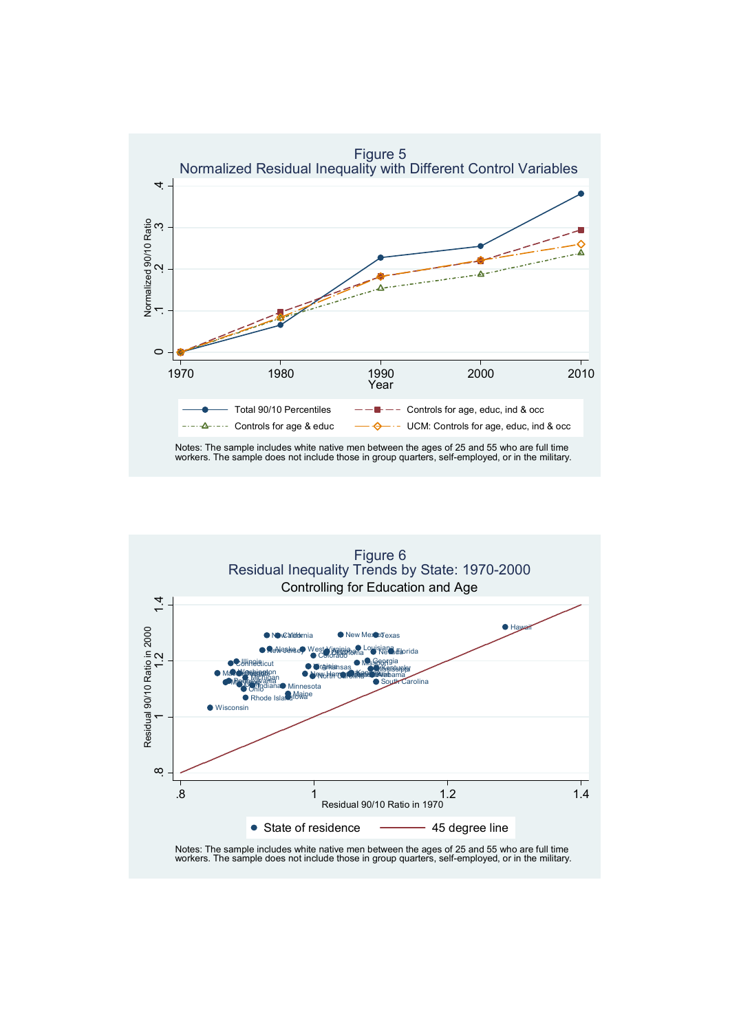Figure 5

Normalized Residual Inequality with Different Control Variables

Normalized 90/10 Ratio

0 .1 .2 .3 .4

1970 1980 1990 2000 2010

Year

Total 90/10 Percentiles

Controls for age, educ, ind & occ

Controls for age & educ

UCM: Controls for age, educ, ind & occ

Notes: The sample includes white native men between the ages of 25 and 55 who are full time workers. The sample does not include those in group quarters, self-employed, or in the military.

Figure 6

Residual Inequality Trends by State: 1970-2000

Controlling for Education and Age

Residual 90/10 Ratio in 2000

.8 1 1.2 1.4

.8 1 1.2 1.4

Residual 90/10 Ratio in 1970

New York, California, New Mexico, Texas, Hawaii, Alaska, New Jersey, West Virginia, Oklahoma, Louisiana, Nevada, Florida, Colorado, Illinois, Connecticut, Missouri, Georgia, Washington, Arkansas, Kentucky, Mississippi, Michigan, New Hampshire, North Carolina, Kansas, Alabama, Pennsylvania, Indiana, Minnesota, South Carolina, Ohio, Maine, Rhode Island, Iowa, Wisconsin

State of residence

45 degree line

Notes: The sample includes white native men between the ages of 25 and 55 who are full time workers. The sample does not include those in group quarters, self-employed, or in the military.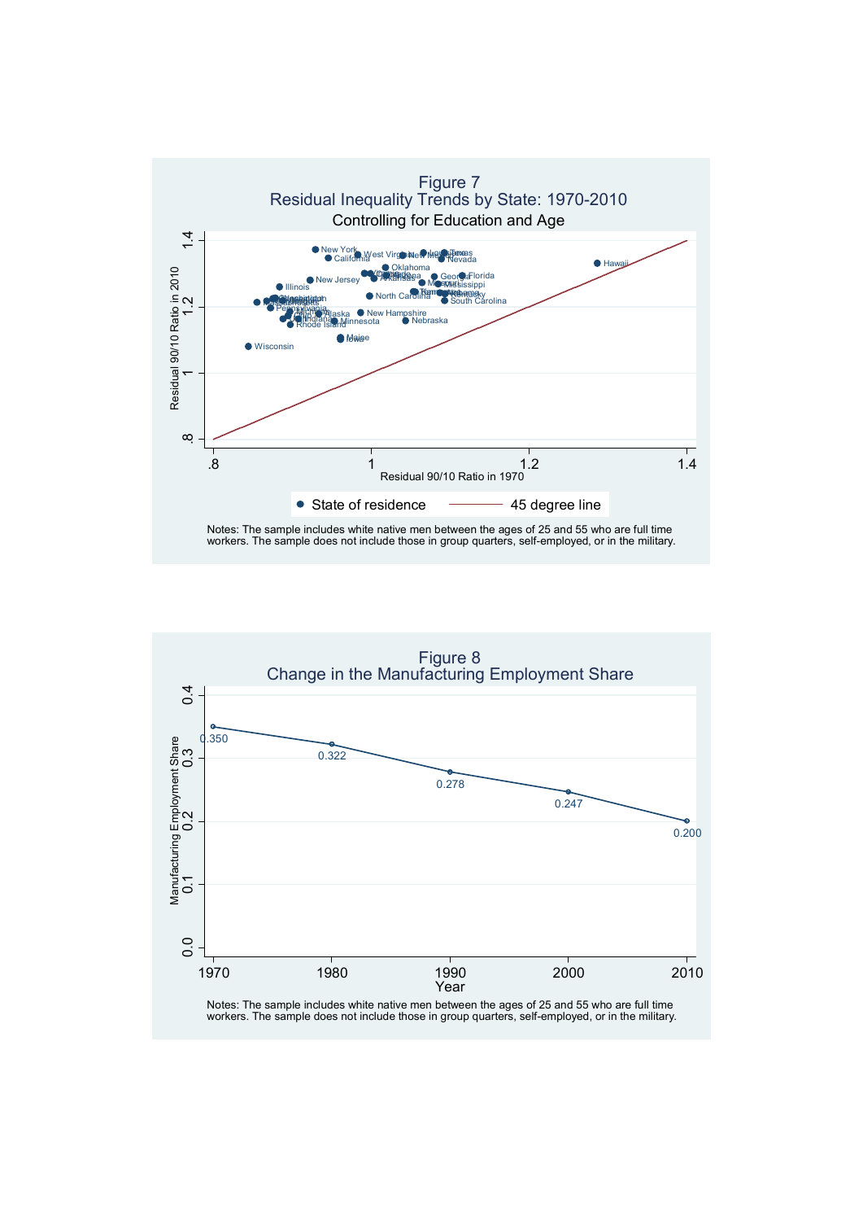Figure 7

Residual Inequality Trends by State: 1970-2010

Controlling for Education and Age

Residual 90/10 Ratio in 2010

.8

1

1.2

1.4

Residual 90/10 Ratio in 1970

.8

1

1.2

1.4

New York

West Virginia

New Mexico

Louisiana

Texas

California

Nevada

Hawaii

Oklahoma

New Jersey

Arkansas

Georgia

Florida

Illinois

Mississippi

North Carolina

Kentucky

South Carolina

Alaska

New Hampshire

Minnesota

Nebraska

Indiana

Rhode Island

Maine

Iowa

Wisconsin

State of residence

45 degree line

Notes: The sample includes white native men between the ages of 25 and 55 who are full time workers. The sample does not include those in group quarters, self-employed, or in the military.

Figure 8

Change in the Manufacturing Employment Share

Manufacturing Employment Share

0.0

0.1

0.2

0.3

0.4

0.350

0.322

0.278

0.247

0.200

1970

1980

1990

2000

2010

Year

Notes: The sample includes white native men between the ages of 25 and 55 who are full time workers. The sample does not include those in group quarters, self-employed, or in the military.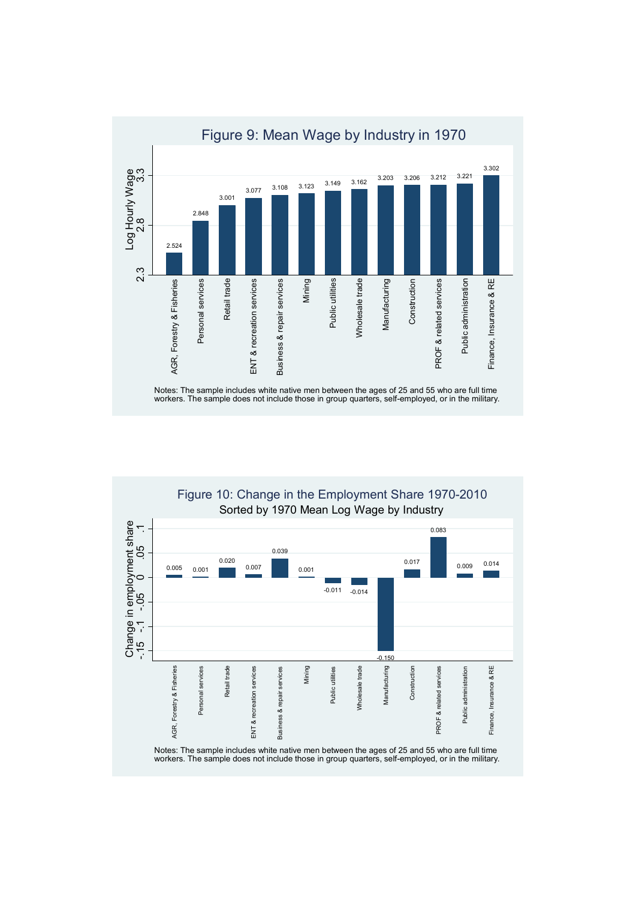Figure 9: Mean Wage by Industry in 1970

Log Hourly Wage

2.3
2.8
3.3

2.524
2.848
3.001
3.077
3.108
3.123
3.149
3.162
3.203
3.206
3.212
3.221
3.302

AGR, Forestry & Fisheries
Personal services
Retail trade
ENT & recreation services
Business & repair services
Mining
Public utilities
Wholesale trade
Manufacturing
Construction
PROF & related services
Public administration
Finance, Insurance & RE

Notes: The sample includes white native men between the ages of 25 and 55 who are full time workers. The sample does not include those in group quarters, self-employed, or in the military.

Figure 10: Change in the Employment Share 1970-2010

Sorted by 1970 Mean Log Wage by Industry

Change in employment share

-.15
-.1
-.05
0
.05
.1

0.005
0.001
0.020
0.007
0.039
0.001
-0.011
-0.014
-0.150
0.017
0.083
0.009
0.014

AGR, Forestry & Fisheries
Personal services
Retail trade
ENT & recreation services
Business & repair services
Mining
Public utilities
Wholesale trade
Manufacturing
Construction
PROF & related services
Public administration
Finance, Insurance & RE

Notes: The sample includes white native men between the ages of 25 and 55 who are full time workers. The sample does not include those in group quarters, self-employed, or in the military.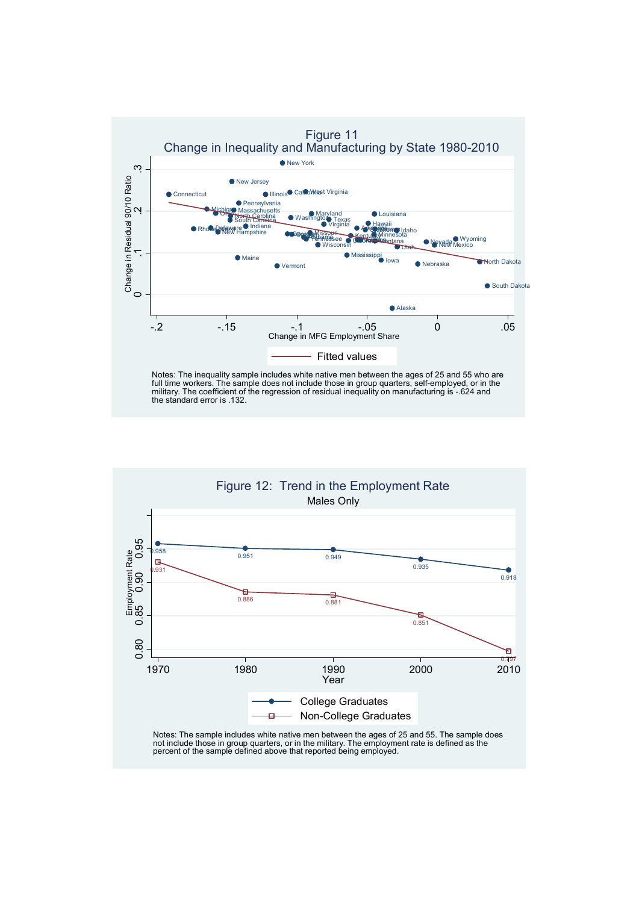Figure 11

Change in Inequality and Manufacturing by State 1980-2010

Change in Residual 90/10 Ratio

0 .1 .2 .3

-.2 -.15 -.1 -.05 0 .05

Change in MFG Employment Share

New York, New Jersey, Connecticut, Illinois, California, West Virginia, Pennsylvania, Michigan, Massachusetts, North Carolina, South Carolina, Maryland, Washington, Texas, Louisiana, Virginia, Hawaii, Rhode Island, Delaware, Indiana, New Hampshire, Missouri, Idaho, Minnesota, Kentucky, Alabama, Tennessee, Montana, Wisconsin, Utah, Nevada, Wyoming, New Mexico, Maine, Mississippi, Iowa, Nebraska, North Dakota, Vermont, South Dakota, Alaska

Fitted values

Notes: The inequality sample includes white native men between the ages of 25 and 55 who are full time workers. The sample does not include those in group quarters, self-employed, or in the military. The coefficient of the regression of residual inequality on manufacturing is -.624 and the standard error is .132.

Figure 12: Trend in the Employment Rate

Males Only

Employment Rate

0.80 0.85 0.90 0.95

1970 1980 1990 2000 2010

Year

0.958 0.951 0.949 0.935 0.918

0.931 0.886 0.881 0.851 0.797

College Graduates

Non-College Graduates

Notes: The sample includes white native men between the ages of 25 and 55. The sample does not include those in group quarters, or in the military. The employment rate is defined as the percent of the sample defined above that reported being employed.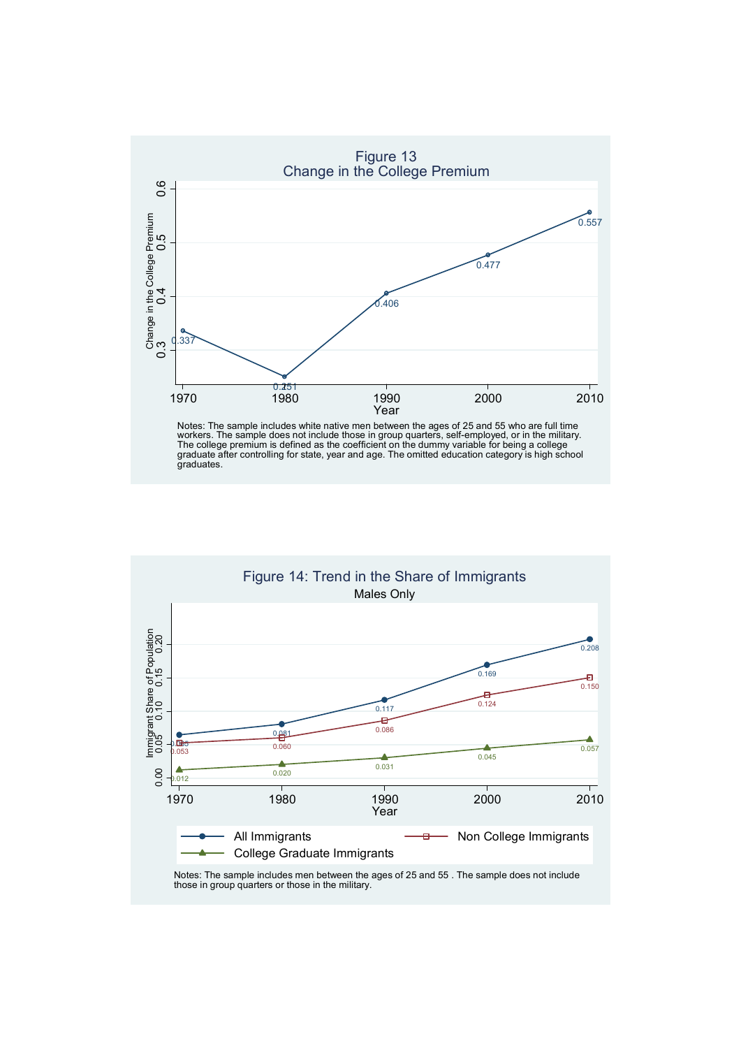Figure 13
Change in the College Premium

Change in the College Premium

0.3 0.4 0.5 0.6

0.337
0.251
0.406
0.477
0.557

1970 1980 1990 2000 2010
Year

Notes: The sample includes white native men between the ages of 25 and 55 who are full time workers. The sample does not include those in group quarters, self-employed, or in the military. The college premium is defined as the coefficient on the dummy variable for being a college graduate after controlling for state, year and age. The omitted education category is high school graduates.

Figure 14: Trend in the Share of Immigrants
Males Only

Immigrant Share of Population

0.00 0.05 0.10 0.15 0.20

0.065
0.053
0.012
0.081
0.060
0.020
0.117
0.086
0.031
0.169
0.124
0.045
0.208
0.150
0.057

1970 1980 1990 2000 2010
Year

All Immigrants
Non College Immigrants
College Graduate Immigrants

Notes: The sample includes men between the ages of 25 and 55 . The sample does not include those in group quarters or those in the military.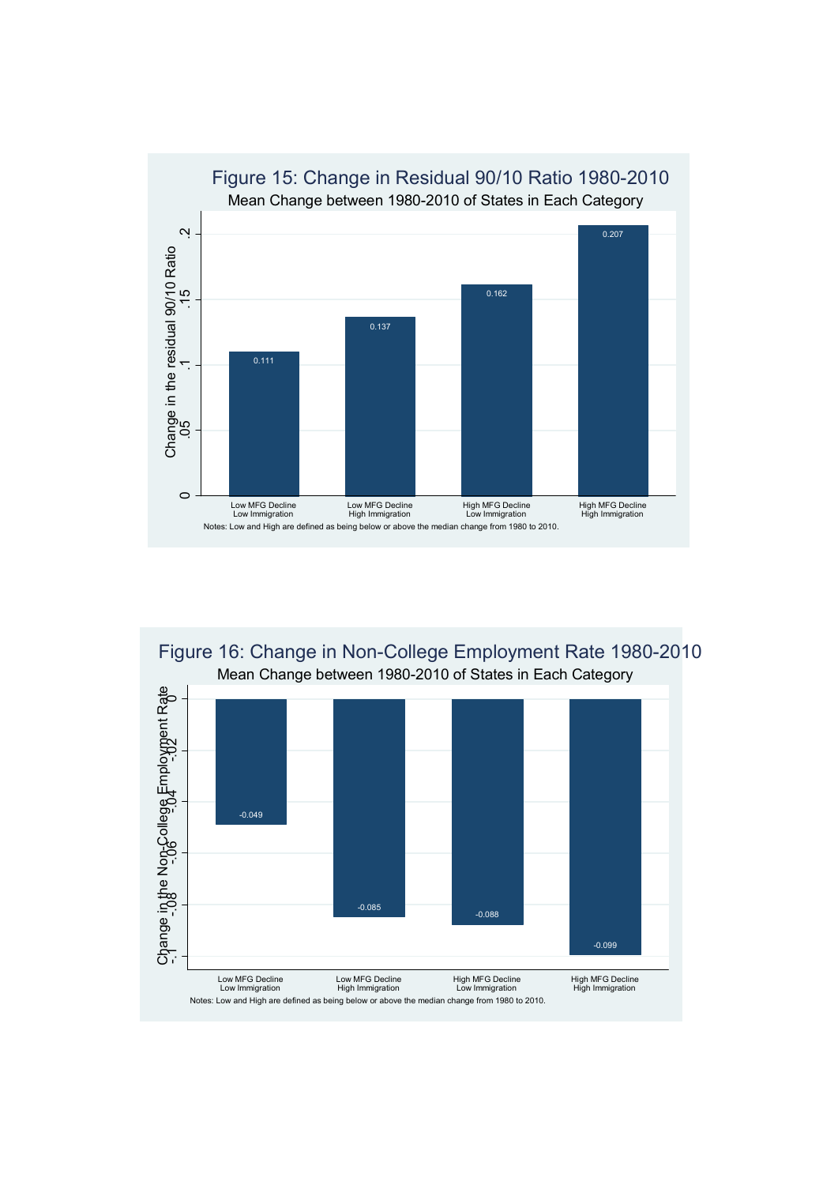Figure 15: Change in Residual 90/10 Ratio 1980-2010

Mean Change between 1980-2010 of States in Each Category

Change in the residual 90/10 Ratio

0
.05
.1
.15
.2

0.111
0.137
0.162
0.207

Low MFG Decline
Low Immigration

Low MFG Decline
High Immigration

High MFG Decline
Low Immigration

High MFG Decline
High Immigration

Notes: Low and High are defined as being below or above the median change from 1980 to 2010.

Figure 16: Change in Non-College Employment Rate 1980-2010

Mean Change between 1980-2010 of States in Each Category

Change in the Non-College Employment Rate

0
-.02
-.04
-.06
-.08
-.1

-0.049
-0.085
-0.088
-0.099

Low MFG Decline
Low Immigration

Low MFG Decline
High Immigration

High MFG Decline
Low Immigration

High MFG Decline
High Immigration

Notes: Low and High are defined as being below or above the median change from 1980 to 2010.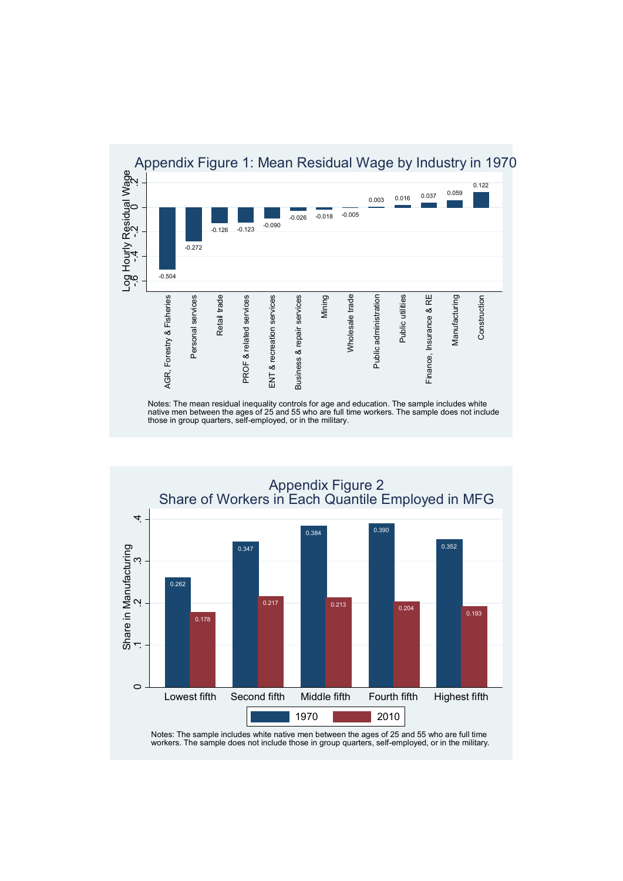Appendix Figure 1: Mean Residual Wage by Industry in 1970

Log Hourly Residual Wage

.2
0
-.2
-.4
-.6

-0.504
-0.272
-0.126
-0.123
-0.090
-0.026
-0.018
-0.005
0.003
0.016
0.037
0.059
0.122

AGR, Forestry & Fisheries
Personal services
Retail trade
PROF & related services
ENT & recreation services
Business & repair services
Mining
Wholesale trade
Public administration
Public utilities
Finance, Insurance & RE
Manufacturing
Construction

Notes: The mean residual inequality controls for age and education. The sample includes white native men between the ages of 25 and 55 who are full time workers. The sample does not include those in group quarters, self-employed, or in the military.

Appendix Figure 2
Share of Workers in Each Quantile Employed in MFG

Share in Manufacturing

.4
.3
.2
.1
0

0.262
0.178
0.347
0.217
0.384
0.213
0.390
0.204
0.352
0.193

Lowest fifth
Second fifth
Middle fifth
Fourth fifth
Highest fifth

1970
2010

Notes: The sample includes white native men between the ages of 25 and 55 who are full time workers. The sample does not include those in group quarters, self-employed, or in the military.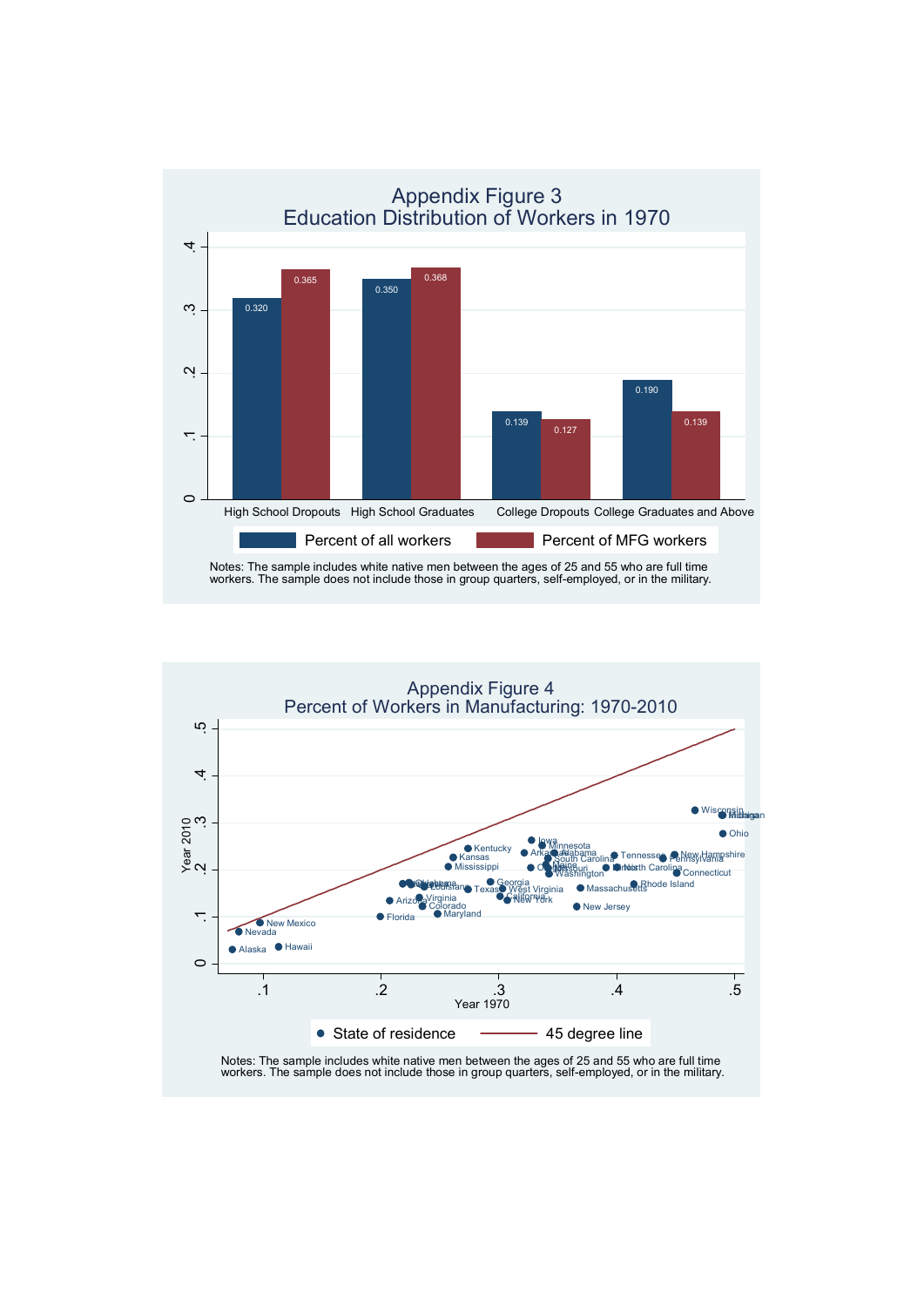Appendix Figure 3
Education Distribution of Workers in 1970

0
.1
.2
.3
.4

0.320
0.365
0.350
0.368
0.139
0.127
0.190
0.139

High School Dropouts
High School Graduates
College Dropouts
College Graduates and Above

Percent of all workers
Percent of MFG workers

Notes: The sample includes white native men between the ages of 25 and 55 who are full time workers. The sample does not include those in group quarters, self-employed, or in the military.

Appendix Figure 4
Percent of Workers in Manufacturing: 1970-2010

Year 2010
0
.1
.2
.3
.4
.5

Year 1970
.1
.2
.3
.4
.5

Wisconsin
Michigan
Ohio
Iowa
Minnesota
Kentucky
Arkansas
Alabama
South Carolina
Tennessee
New Hampshire
Pennsylvania
Kansas
Mississippi
Maine
Missouri
Oklahoma
Washington
Indiana
North Carolina
Connecticut
Georgia
Louisiana
Nebraska
Texas
West Virginia
Massachusetts
Rhode Island
Arizona
Virginia
California
New York
Colorado
Maryland
New Jersey
Florida
New Mexico
Nevada
Alaska
Hawaii

State of residence
45 degree line

Notes: The sample includes white native men between the ages of 25 and 55 who are full time workers. The sample does not include those in group quarters, self-employed, or in the military.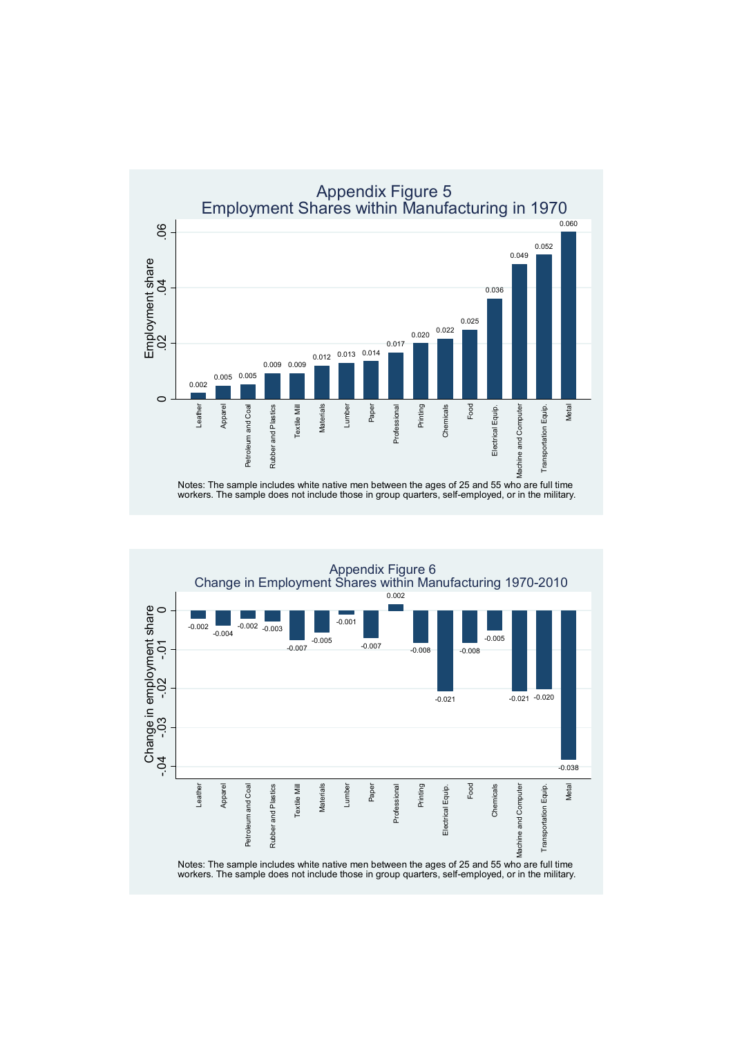Appendix Figure 5
Employment Shares within Manufacturing in 1970

Employment share

0
.02
.04
.06

0.002
0.005
0.005
0.009
0.009
0.012
0.013
0.014
0.017
0.020
0.022
0.025
0.036
0.049
0.052
0.060

Leather
Apparel
Petroleum and Coal
Rubber and Plastics
Textile Mill
Materials
Lumber
Paper
Professional
Printing
Chemicals
Food
Electrical Equip.
Machine and Computer
Transportation Equip.
Metal

Notes: The sample includes white native men between the ages of 25 and 55 who are full time workers. The sample does not include those in group quarters, self-employed, or in the military.

Appendix Figure 6
Change in Employment Shares within Manufacturing 1970-2010

Change in employment share

-.04
-.03
-.02
-.01
0

-0.002
-0.004
-0.002
-0.003
-0.007
-0.005
-0.001
-0.007
0.002
-0.008
-0.021
-0.008
-0.005
-0.021
-0.020
-0.038

Leather
Apparel
Petroleum and Coal
Rubber and Plastics
Textile Mill
Materials
Lumber
Paper
Professional
Printing
Electrical Equip.
Food
Chemicals
Machine and Computer
Transportation Equip.
Metal

Notes: The sample includes white native men between the ages of 25 and 55 who are full time workers. The sample does not include those in group quarters, self-employed, or in the military.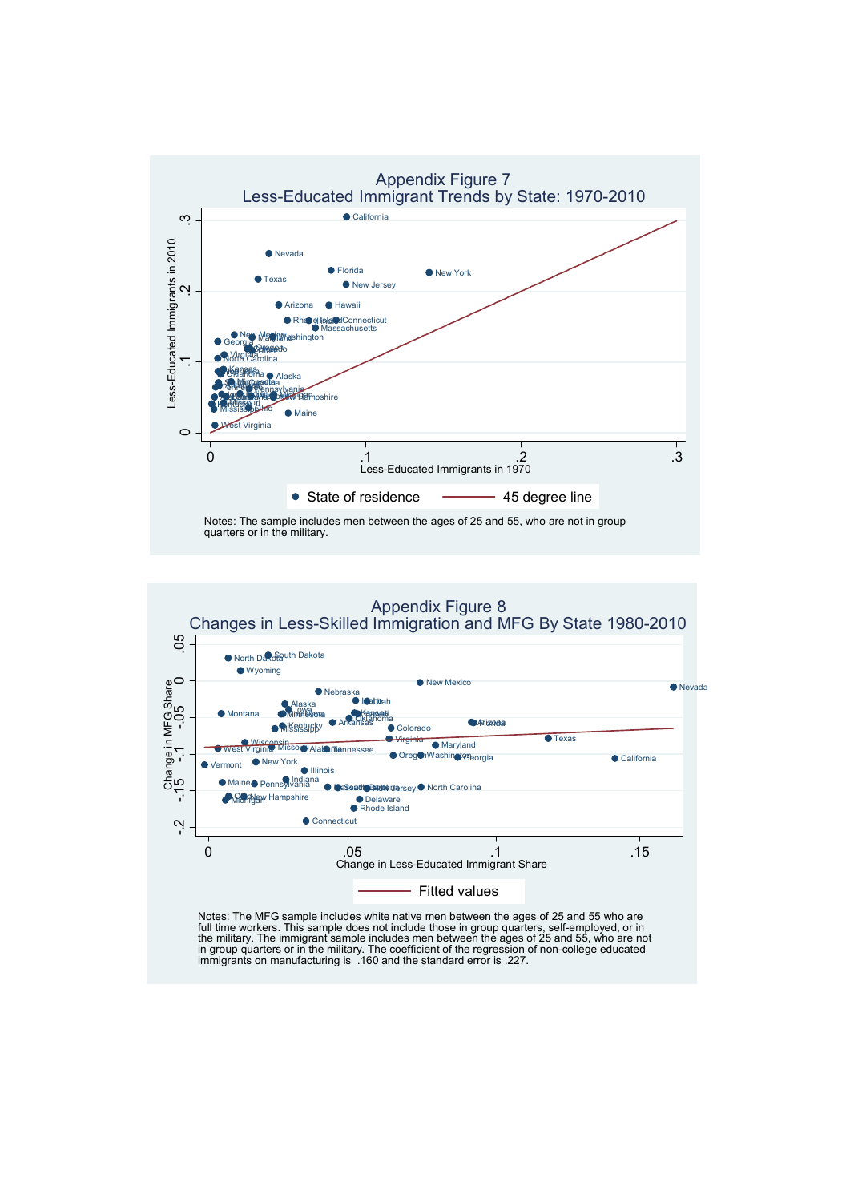Appendix Figure 7
Less-Educated Immigrant Trends by State: 1970-2010

Less-Educated Immigrants in 2010

0
.1
.2
.3

0
.1
.2
.3

Less-Educated Immigrants in 1970

California
Nevada
Florida
New York
Texas
New Jersey
Arizona
Hawaii
Rhode Island
Connecticut
Massachusetts
New Mexico
Maryland
Washington
Georgia
Oregon
Colorado
Virginia
North Carolina
Kansas
Oklahoma
Alaska
Pennsylvania
New Hampshire
Missouri
Mississippi
Ohio
Maine
West Virginia

State of residence
45 degree line

Notes: The sample includes men between the ages of 25 and 55, who are not in group quarters or in the military.

Appendix Figure 8
Changes in Less-Skilled Immigration and MFG By State 1980-2010

Change in MFG Share

-.2
-.15
-.1
-.05
0
.05

0
.05
.1
.15

Change in Less-Educated Immigrant Share

North Dakota
South Dakota
Wyoming
New Mexico
Nevada
Nebraska
Idaho
Utah
Alaska
Iowa
Montana
Kansas
Oklahoma
Arkansas
Florida
Arizona
Colorado
Kentucky
Mississippi
Texas
Virginia
Wisconsin
Maryland
West Virginia
Missouri
Alabama
Tennessee
Oregon
Washington
Georgia
California
Vermont
New York
Illinois
Indiana
Maine
Pennsylvania
New Jersey
North Carolina
Ohio
Michigan
New Hampshire
Delaware
Rhode Island
Connecticut

Fitted values

Notes: The MFG sample includes white native men between the ages of 25 and 55 who are full time workers. This sample does not include those in group quarters, self-employed, or in the military. The immigrant sample includes men between the ages of 25 and 55, who are not in group quarters or in the military. The coefficient of the regression of non-college educated immigrants on manufacturing is .160 and the standard error is .227.